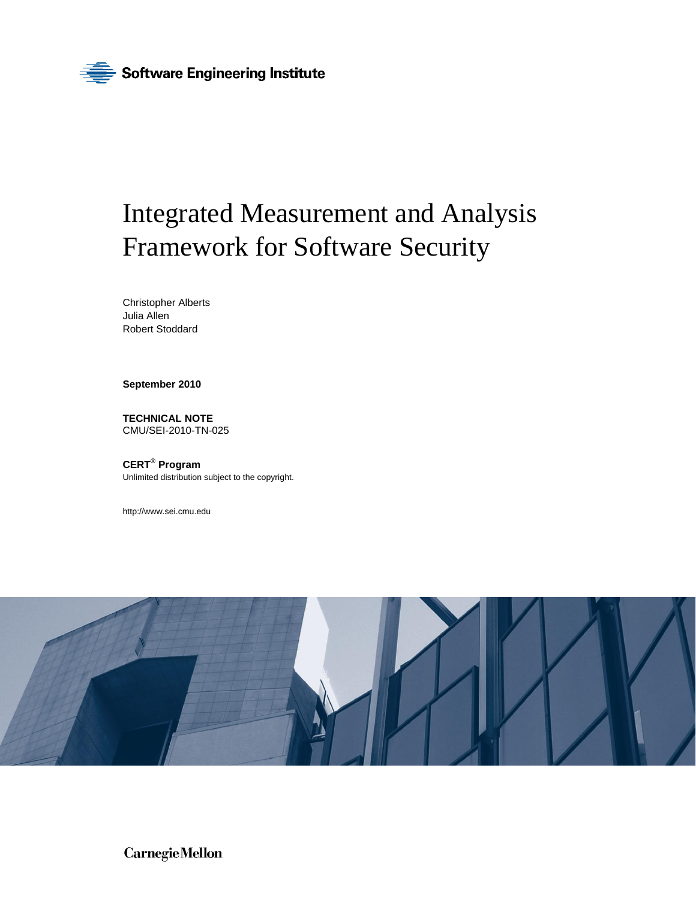Software Engineering Institute

# Integrated Measurement and Analysis Framework for Software Security

Christopher Alberts
Julia Allen
Robert Stoddard

**September 2010**

**TECHNICAL NOTE**
CMU/SEI-2010-TN-025

**CERT® Program**
Unlimited distribution subject to the copyright.

http://www.sei.cmu.edu

Carnegie Mellon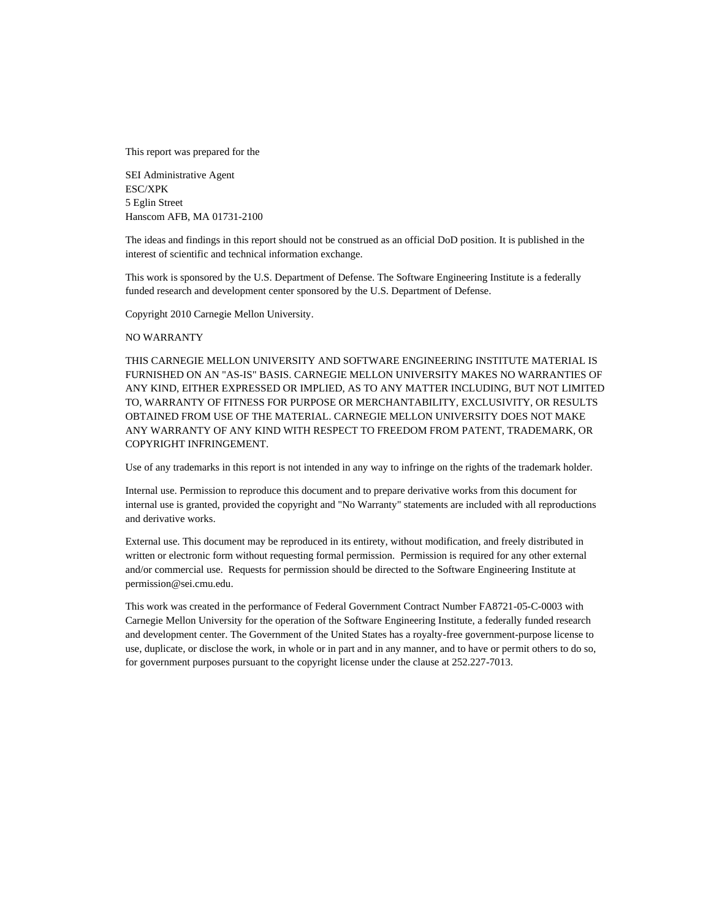This report was prepared for the

SEI Administrative Agent
ESC/XPK
5 Eglin Street
Hanscom AFB, MA 01731-2100

The ideas and findings in this report should not be construed as an official DoD position. It is published in the interest of scientific and technical information exchange.

This work is sponsored by the U.S. Department of Defense. The Software Engineering Institute is a federally funded research and development center sponsored by the U.S. Department of Defense.

Copyright 2010 Carnegie Mellon University.

NO WARRANTY

THIS CARNEGIE MELLON UNIVERSITY AND SOFTWARE ENGINEERING INSTITUTE MATERIAL IS FURNISHED ON AN "AS-IS" BASIS. CARNEGIE MELLON UNIVERSITY MAKES NO WARRANTIES OF ANY KIND, EITHER EXPRESSED OR IMPLIED, AS TO ANY MATTER INCLUDING, BUT NOT LIMITED TO, WARRANTY OF FITNESS FOR PURPOSE OR MERCHANTABILITY, EXCLUSIVITY, OR RESULTS OBTAINED FROM USE OF THE MATERIAL. CARNEGIE MELLON UNIVERSITY DOES NOT MAKE ANY WARRANTY OF ANY KIND WITH RESPECT TO FREEDOM FROM PATENT, TRADEMARK, OR COPYRIGHT INFRINGEMENT.

Use of any trademarks in this report is not intended in any way to infringe on the rights of the trademark holder.

Internal use. Permission to reproduce this document and to prepare derivative works from this document for internal use is granted, provided the copyright and "No Warranty" statements are included with all reproductions and derivative works.

External use. This document may be reproduced in its entirety, without modification, and freely distributed in written or electronic form without requesting formal permission. Permission is required for any other external and/or commercial use. Requests for permission should be directed to the Software Engineering Institute at permission@sei.cmu.edu.

This work was created in the performance of Federal Government Contract Number FA8721-05-C-0003 with Carnegie Mellon University for the operation of the Software Engineering Institute, a federally funded research and development center. The Government of the United States has a royalty-free government-purpose license to use, duplicate, or disclose the work, in whole or in part and in any manner, and to have or permit others to do so, for government purposes pursuant to the copyright license under the clause at 252.227-7013.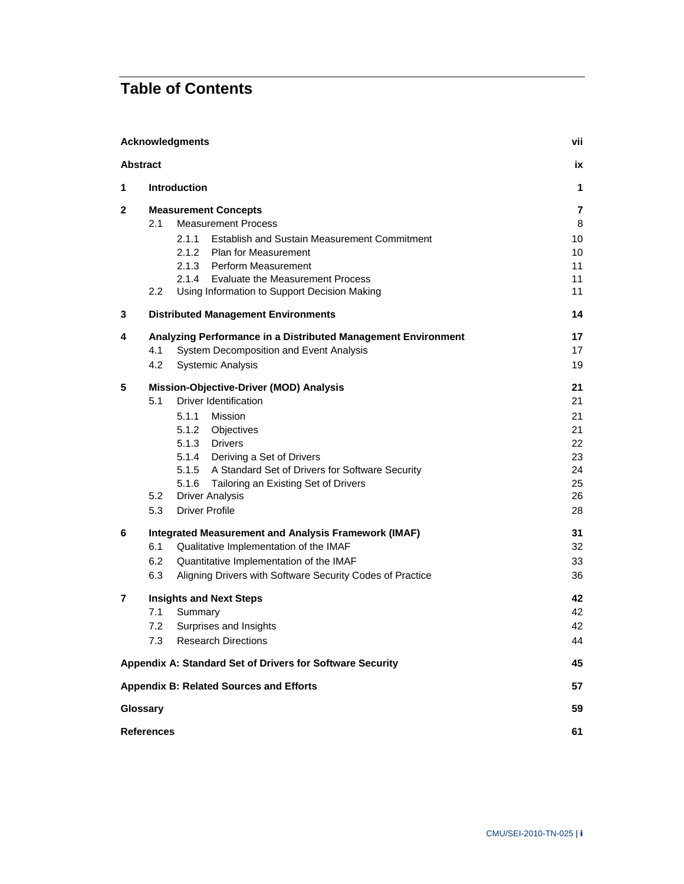# Table of Contents

| | | |
|---|---|---|
| **Acknowledgments** | | **vii** |
| **Abstract** | | **ix** |
| **1** | **Introduction** | **1** |
| **2** | **Measurement Concepts** | **7** |
| | 2.1 Measurement Process | 8 |
| | 2.1.1 Establish and Sustain Measurement Commitment | 10 |
| | 2.1.2 Plan for Measurement | 10 |
| | 2.1.3 Perform Measurement | 11 |
| | 2.1.4 Evaluate the Measurement Process | 11 |
| | 2.2 Using Information to Support Decision Making | 11 |
| **3** | **Distributed Management Environments** | **14** |
| **4** | **Analyzing Performance in a Distributed Management Environment** | **17** |
| | 4.1 System Decomposition and Event Analysis | 17 |
| | 4.2 Systemic Analysis | 19 |
| **5** | **Mission-Objective-Driver (MOD) Analysis** | **21** |
| | 5.1 Driver Identification | 21 |
| | 5.1.1 Mission | 21 |
| | 5.1.2 Objectives | 21 |
| | 5.1.3 Drivers | 22 |
| | 5.1.4 Deriving a Set of Drivers | 23 |
| | 5.1.5 A Standard Set of Drivers for Software Security | 24 |
| | 5.1.6 Tailoring an Existing Set of Drivers | 25 |
| | 5.2 Driver Analysis | 26 |
| | 5.3 Driver Profile | 28 |
| **6** | **Integrated Measurement and Analysis Framework (IMAF)** | **31** |
| | 6.1 Qualitative Implementation of the IMAF | 32 |
| | 6.2 Quantitative Implementation of the IMAF | 33 |
| | 6.3 Aligning Drivers with Software Security Codes of Practice | 36 |
| **7** | **Insights and Next Steps** | **42** |
| | 7.1 Summary | 42 |
| | 7.2 Surprises and Insights | 42 |
| | 7.3 Research Directions | 44 |
| **Appendix A: Standard Set of Drivers for Software Security** | | **45** |
| **Appendix B: Related Sources and Efforts** | | **57** |
| **Glossary** | | **59** |
| **References** | | **61** |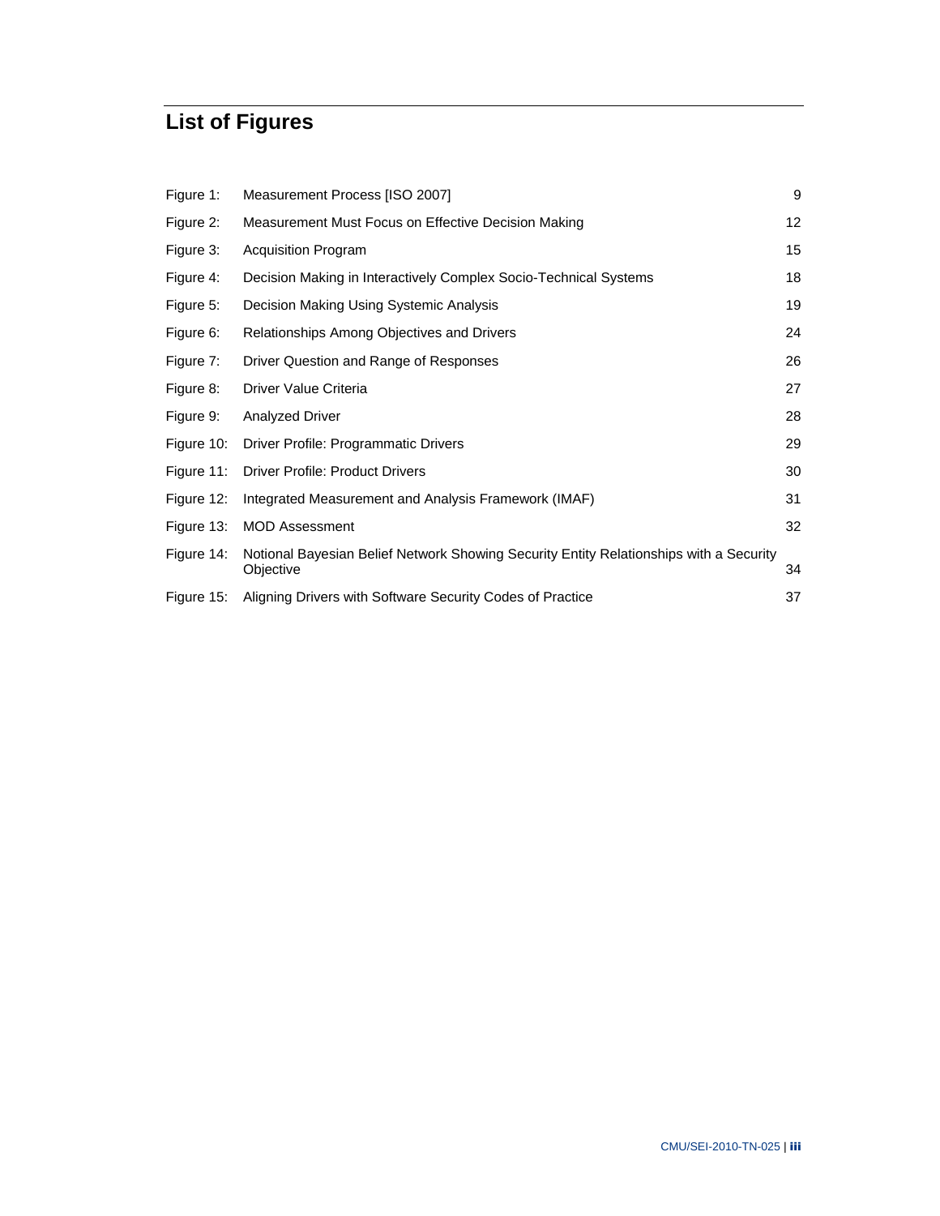# List of Figures

| | | |
|---|---|---|
| Figure 1: | Measurement Process [ISO 2007] | 9 |
| Figure 2: | Measurement Must Focus on Effective Decision Making | 12 |
| Figure 3: | Acquisition Program | 15 |
| Figure 4: | Decision Making in Interactively Complex Socio-Technical Systems | 18 |
| Figure 5: | Decision Making Using Systemic Analysis | 19 |
| Figure 6: | Relationships Among Objectives and Drivers | 24 |
| Figure 7: | Driver Question and Range of Responses | 26 |
| Figure 8: | Driver Value Criteria | 27 |
| Figure 9: | Analyzed Driver | 28 |
| Figure 10: | Driver Profile: Programmatic Drivers | 29 |
| Figure 11: | Driver Profile: Product Drivers | 30 |
| Figure 12: | Integrated Measurement and Analysis Framework (IMAF) | 31 |
| Figure 13: | MOD Assessment | 32 |
| Figure 14: | Notional Bayesian Belief Network Showing Security Entity Relationships with a Security Objective | 34 |
| Figure 15: | Aligning Drivers with Software Security Codes of Practice | 37 |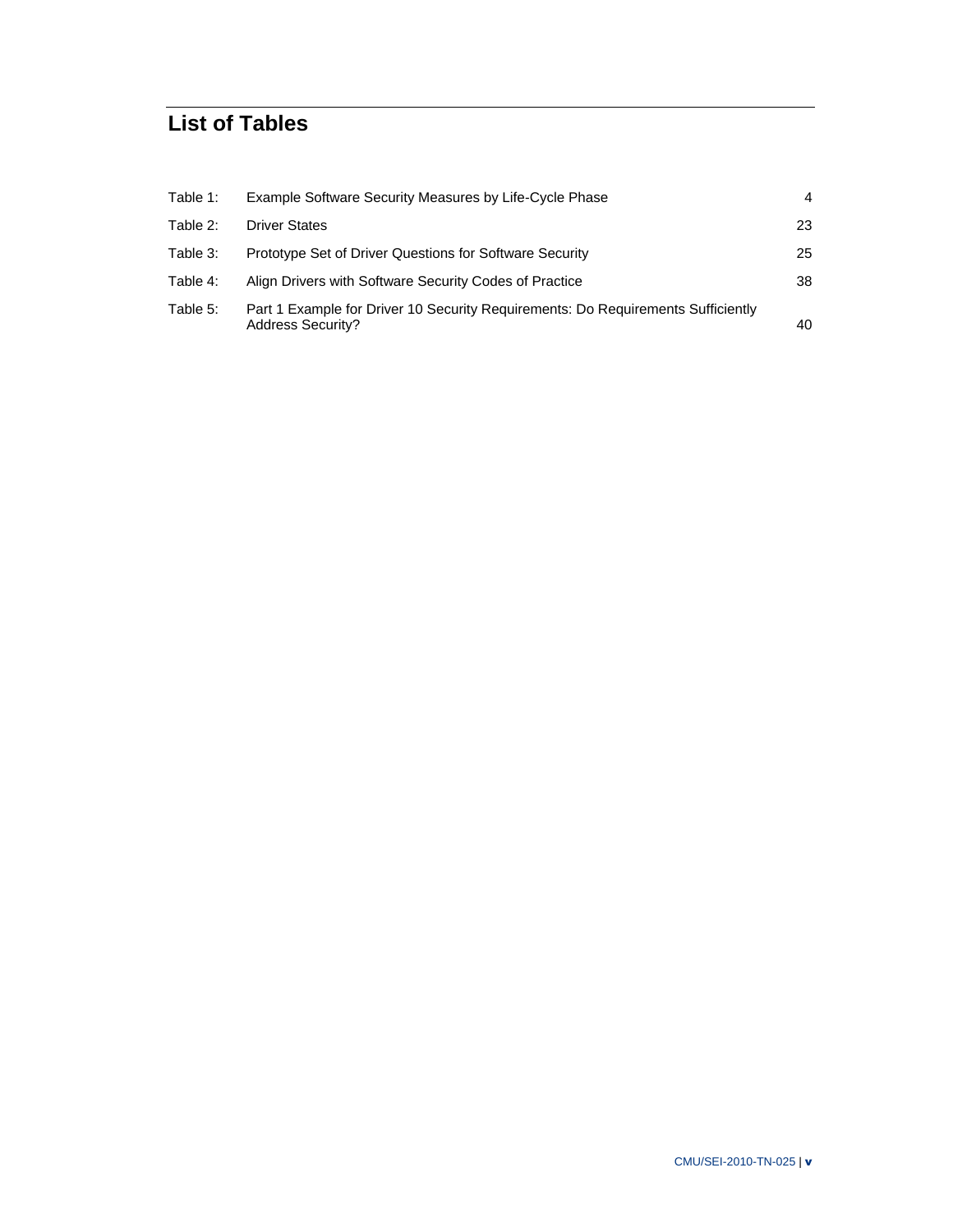# List of Tables

| | | |
|---|---|---|
| Table 1: | Example Software Security Measures by Life-Cycle Phase | 4 |
| Table 2: | Driver States | 23 |
| Table 3: | Prototype Set of Driver Questions for Software Security | 25 |
| Table 4: | Align Drivers with Software Security Codes of Practice | 38 |
| Table 5: | Part 1 Example for Driver 10 Security Requirements: Do Requirements Sufficiently Address Security? | 40 |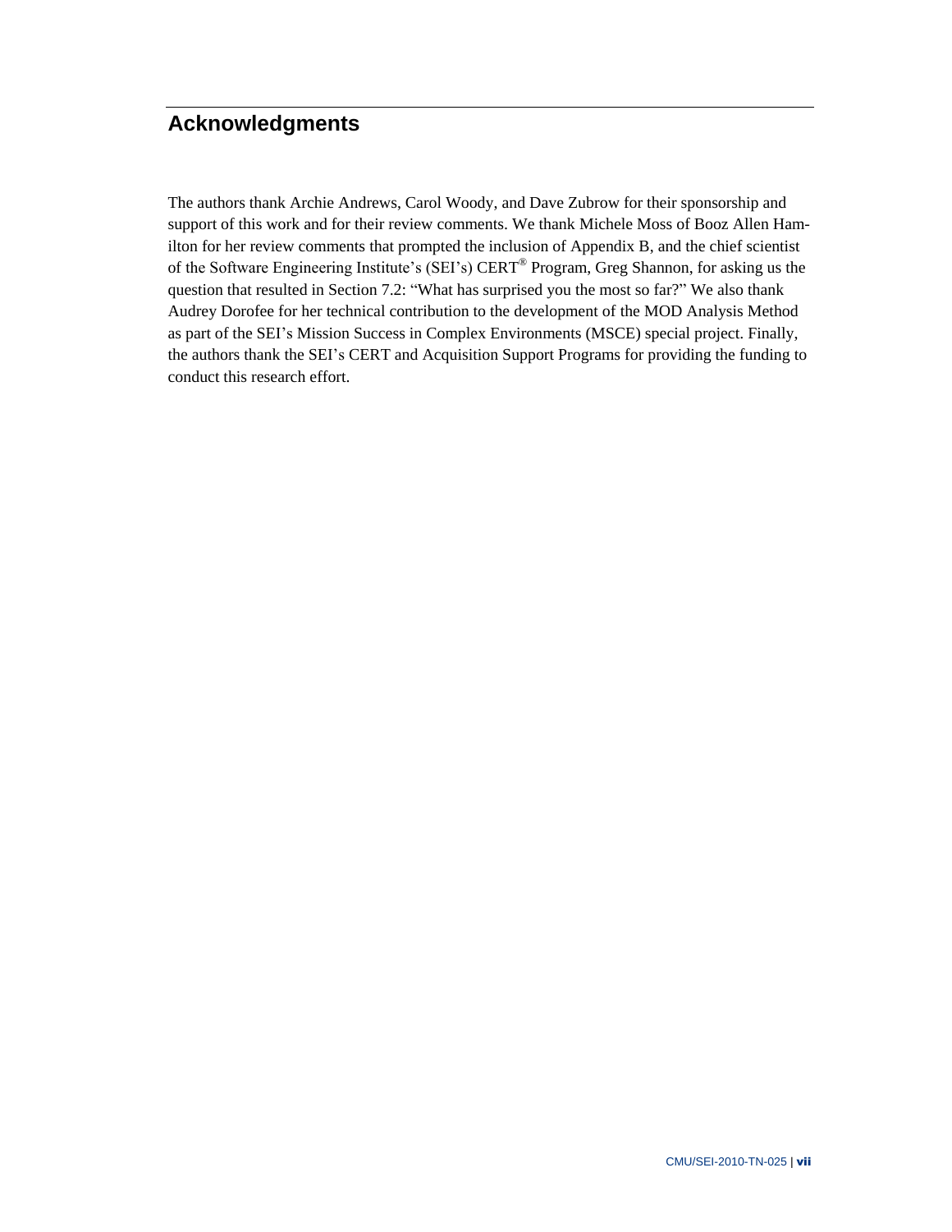# Acknowledgments

The authors thank Archie Andrews, Carol Woody, and Dave Zubrow for their sponsorship and support of this work and for their review comments. We thank Michele Moss of Booz Allen Hamilton for her review comments that prompted the inclusion of Appendix B, and the chief scientist of the Software Engineering Institute's (SEI's) CERT® Program, Greg Shannon, for asking us the question that resulted in Section 7.2: "What has surprised you the most so far?" We also thank Audrey Dorofee for her technical contribution to the development of the MOD Analysis Method as part of the SEI's Mission Success in Complex Environments (MSCE) special project. Finally, the authors thank the SEI's CERT and Acquisition Support Programs for providing the funding to conduct this research effort.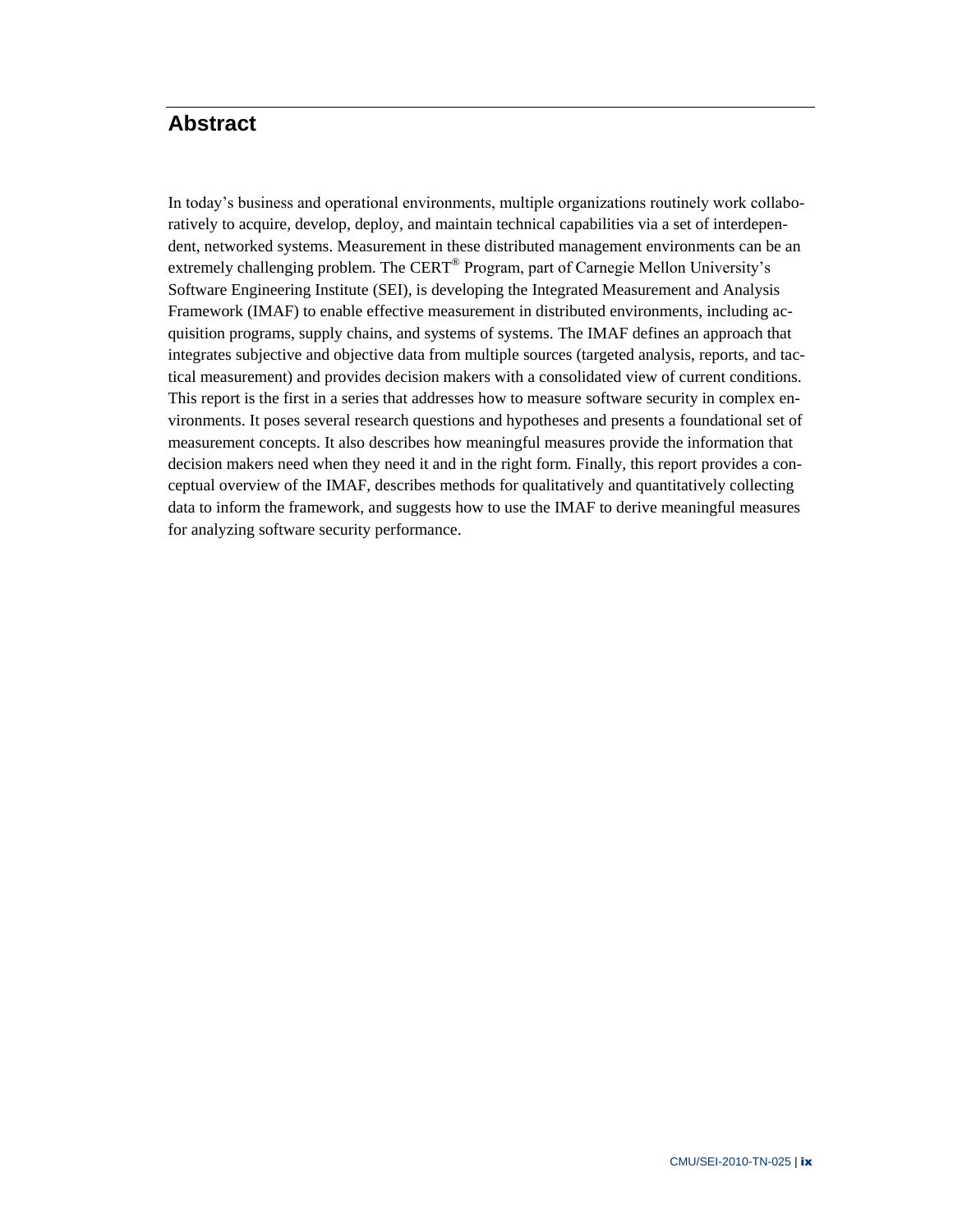# Abstract

In today's business and operational environments, multiple organizations routinely work collaboratively to acquire, develop, deploy, and maintain technical capabilities via a set of interdependent, networked systems. Measurement in these distributed management environments can be an extremely challenging problem. The CERT® Program, part of Carnegie Mellon University's Software Engineering Institute (SEI), is developing the Integrated Measurement and Analysis Framework (IMAF) to enable effective measurement in distributed environments, including acquisition programs, supply chains, and systems of systems. The IMAF defines an approach that integrates subjective and objective data from multiple sources (targeted analysis, reports, and tactical measurement) and provides decision makers with a consolidated view of current conditions. This report is the first in a series that addresses how to measure software security in complex environments. It poses several research questions and hypotheses and presents a foundational set of measurement concepts. It also describes how meaningful measures provide the information that decision makers need when they need it and in the right form. Finally, this report provides a conceptual overview of the IMAF, describes methods for qualitatively and quantitatively collecting data to inform the framework, and suggests how to use the IMAF to derive meaningful measures for analyzing software security performance.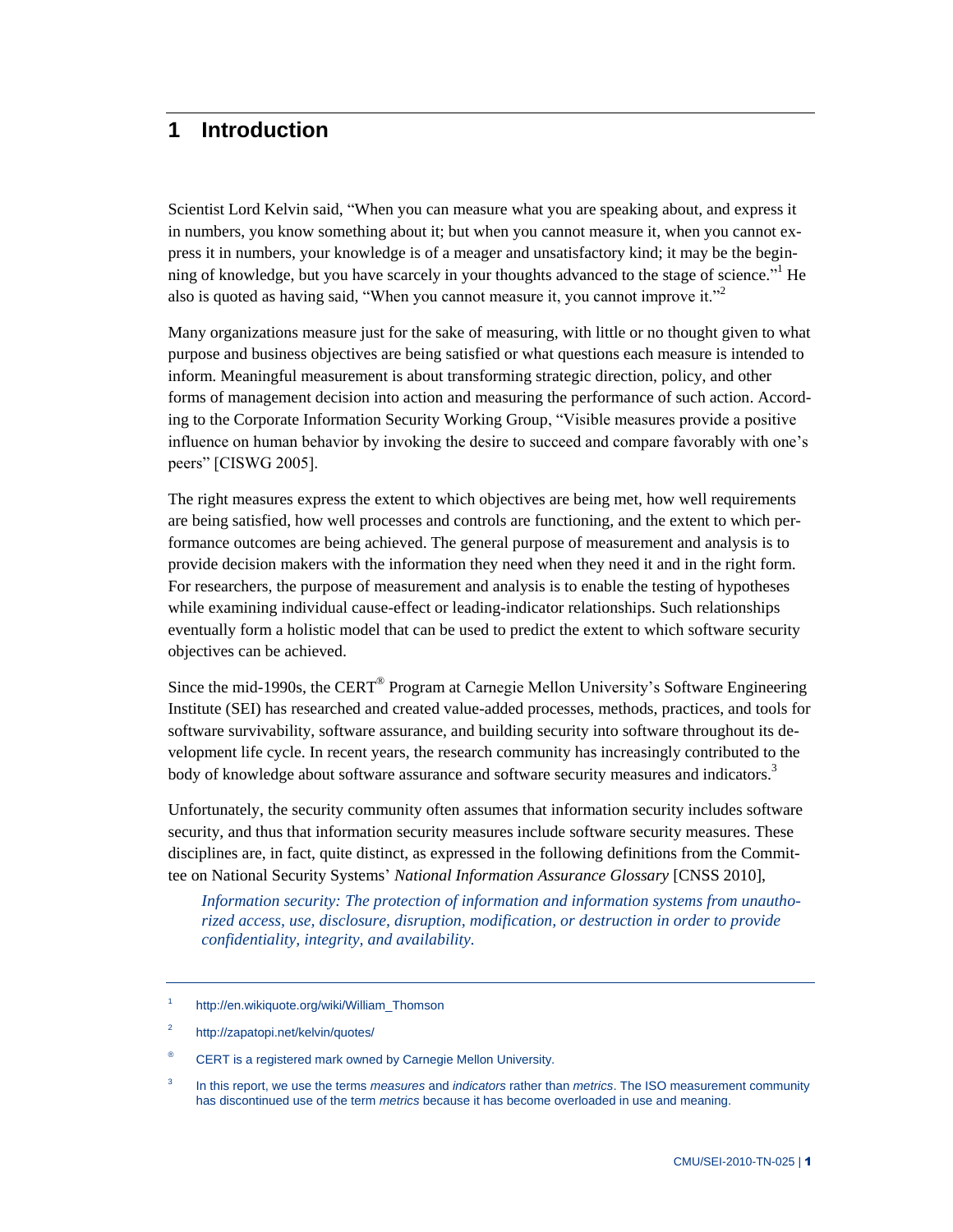# 1 Introduction

Scientist Lord Kelvin said, "When you can measure what you are speaking about, and express it in numbers, you know something about it; but when you cannot measure it, when you cannot express it in numbers, your knowledge is of a meager and unsatisfactory kind; it may be the beginning of knowledge, but you have scarcely in your thoughts advanced to the stage of science."[1] He also is quoted as having said, "When you cannot measure it, you cannot improve it."[2]

Many organizations measure just for the sake of measuring, with little or no thought given to what purpose and business objectives are being satisfied or what questions each measure is intended to inform. Meaningful measurement is about transforming strategic direction, policy, and other forms of management decision into action and measuring the performance of such action. According to the Corporate Information Security Working Group, "Visible measures provide a positive influence on human behavior by invoking the desire to succeed and compare favorably with one's peers" [CISWG 2005].

The right measures express the extent to which objectives are being met, how well requirements are being satisfied, how well processes and controls are functioning, and the extent to which performance outcomes are being achieved. The general purpose of measurement and analysis is to provide decision makers with the information they need when they need it and in the right form. For researchers, the purpose of measurement and analysis is to enable the testing of hypotheses while examining individual cause-effect or leading-indicator relationships. Such relationships eventually form a holistic model that can be used to predict the extent to which software security objectives can be achieved.

Since the mid-1990s, the CERT® Program at Carnegie Mellon University's Software Engineering Institute (SEI) has researched and created value-added processes, methods, practices, and tools for software survivability, software assurance, and building security into software throughout its development life cycle. In recent years, the research community has increasingly contributed to the body of knowledge about software assurance and software security measures and indicators.[3]

Unfortunately, the security community often assumes that information security includes software security, and thus that information security measures include software security measures. These disciplines are, in fact, quite distinct, as expressed in the following definitions from the Committee on National Security Systems' *National Information Assurance Glossary* [CNSS 2010],

> *Information security: The protection of information and information systems from unauthorized access, use, disclosure, disruption, modification, or destruction in order to provide confidentiality, integrity, and availability.*

---

[1] http://en.wikiquote.org/wiki/William_Thomson

[2] http://zapatopi.net/kelvin/quotes/

® CERT is a registered mark owned by Carnegie Mellon University.

[3] In this report, we use the terms *measures* and *indicators* rather than *metrics*. The ISO measurement community has discontinued use of the term *metrics* because it has become overloaded in use and meaning.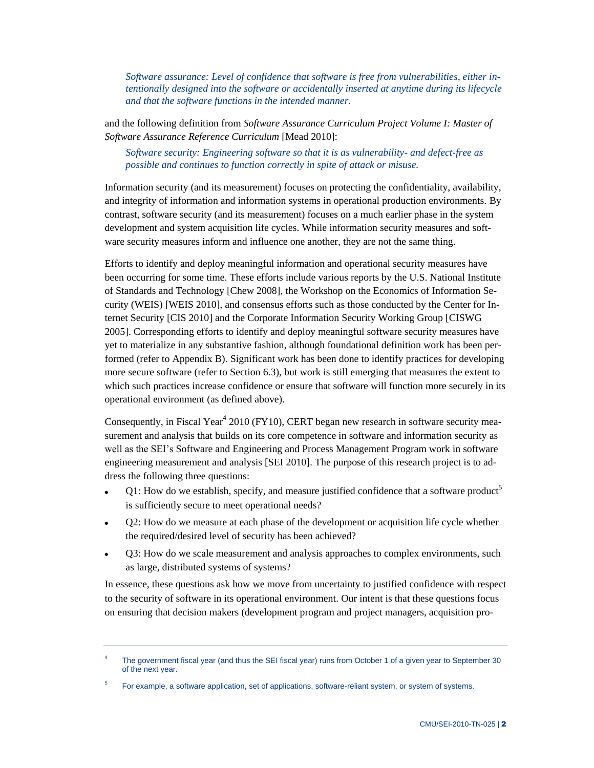*Software assurance: Level of confidence that software is free from vulnerabilities, either intentionally designed into the software or accidentally inserted at anytime during its lifecycle and that the software functions in the intended manner.*

and the following definition from *Software Assurance Curriculum Project Volume I: Master of Software Assurance Reference Curriculum* [Mead 2010]:

*Software security: Engineering software so that it is as vulnerability- and defect-free as possible and continues to function correctly in spite of attack or misuse.*

Information security (and its measurement) focuses on protecting the confidentiality, availability, and integrity of information and information systems in operational production environments. By contrast, software security (and its measurement) focuses on a much earlier phase in the system development and system acquisition life cycles. While information security measures and software security measures inform and influence one another, they are not the same thing.

Efforts to identify and deploy meaningful information and operational security measures have been occurring for some time. These efforts include various reports by the U.S. National Institute of Standards and Technology [Chew 2008], the Workshop on the Economics of Information Security (WEIS) [WEIS 2010], and consensus efforts such as those conducted by the Center for Internet Security [CIS 2010] and the Corporate Information Security Working Group [CISWG 2005]. Corresponding efforts to identify and deploy meaningful software security measures have yet to materialize in any substantive fashion, although foundational definition work has been performed (refer to Appendix B). Significant work has been done to identify practices for developing more secure software (refer to Section 6.3), but work is still emerging that measures the extent to which such practices increase confidence or ensure that software will function more securely in its operational environment (as defined above).

Consequently, in Fiscal Year[4] 2010 (FY10), CERT began new research in software security measurement and analysis that builds on its core competence in software and information security as well as the SEI's Software and Engineering and Process Management Program work in software engineering measurement and analysis [SEI 2010]. The purpose of this research project is to address the following three questions:

- Q1: How do we establish, specify, and measure justified confidence that a software product[5] is sufficiently secure to meet operational needs?
- Q2: How do we measure at each phase of the development or acquisition life cycle whether the required/desired level of security has been achieved?
- Q3: How do we scale measurement and analysis approaches to complex environments, such as large, distributed systems of systems?

In essence, these questions ask how we move from uncertainty to justified confidence with respect to the security of software in its operational environment. Our intent is that these questions focus on ensuring that decision makers (development program and project managers, acquisition pro-

---

[4] The government fiscal year (and thus the SEI fiscal year) runs from October 1 of a given year to September 30 of the next year.

[5] For example, a software application, set of applications, software-reliant system, or system of systems.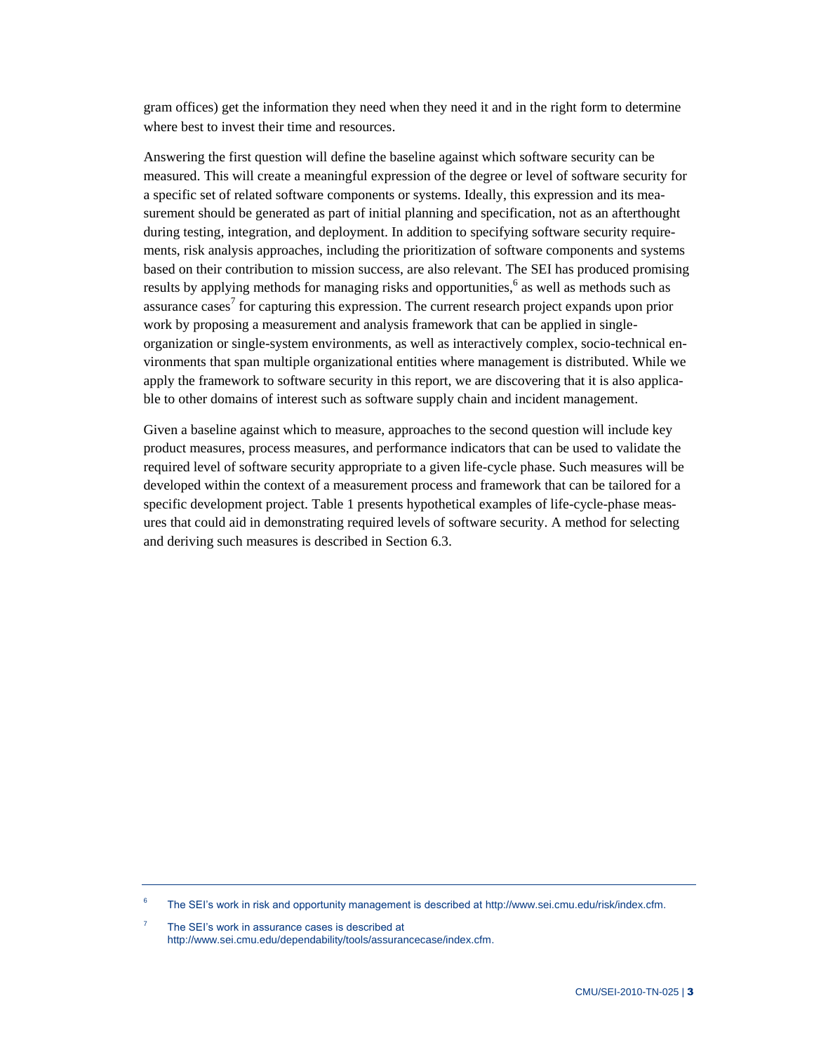gram offices) get the information they need when they need it and in the right form to determine where best to invest their time and resources.

Answering the first question will define the baseline against which software security can be measured. This will create a meaningful expression of the degree or level of software security for a specific set of related software components or systems. Ideally, this expression and its measurement should be generated as part of initial planning and specification, not as an afterthought during testing, integration, and deployment. In addition to specifying software security requirements, risk analysis approaches, including the prioritization of software components and systems based on their contribution to mission success, are also relevant. The SEI has produced promising results by applying methods for managing risks and opportunities,[6] as well as methods such as assurance cases[7] for capturing this expression. The current research project expands upon prior work by proposing a measurement and analysis framework that can be applied in single-organization or single-system environments, as well as interactively complex, socio-technical environments that span multiple organizational entities where management is distributed. While we apply the framework to software security in this report, we are discovering that it is also applicable to other domains of interest such as software supply chain and incident management.

Given a baseline against which to measure, approaches to the second question will include key product measures, process measures, and performance indicators that can be used to validate the required level of software security appropriate to a given life-cycle phase. Such measures will be developed within the context of a measurement process and framework that can be tailored for a specific development project. Table 1 presents hypothetical examples of life-cycle-phase measures that could aid in demonstrating required levels of software security. A method for selecting and deriving such measures is described in Section 6.3.

---

[6] The SEI's work in risk and opportunity management is described at http://www.sei.cmu.edu/risk/index.cfm.

[7] The SEI's work in assurance cases is described at http://www.sei.cmu.edu/dependability/tools/assurancecase/index.cfm.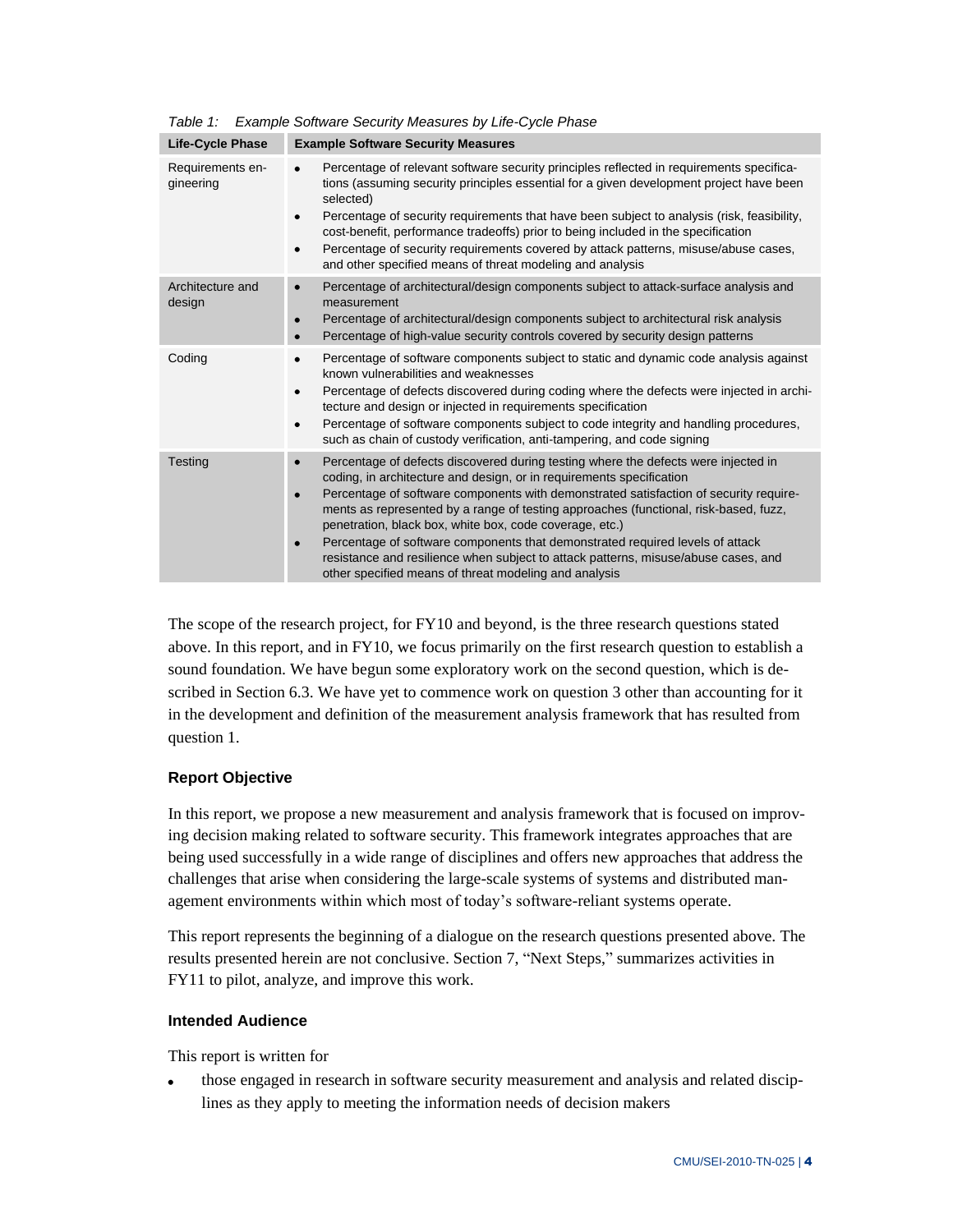*Table 1: Example Software Security Measures by Life-Cycle Phase*

| Life-Cycle Phase | Example Software Security Measures |
|---|---|
| Requirements engineering | • Percentage of relevant software security principles reflected in requirements specifications (assuming security principles essential for a given development project have been selected)<br>• Percentage of security requirements that have been subject to analysis (risk, feasibility, cost-benefit, performance tradeoffs) prior to being included in the specification<br>• Percentage of security requirements covered by attack patterns, misuse/abuse cases, and other specified means of threat modeling and analysis |
| Architecture and design | • Percentage of architectural/design components subject to attack-surface analysis and measurement<br>• Percentage of architectural/design components subject to architectural risk analysis<br>• Percentage of high-value security controls covered by security design patterns |
| Coding | • Percentage of software components subject to static and dynamic code analysis against known vulnerabilities and weaknesses<br>• Percentage of defects discovered during coding where the defects were injected in architecture and design or injected in requirements specification<br>• Percentage of software components subject to code integrity and handling procedures, such as chain of custody verification, anti-tampering, and code signing |
| Testing | • Percentage of defects discovered during testing where the defects were injected in coding, in architecture and design, or in requirements specification<br>• Percentage of software components with demonstrated satisfaction of security requirements as represented by a range of testing approaches (functional, risk-based, fuzz, penetration, black box, white box, code coverage, etc.)<br>• Percentage of software components that demonstrated required levels of attack resistance and resilience when subject to attack patterns, misuse/abuse cases, and other specified means of threat modeling and analysis |

The scope of the research project, for FY10 and beyond, is the three research questions stated above. In this report, and in FY10, we focus primarily on the first research question to establish a sound foundation. We have begun some exploratory work on the second question, which is described in Section 6.3. We have yet to commence work on question 3 other than accounting for it in the development and definition of the measurement analysis framework that has resulted from question 1.

### Report Objective

In this report, we propose a new measurement and analysis framework that is focused on improving decision making related to software security. This framework integrates approaches that are being used successfully in a wide range of disciplines and offers new approaches that address the challenges that arise when considering the large-scale systems of systems and distributed management environments within which most of today's software-reliant systems operate.

This report represents the beginning of a dialogue on the research questions presented above. The results presented herein are not conclusive. Section 7, "Next Steps," summarizes activities in FY11 to pilot, analyze, and improve this work.

### Intended Audience

This report is written for

- those engaged in research in software security measurement and analysis and related disciplines as they apply to meeting the information needs of decision makers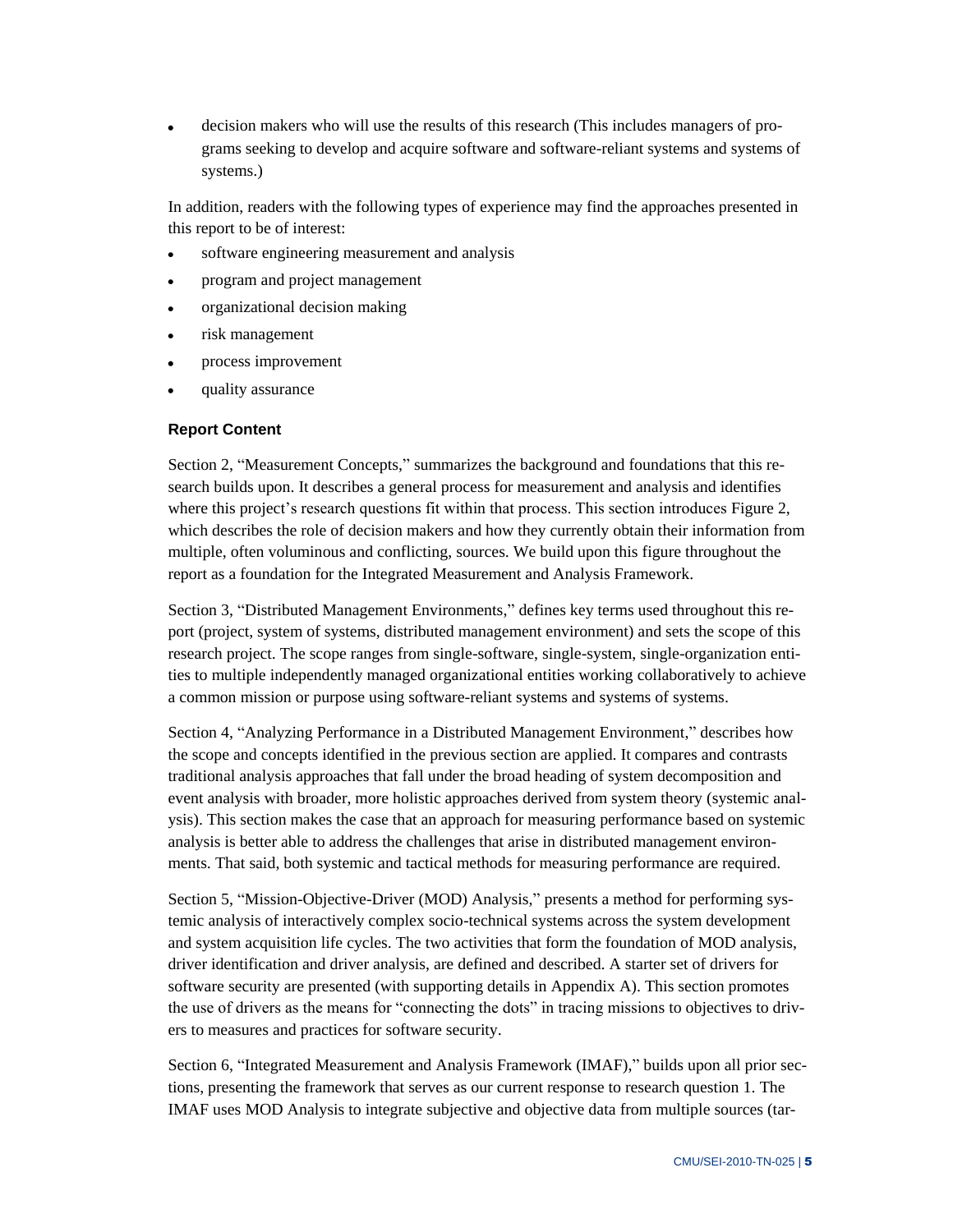- decision makers who will use the results of this research (This includes managers of programs seeking to develop and acquire software and software-reliant systems and systems of systems.)

In addition, readers with the following types of experience may find the approaches presented in this report to be of interest:

- software engineering measurement and analysis
- program and project management
- organizational decision making
- risk management
- process improvement
- quality assurance

### Report Content

Section 2, "Measurement Concepts," summarizes the background and foundations that this research builds upon. It describes a general process for measurement and analysis and identifies where this project's research questions fit within that process. This section introduces Figure 2, which describes the role of decision makers and how they currently obtain their information from multiple, often voluminous and conflicting, sources. We build upon this figure throughout the report as a foundation for the Integrated Measurement and Analysis Framework.

Section 3, "Distributed Management Environments," defines key terms used throughout this report (project, system of systems, distributed management environment) and sets the scope of this research project. The scope ranges from single-software, single-system, single-organization entities to multiple independently managed organizational entities working collaboratively to achieve a common mission or purpose using software-reliant systems and systems of systems.

Section 4, "Analyzing Performance in a Distributed Management Environment," describes how the scope and concepts identified in the previous section are applied. It compares and contrasts traditional analysis approaches that fall under the broad heading of system decomposition and event analysis with broader, more holistic approaches derived from system theory (systemic analysis). This section makes the case that an approach for measuring performance based on systemic analysis is better able to address the challenges that arise in distributed management environments. That said, both systemic and tactical methods for measuring performance are required.

Section 5, "Mission-Objective-Driver (MOD) Analysis," presents a method for performing systemic analysis of interactively complex socio-technical systems across the system development and system acquisition life cycles. The two activities that form the foundation of MOD analysis, driver identification and driver analysis, are defined and described. A starter set of drivers for software security are presented (with supporting details in Appendix A). This section promotes the use of drivers as the means for "connecting the dots" in tracing missions to objectives to drivers to measures and practices for software security.

Section 6, "Integrated Measurement and Analysis Framework (IMAF)," builds upon all prior sections, presenting the framework that serves as our current response to research question 1. The IMAF uses MOD Analysis to integrate subjective and objective data from multiple sources (tar-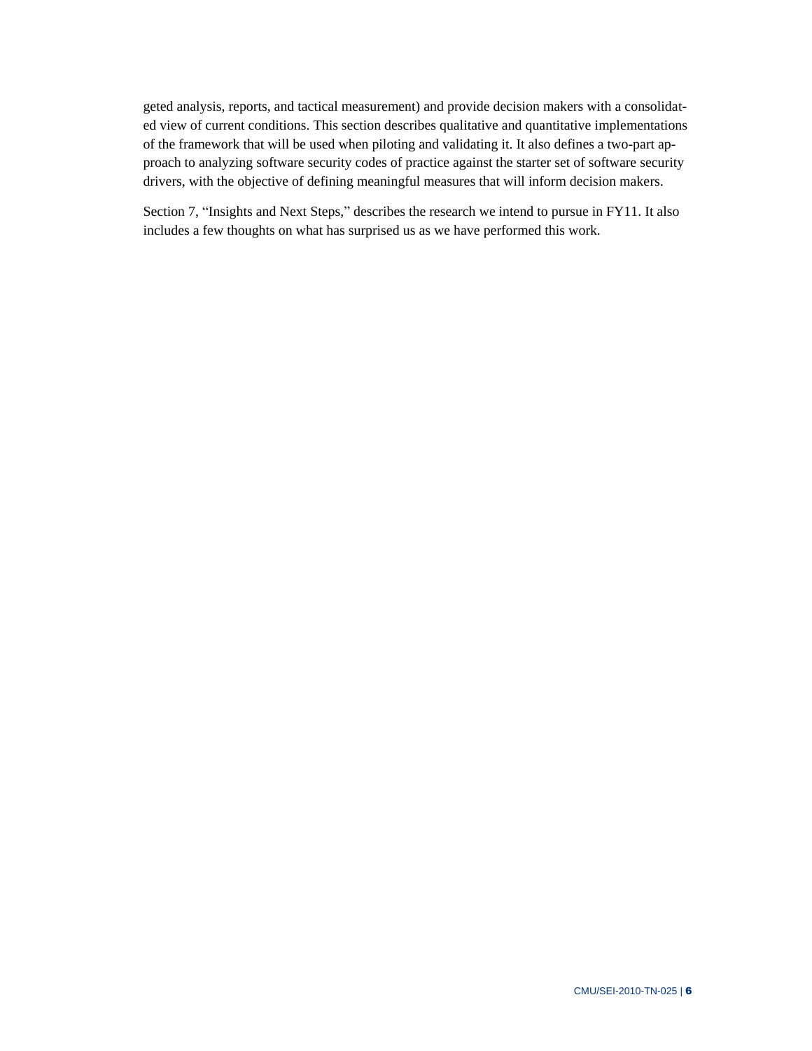geted analysis, reports, and tactical measurement) and provide decision makers with a consolidated view of current conditions. This section describes qualitative and quantitative implementations of the framework that will be used when piloting and validating it. It also defines a two-part approach to analyzing software security codes of practice against the starter set of software security drivers, with the objective of defining meaningful measures that will inform decision makers.

Section 7, "Insights and Next Steps," describes the research we intend to pursue in FY11. It also includes a few thoughts on what has surprised us as we have performed this work.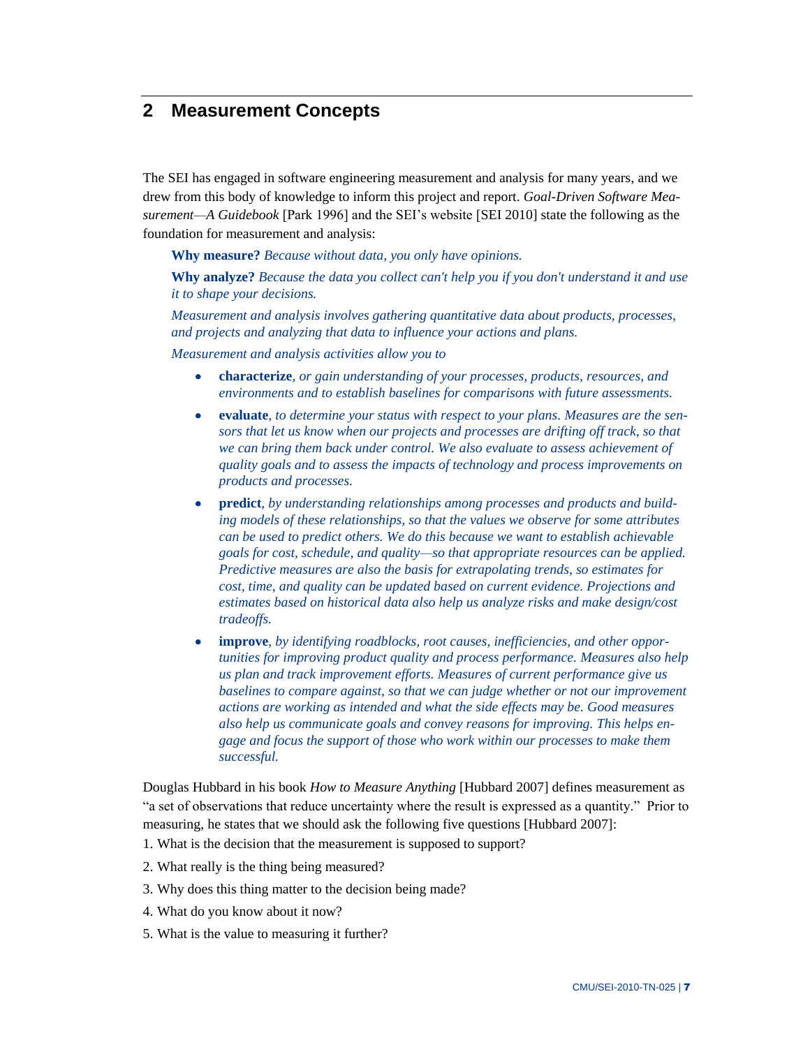## 2 Measurement Concepts

The SEI has engaged in software engineering measurement and analysis for many years, and we drew from this body of knowledge to inform this project and report. *Goal-Driven Software Measurement—A Guidebook* [Park 1996] and the SEI's website [SEI 2010] state the following as the foundation for measurement and analysis:

> **Why measure?** *Because without data, you only have opinions.*
>
> **Why analyze?** *Because the data you collect can't help you if you don't understand it and use it to shape your decisions.*
>
> *Measurement and analysis involves gathering quantitative data about products, processes, and projects and analyzing that data to influence your actions and plans.*
>
> *Measurement and analysis activities allow you to*
>
> - **characterize**, *or gain understanding of your processes, products, resources, and environments and to establish baselines for comparisons with future assessments.*
> - **evaluate**, *to determine your status with respect to your plans. Measures are the sensors that let us know when our projects and processes are drifting off track, so that we can bring them back under control. We also evaluate to assess achievement of quality goals and to assess the impacts of technology and process improvements on products and processes.*
> - **predict**, *by understanding relationships among processes and products and building models of these relationships, so that the values we observe for some attributes can be used to predict others. We do this because we want to establish achievable goals for cost, schedule, and quality—so that appropriate resources can be applied. Predictive measures are also the basis for extrapolating trends, so estimates for cost, time, and quality can be updated based on current evidence. Projections and estimates based on historical data also help us analyze risks and make design/cost tradeoffs.*
> - **improve**, *by identifying roadblocks, root causes, inefficiencies, and other opportunities for improving product quality and process performance. Measures also help us plan and track improvement efforts. Measures of current performance give us baselines to compare against, so that we can judge whether or not our improvement actions are working as intended and what the side effects may be. Good measures also help us communicate goals and convey reasons for improving. This helps engage and focus the support of those who work within our processes to make them successful.*

Douglas Hubbard in his book *How to Measure Anything* [Hubbard 2007] defines measurement as "a set of observations that reduce uncertainty where the result is expressed as a quantity." Prior to measuring, he states that we should ask the following five questions [Hubbard 2007]:

1. What is the decision that the measurement is supposed to support?
2. What really is the thing being measured?
3. Why does this thing matter to the decision being made?
4. What do you know about it now?
5. What is the value to measuring it further?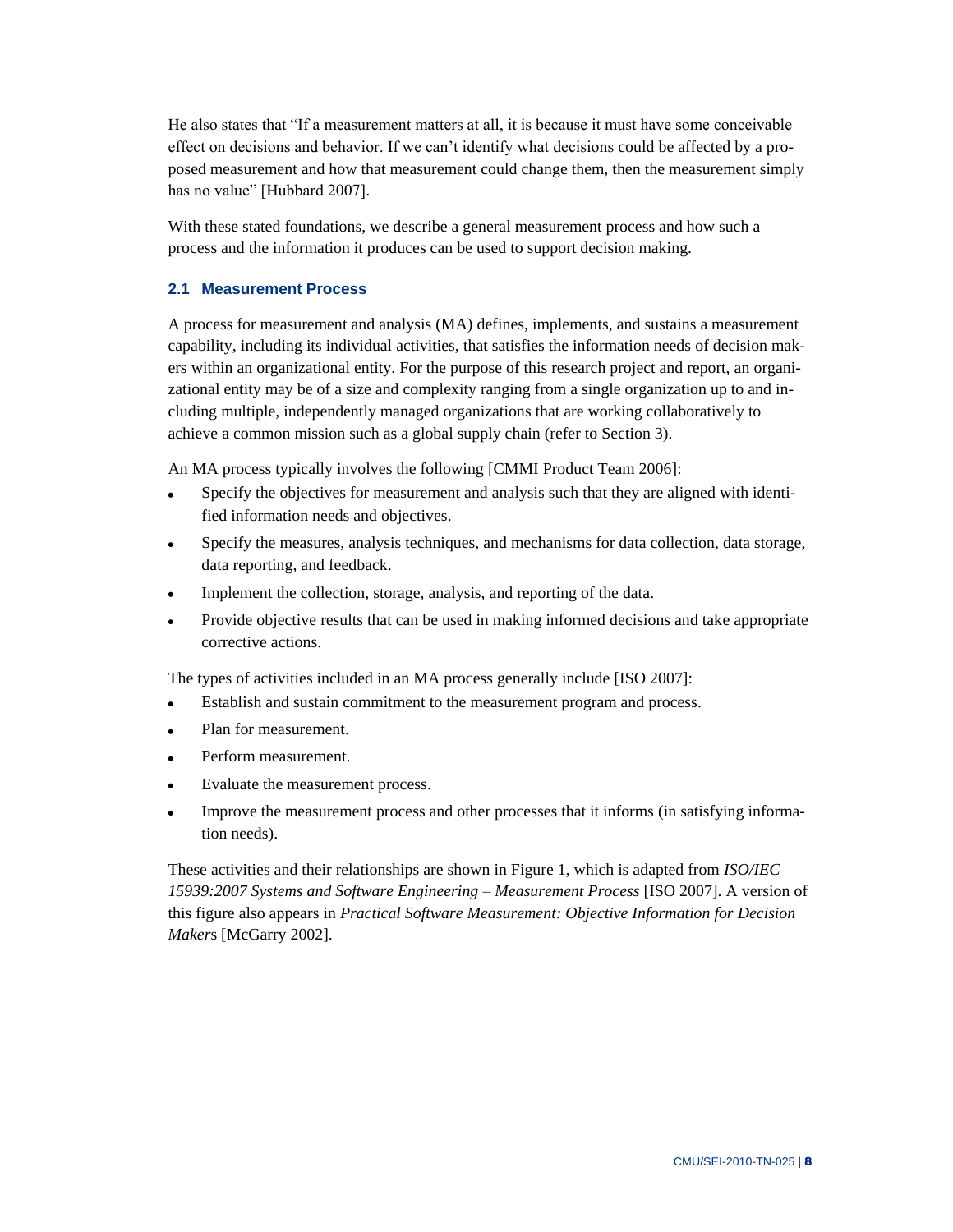He also states that "If a measurement matters at all, it is because it must have some conceivable effect on decisions and behavior. If we can't identify what decisions could be affected by a proposed measurement and how that measurement could change them, then the measurement simply has no value" [Hubbard 2007].

With these stated foundations, we describe a general measurement process and how such a process and the information it produces can be used to support decision making.

### 2.1 Measurement Process

A process for measurement and analysis (MA) defines, implements, and sustains a measurement capability, including its individual activities, that satisfies the information needs of decision makers within an organizational entity. For the purpose of this research project and report, an organizational entity may be of a size and complexity ranging from a single organization up to and including multiple, independently managed organizations that are working collaboratively to achieve a common mission such as a global supply chain (refer to Section 3).

An MA process typically involves the following [CMMI Product Team 2006]:

- Specify the objectives for measurement and analysis such that they are aligned with identified information needs and objectives.
- Specify the measures, analysis techniques, and mechanisms for data collection, data storage, data reporting, and feedback.
- Implement the collection, storage, analysis, and reporting of the data.
- Provide objective results that can be used in making informed decisions and take appropriate corrective actions.

The types of activities included in an MA process generally include [ISO 2007]:

- Establish and sustain commitment to the measurement program and process.
- Plan for measurement.
- Perform measurement.
- Evaluate the measurement process.
- Improve the measurement process and other processes that it informs (in satisfying information needs).

These activities and their relationships are shown in Figure 1, which is adapted from *ISO/IEC 15939:2007 Systems and Software Engineering – Measurement Process* [ISO 2007]. A version of this figure also appears in *Practical Software Measurement: Objective Information for Decision Makers* [McGarry 2002].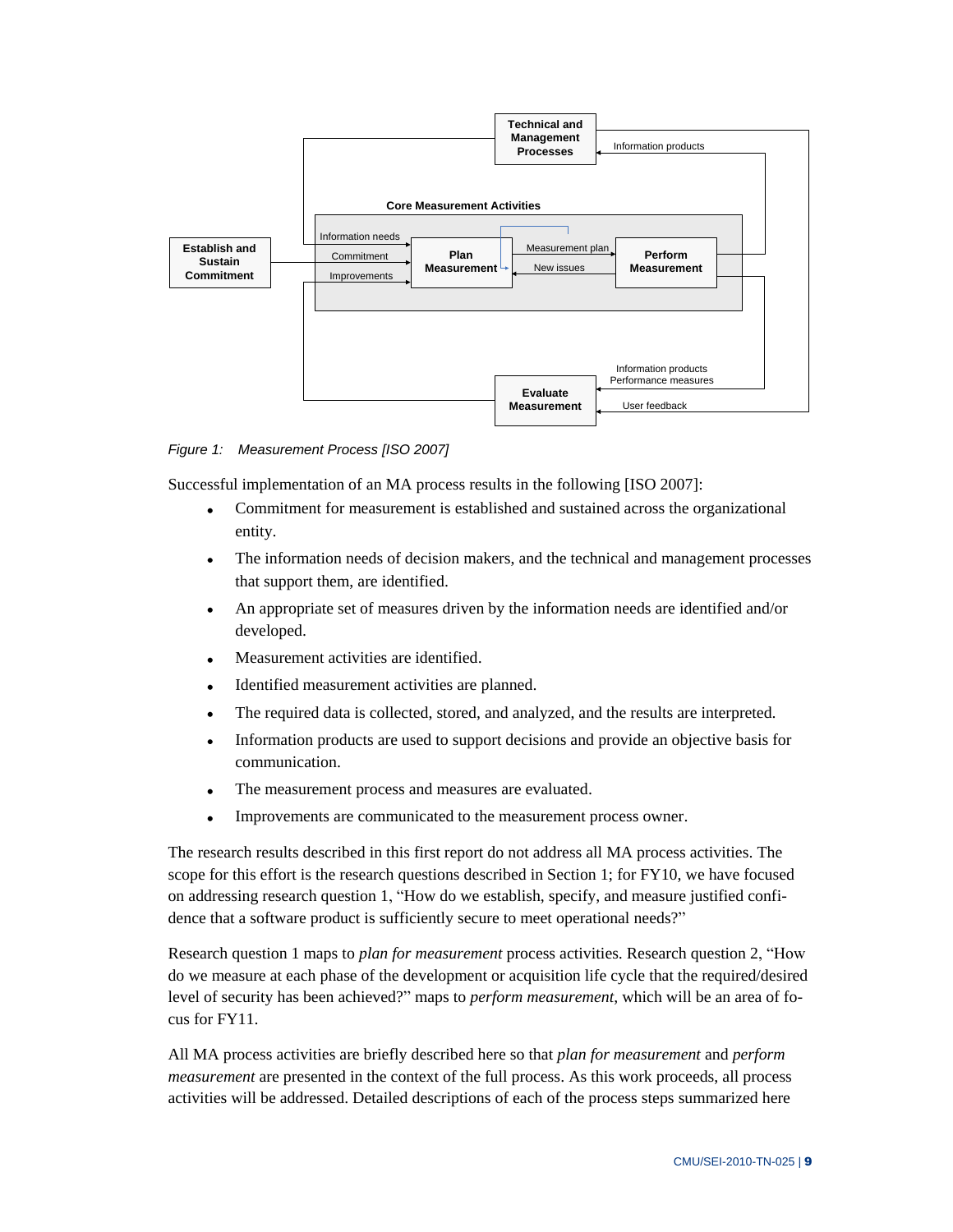*Figure 1: Measurement Process [ISO 2007]*

Successful implementation of an MA process results in the following [ISO 2007]:

- Commitment for measurement is established and sustained across the organizational entity.
- The information needs of decision makers, and the technical and management processes that support them, are identified.
- An appropriate set of measures driven by the information needs are identified and/or developed.
- Measurement activities are identified.
- Identified measurement activities are planned.
- The required data is collected, stored, and analyzed, and the results are interpreted.
- Information products are used to support decisions and provide an objective basis for communication.
- The measurement process and measures are evaluated.
- Improvements are communicated to the measurement process owner.

The research results described in this first report do not address all MA process activities. The scope for this effort is the research questions described in Section 1; for FY10, we have focused on addressing research question 1, "How do we establish, specify, and measure justified confidence that a software product is sufficiently secure to meet operational needs?"

Research question 1 maps to *plan for measurement* process activities. Research question 2, "How do we measure at each phase of the development or acquisition life cycle that the required/desired level of security has been achieved?" maps to *perform measurement*, which will be an area of focus for FY11.

All MA process activities are briefly described here so that *plan for measurement* and *perform measurement* are presented in the context of the full process. As this work proceeds, all process activities will be addressed. Detailed descriptions of each of the process steps summarized here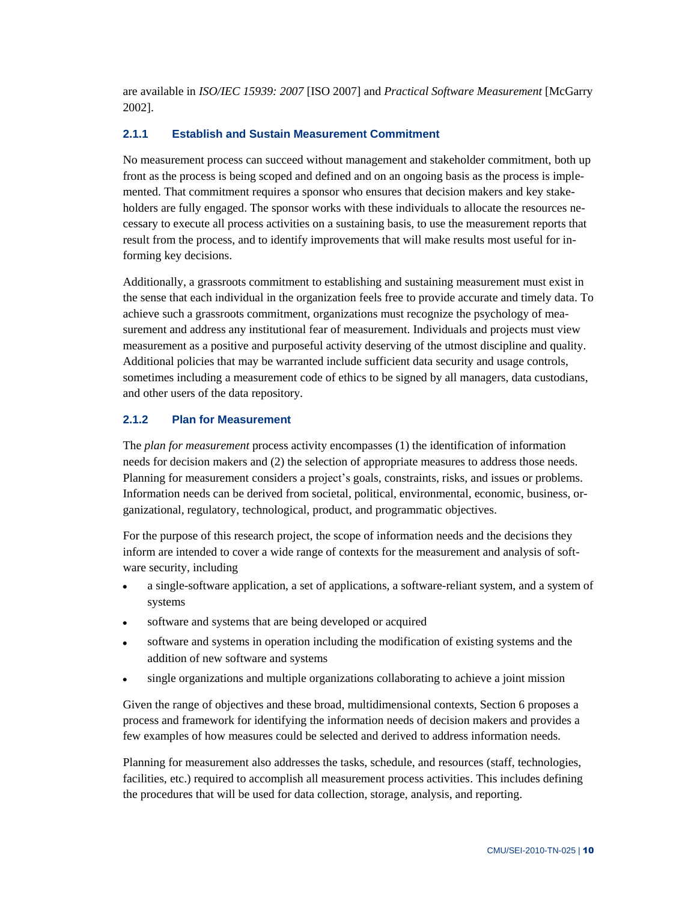are available in *ISO/IEC 15939: 2007* [ISO 2007] and *Practical Software Measurement* [McGarry 2002].

### 2.1.1 Establish and Sustain Measurement Commitment

No measurement process can succeed without management and stakeholder commitment, both up front as the process is being scoped and defined and on an ongoing basis as the process is implemented. That commitment requires a sponsor who ensures that decision makers and key stakeholders are fully engaged. The sponsor works with these individuals to allocate the resources necessary to execute all process activities on a sustaining basis, to use the measurement reports that result from the process, and to identify improvements that will make results most useful for informing key decisions.

Additionally, a grassroots commitment to establishing and sustaining measurement must exist in the sense that each individual in the organization feels free to provide accurate and timely data. To achieve such a grassroots commitment, organizations must recognize the psychology of measurement and address any institutional fear of measurement. Individuals and projects must view measurement as a positive and purposeful activity deserving of the utmost discipline and quality. Additional policies that may be warranted include sufficient data security and usage controls, sometimes including a measurement code of ethics to be signed by all managers, data custodians, and other users of the data repository.

### 2.1.2 Plan for Measurement

The *plan for measurement* process activity encompasses (1) the identification of information needs for decision makers and (2) the selection of appropriate measures to address those needs. Planning for measurement considers a project's goals, constraints, risks, and issues or problems. Information needs can be derived from societal, political, environmental, economic, business, organizational, regulatory, technological, product, and programmatic objectives.

For the purpose of this research project, the scope of information needs and the decisions they inform are intended to cover a wide range of contexts for the measurement and analysis of software security, including

- a single-software application, a set of applications, a software-reliant system, and a system of systems
- software and systems that are being developed or acquired
- software and systems in operation including the modification of existing systems and the addition of new software and systems
- single organizations and multiple organizations collaborating to achieve a joint mission

Given the range of objectives and these broad, multidimensional contexts, Section 6 proposes a process and framework for identifying the information needs of decision makers and provides a few examples of how measures could be selected and derived to address information needs.

Planning for measurement also addresses the tasks, schedule, and resources (staff, technologies, facilities, etc.) required to accomplish all measurement process activities. This includes defining the procedures that will be used for data collection, storage, analysis, and reporting.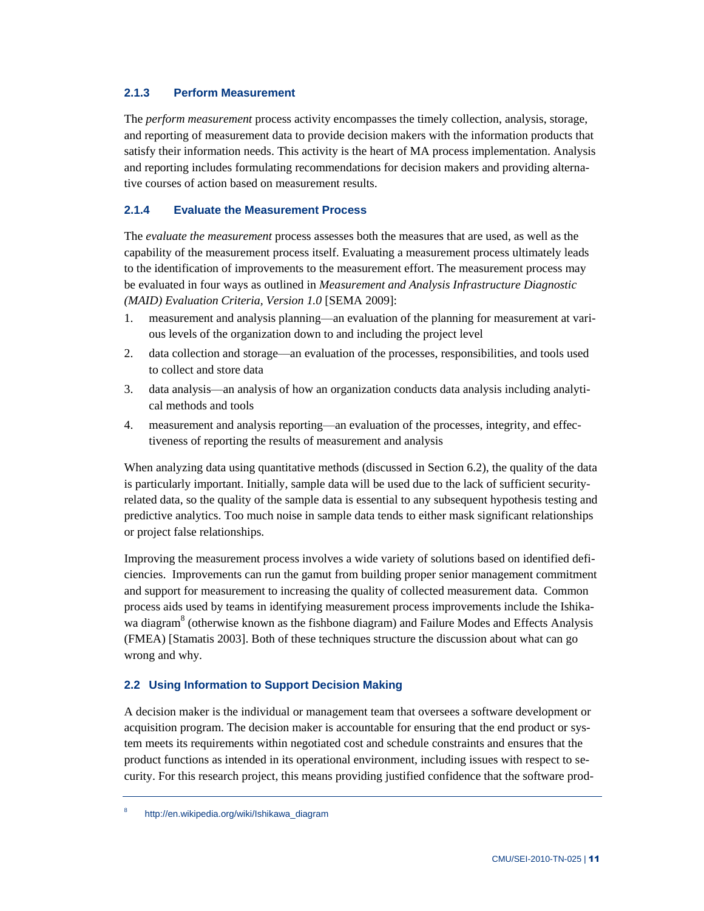### 2.1.3 Perform Measurement

The *perform measurement* process activity encompasses the timely collection, analysis, storage, and reporting of measurement data to provide decision makers with the information products that satisfy their information needs. This activity is the heart of MA process implementation. Analysis and reporting includes formulating recommendations for decision makers and providing alternative courses of action based on measurement results.

### 2.1.4 Evaluate the Measurement Process

The *evaluate the measurement* process assesses both the measures that are used, as well as the capability of the measurement process itself. Evaluating a measurement process ultimately leads to the identification of improvements to the measurement effort. The measurement process may be evaluated in four ways as outlined in *Measurement and Analysis Infrastructure Diagnostic (MAID) Evaluation Criteria, Version 1.0* [SEMA 2009]:

1. measurement and analysis planning—an evaluation of the planning for measurement at various levels of the organization down to and including the project level
2. data collection and storage—an evaluation of the processes, responsibilities, and tools used to collect and store data
3. data analysis—an analysis of how an organization conducts data analysis including analytical methods and tools
4. measurement and analysis reporting—an evaluation of the processes, integrity, and effectiveness of reporting the results of measurement and analysis

When analyzing data using quantitative methods (discussed in Section 6.2), the quality of the data is particularly important. Initially, sample data will be used due to the lack of sufficient security-related data, so the quality of the sample data is essential to any subsequent hypothesis testing and predictive analytics. Too much noise in sample data tends to either mask significant relationships or project false relationships.

Improving the measurement process involves a wide variety of solutions based on identified deficiencies. Improvements can run the gamut from building proper senior management commitment and support for measurement to increasing the quality of collected measurement data. Common process aids used by teams in identifying measurement process improvements include the Ishikawa diagram[8] (otherwise known as the fishbone diagram) and Failure Modes and Effects Analysis (FMEA) [Stamatis 2003]. Both of these techniques structure the discussion about what can go wrong and why.

## 2.2 Using Information to Support Decision Making

A decision maker is the individual or management team that oversees a software development or acquisition program. The decision maker is accountable for ensuring that the end product or system meets its requirements within negotiated cost and schedule constraints and ensures that the product functions as intended in its operational environment, including issues with respect to security. For this research project, this means providing justified confidence that the software prod-

---

[8] http://en.wikipedia.org/wiki/Ishikawa_diagram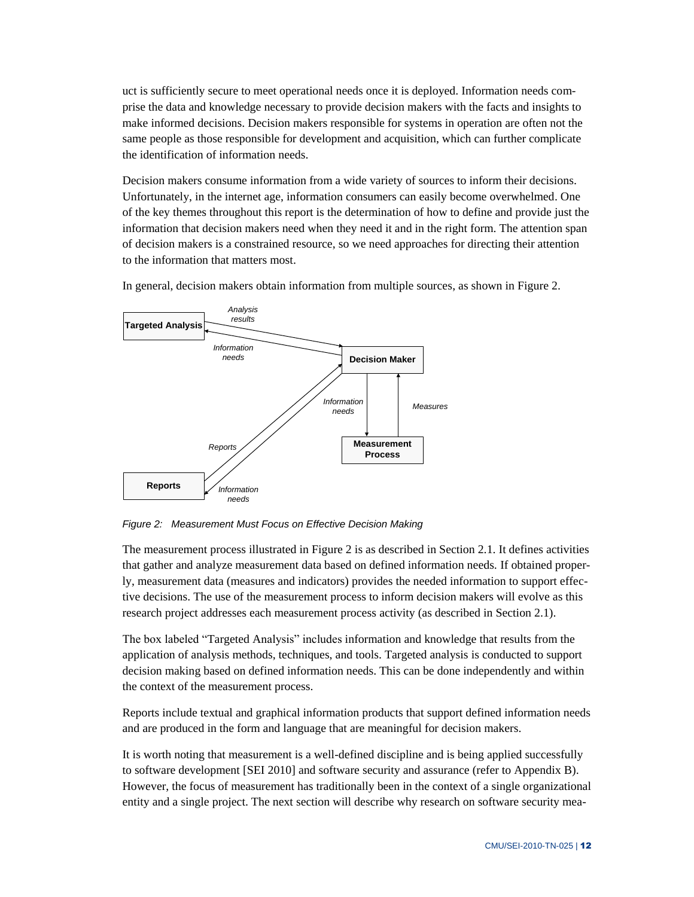uct is sufficiently secure to meet operational needs once it is deployed. Information needs comprise the data and knowledge necessary to provide decision makers with the facts and insights to make informed decisions. Decision makers responsible for systems in operation are often not the same people as those responsible for development and acquisition, which can further complicate the identification of information needs.

Decision makers consume information from a wide variety of sources to inform their decisions. Unfortunately, in the internet age, information consumers can easily become overwhelmed. One of the key themes throughout this report is the determination of how to define and provide just the information that decision makers need when they need it and in the right form. The attention span of decision makers is a constrained resource, so we need approaches for directing their attention to the information that matters most.

In general, decision makers obtain information from multiple sources, as shown in Figure 2.

*Figure 2: Measurement Must Focus on Effective Decision Making*

The measurement process illustrated in Figure 2 is as described in Section 2.1. It defines activities that gather and analyze measurement data based on defined information needs. If obtained properly, measurement data (measures and indicators) provides the needed information to support effective decisions. The use of the measurement process to inform decision makers will evolve as this research project addresses each measurement process activity (as described in Section 2.1).

The box labeled "Targeted Analysis" includes information and knowledge that results from the application of analysis methods, techniques, and tools. Targeted analysis is conducted to support decision making based on defined information needs. This can be done independently and within the context of the measurement process.

Reports include textual and graphical information products that support defined information needs and are produced in the form and language that are meaningful for decision makers.

It is worth noting that measurement is a well-defined discipline and is being applied successfully to software development [SEI 2010] and software security and assurance (refer to Appendix B). However, the focus of measurement has traditionally been in the context of a single organizational entity and a single project. The next section will describe why research on software security mea-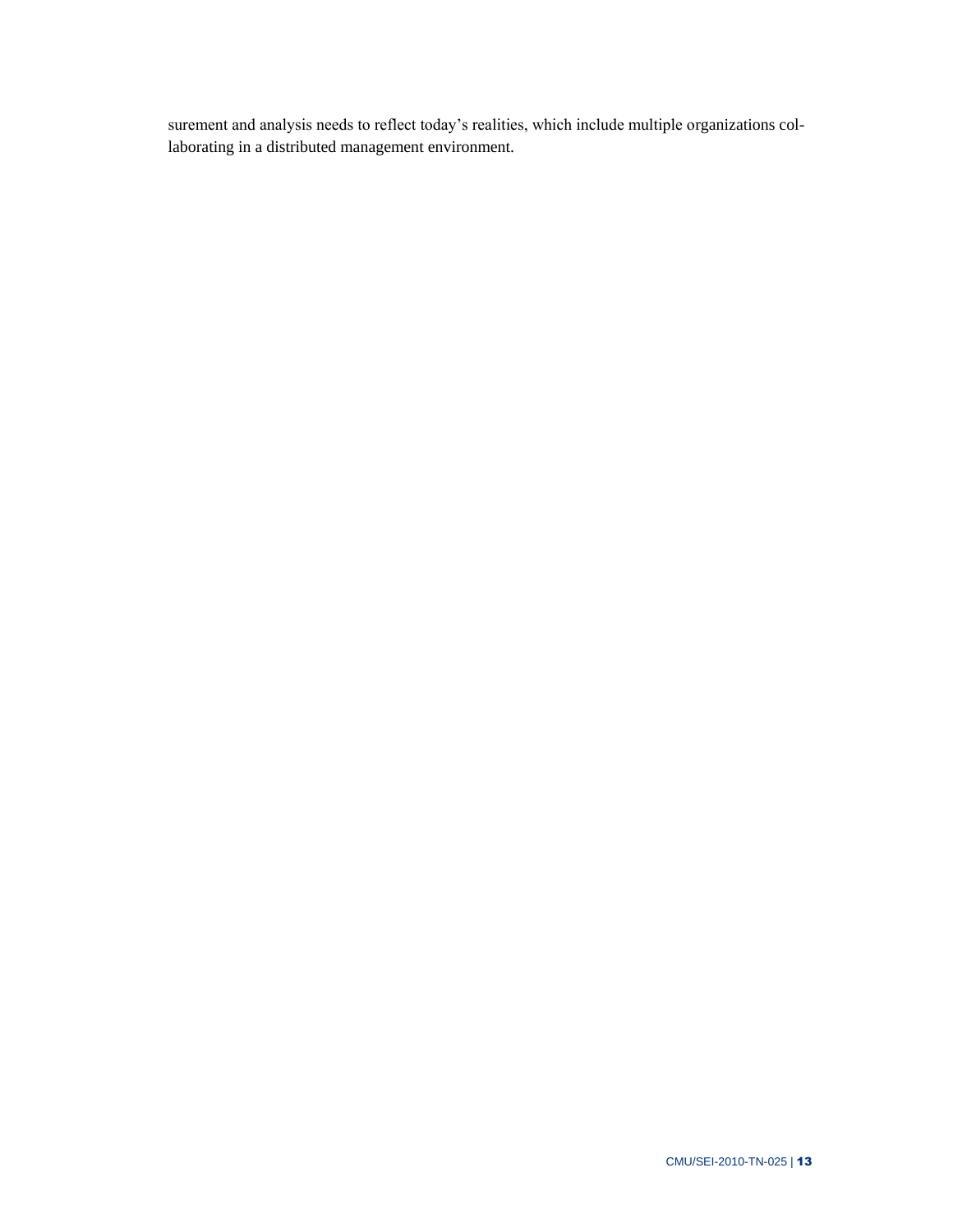surement and analysis needs to reflect today's realities, which include multiple organizations collaborating in a distributed management environment.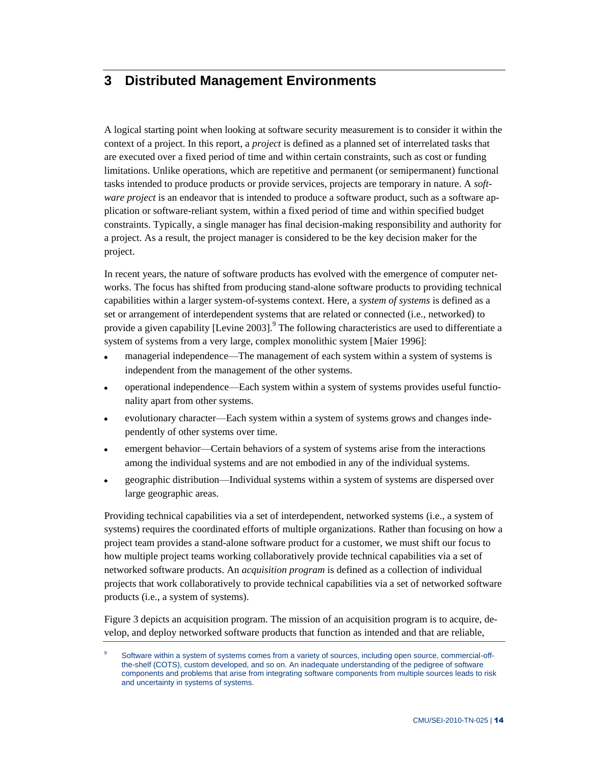# 3 Distributed Management Environments

A logical starting point when looking at software security measurement is to consider it within the context of a project. In this report, a *project* is defined as a planned set of interrelated tasks that are executed over a fixed period of time and within certain constraints, such as cost or funding limitations. Unlike operations, which are repetitive and permanent (or semipermanent) functional tasks intended to produce products or provide services, projects are temporary in nature. A *software project* is an endeavor that is intended to produce a software product, such as a software application or software-reliant system, within a fixed period of time and within specified budget constraints. Typically, a single manager has final decision-making responsibility and authority for a project. As a result, the project manager is considered to be the key decision maker for the project.

In recent years, the nature of software products has evolved with the emergence of computer networks. The focus has shifted from producing stand-alone software products to providing technical capabilities within a larger system-of-systems context. Here, a *system of systems* is defined as a set or arrangement of interdependent systems that are related or connected (i.e., networked) to provide a given capability [Levine 2003].[9] The following characteristics are used to differentiate a system of systems from a very large, complex monolithic system [Maier 1996]:

- managerial independence—The management of each system within a system of systems is independent from the management of the other systems.
- operational independence—Each system within a system of systems provides useful functionality apart from other systems.
- evolutionary character—Each system within a system of systems grows and changes independently of other systems over time.
- emergent behavior—Certain behaviors of a system of systems arise from the interactions among the individual systems and are not embodied in any of the individual systems.
- geographic distribution—Individual systems within a system of systems are dispersed over large geographic areas.

Providing technical capabilities via a set of interdependent, networked systems (i.e., a system of systems) requires the coordinated efforts of multiple organizations. Rather than focusing on how a project team provides a stand-alone software product for a customer, we must shift our focus to how multiple project teams working collaboratively provide technical capabilities via a set of networked software products. An *acquisition program* is defined as a collection of individual projects that work collaboratively to provide technical capabilities via a set of networked software products (i.e., a system of systems).

Figure 3 depicts an acquisition program. The mission of an acquisition program is to acquire, develop, and deploy networked software products that function as intended and that are reliable,

[9] Software within a system of systems comes from a variety of sources, including open source, commercial-off-the-shelf (COTS), custom developed, and so on. An inadequate understanding of the pedigree of software components and problems that arise from integrating software components from multiple sources leads to risk and uncertainty in systems of systems.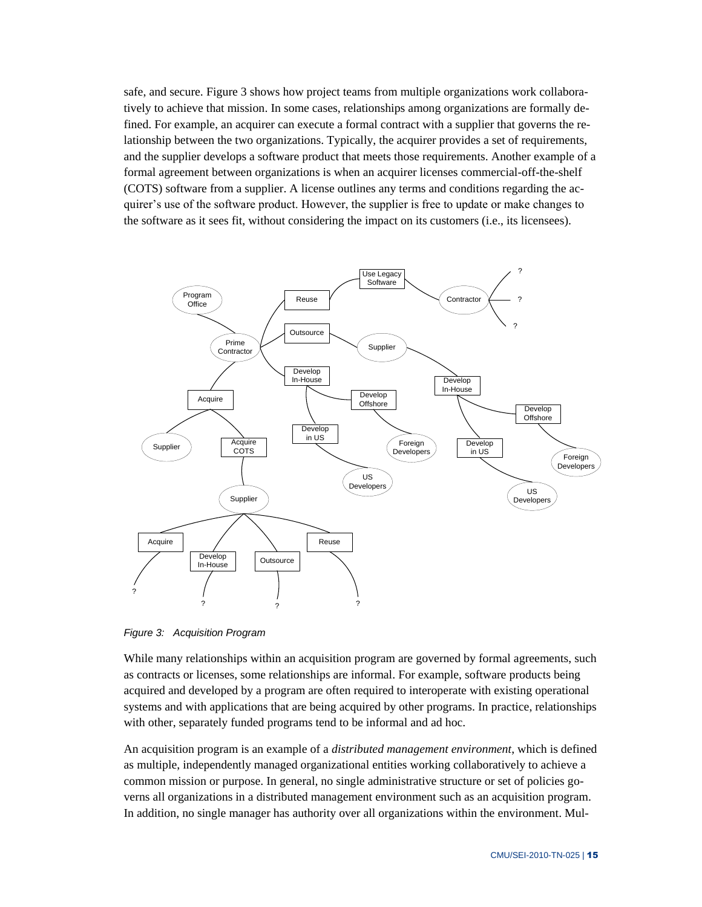safe, and secure. Figure 3 shows how project teams from multiple organizations work collaboratively to achieve that mission. In some cases, relationships among organizations are formally defined. For example, an acquirer can execute a formal contract with a supplier that governs the relationship between the two organizations. Typically, the acquirer provides a set of requirements, and the supplier develops a software product that meets those requirements. Another example of a formal agreement between organizations is when an acquirer licenses commercial-off-the-shelf (COTS) software from a supplier. A license outlines any terms and conditions regarding the acquirer's use of the software product. However, the supplier is free to update or make changes to the software as it sees fit, without considering the impact on its customers (i.e., its licensees).

*Figure 3: Acquisition Program*

While many relationships within an acquisition program are governed by formal agreements, such as contracts or licenses, some relationships are informal. For example, software products being acquired and developed by a program are often required to interoperate with existing operational systems and with applications that are being acquired by other programs. In practice, relationships with other, separately funded programs tend to be informal and ad hoc.

An acquisition program is an example of a *distributed management environment*, which is defined as multiple, independently managed organizational entities working collaboratively to achieve a common mission or purpose. In general, no single administrative structure or set of policies governs all organizations in a distributed management environment such as an acquisition program. In addition, no single manager has authority over all organizations within the environment. Mul-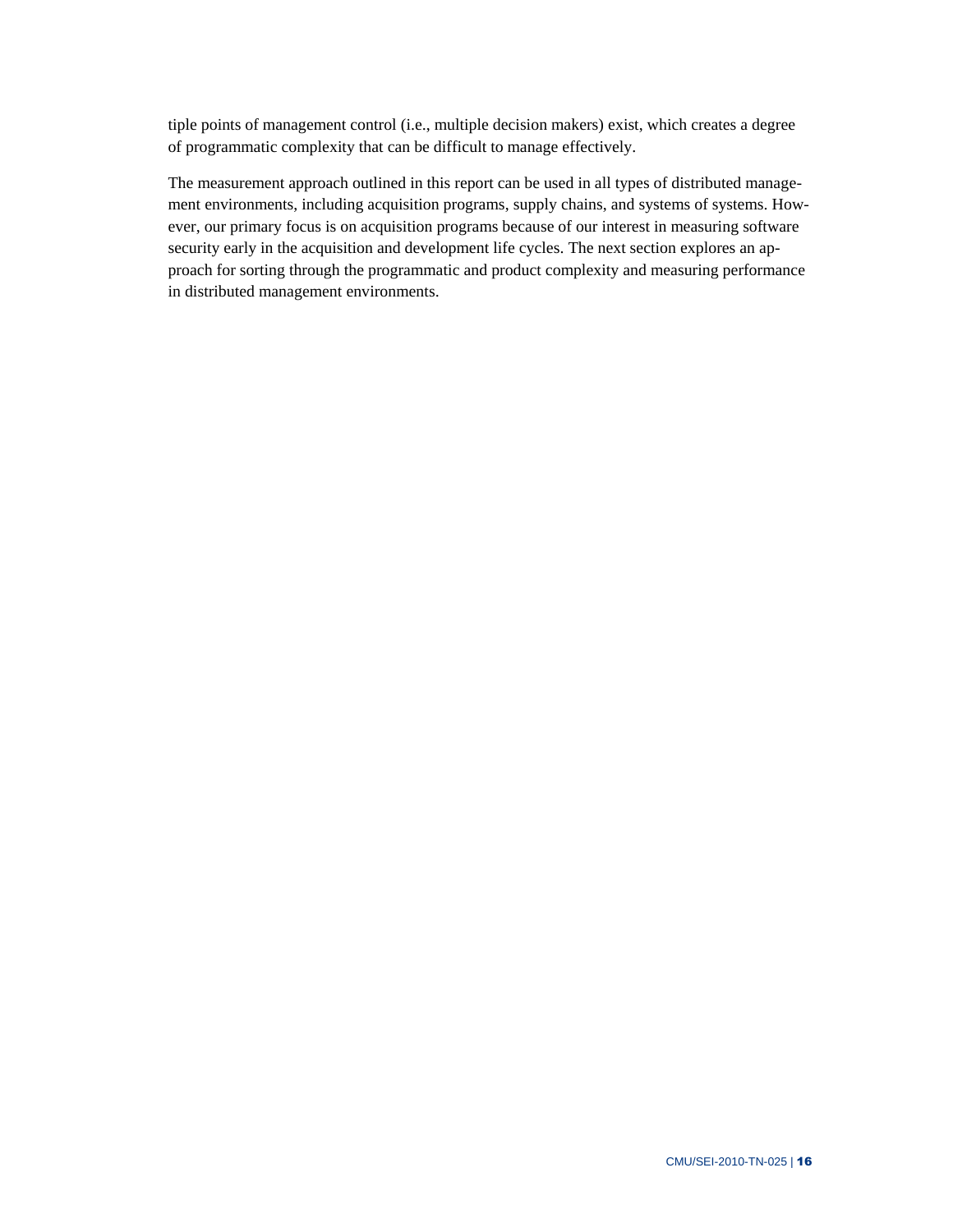tiple points of management control (i.e., multiple decision makers) exist, which creates a degree of programmatic complexity that can be difficult to manage effectively.

The measurement approach outlined in this report can be used in all types of distributed management environments, including acquisition programs, supply chains, and systems of systems. However, our primary focus is on acquisition programs because of our interest in measuring software security early in the acquisition and development life cycles. The next section explores an approach for sorting through the programmatic and product complexity and measuring performance in distributed management environments.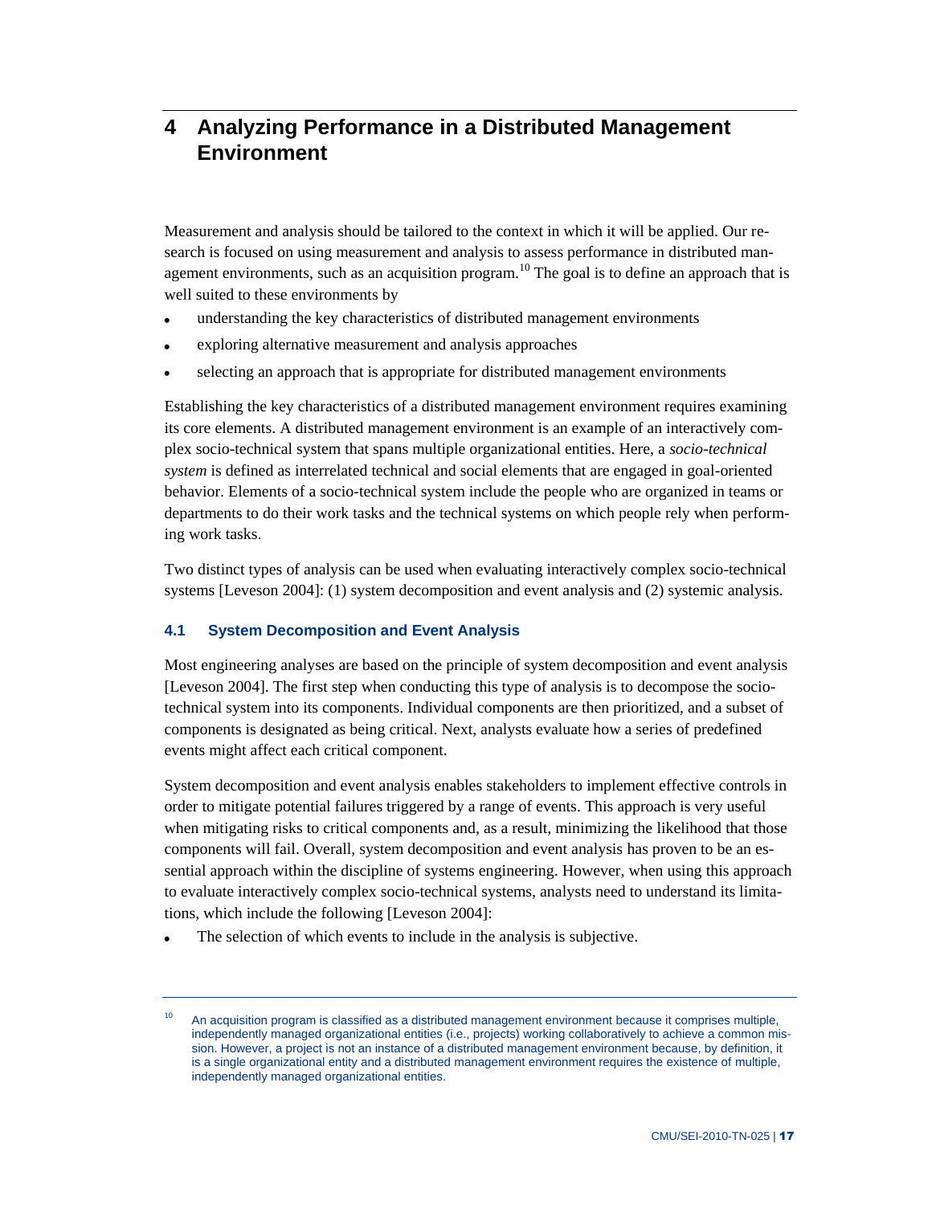# 4 Analyzing Performance in a Distributed Management Environment

Measurement and analysis should be tailored to the context in which it will be applied. Our research is focused on using measurement and analysis to assess performance in distributed management environments, such as an acquisition program.[10] The goal is to define an approach that is well suited to these environments by

- understanding the key characteristics of distributed management environments
- exploring alternative measurement and analysis approaches
- selecting an approach that is appropriate for distributed management environments

Establishing the key characteristics of a distributed management environment requires examining its core elements. A distributed management environment is an example of an interactively complex socio-technical system that spans multiple organizational entities. Here, a *socio-technical system* is defined as interrelated technical and social elements that are engaged in goal-oriented behavior. Elements of a socio-technical system include the people who are organized in teams or departments to do their work tasks and the technical systems on which people rely when performing work tasks.

Two distinct types of analysis can be used when evaluating interactively complex socio-technical systems [Leveson 2004]: (1) system decomposition and event analysis and (2) systemic analysis.

## 4.1 System Decomposition and Event Analysis

Most engineering analyses are based on the principle of system decomposition and event analysis [Leveson 2004]. The first step when conducting this type of analysis is to decompose the socio-technical system into its components. Individual components are then prioritized, and a subset of components is designated as being critical. Next, analysts evaluate how a series of predefined events might affect each critical component.

System decomposition and event analysis enables stakeholders to implement effective controls in order to mitigate potential failures triggered by a range of events. This approach is very useful when mitigating risks to critical components and, as a result, minimizing the likelihood that those components will fail. Overall, system decomposition and event analysis has proven to be an essential approach within the discipline of systems engineering. However, when using this approach to evaluate interactively complex socio-technical systems, analysts need to understand its limitations, which include the following [Leveson 2004]:

- The selection of which events to include in the analysis is subjective.

---

[10] An acquisition program is classified as a distributed management environment because it comprises multiple, independently managed organizational entities (i.e., projects) working collaboratively to achieve a common mission. However, a project is not an instance of a distributed management environment because, by definition, it is a single organizational entity and a distributed management environment requires the existence of multiple, independently managed organizational entities.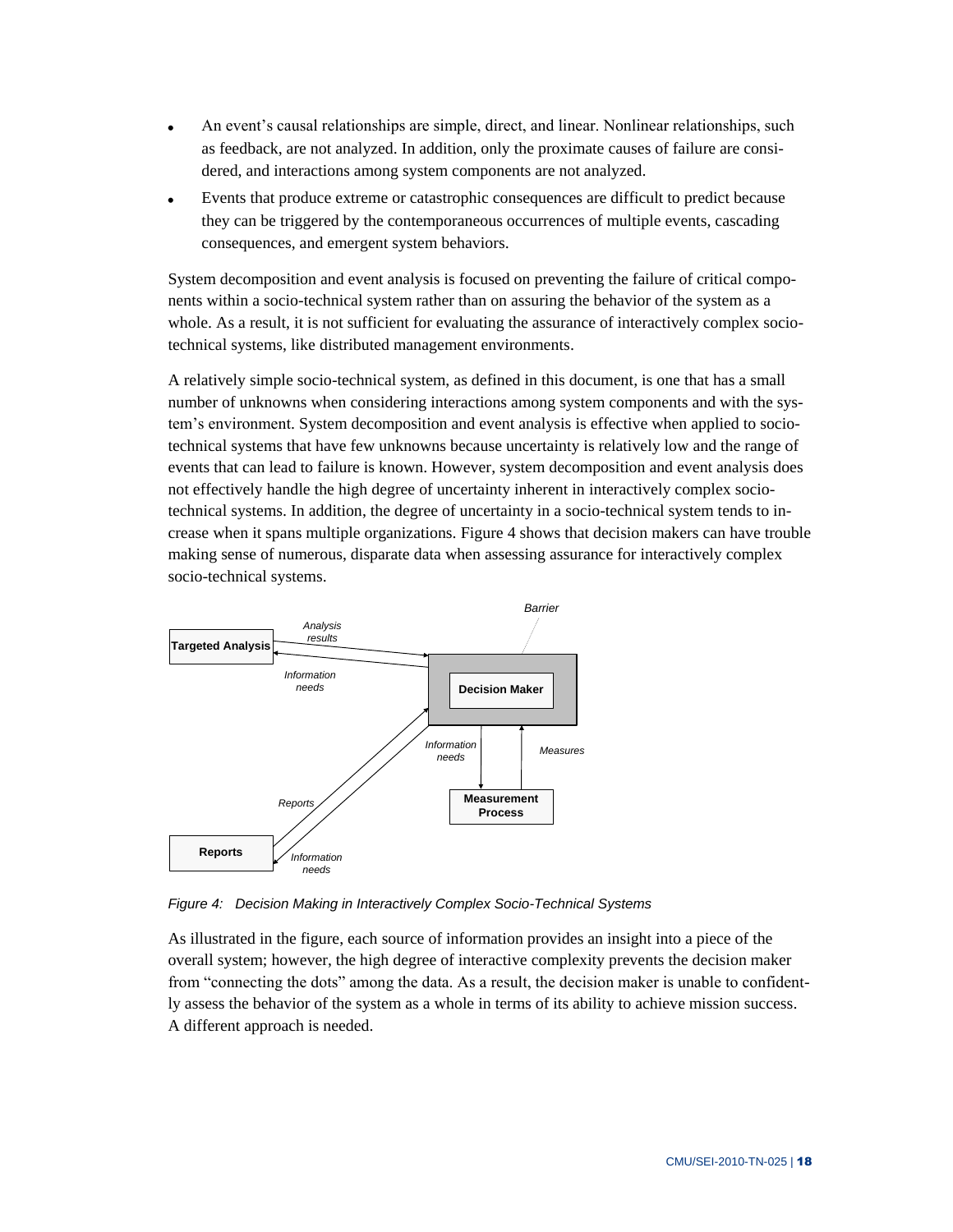- An event's causal relationships are simple, direct, and linear. Nonlinear relationships, such as feedback, are not analyzed. In addition, only the proximate causes of failure are considered, and interactions among system components are not analyzed.
- Events that produce extreme or catastrophic consequences are difficult to predict because they can be triggered by the contemporaneous occurrences of multiple events, cascading consequences, and emergent system behaviors.

System decomposition and event analysis is focused on preventing the failure of critical components within a socio-technical system rather than on assuring the behavior of the system as a whole. As a result, it is not sufficient for evaluating the assurance of interactively complex socio-technical systems, like distributed management environments.

A relatively simple socio-technical system, as defined in this document, is one that has a small number of unknowns when considering interactions among system components and with the system's environment. System decomposition and event analysis is effective when applied to socio-technical systems that have few unknowns because uncertainty is relatively low and the range of events that can lead to failure is known. However, system decomposition and event analysis does not effectively handle the high degree of uncertainty inherent in interactively complex socio-technical systems. In addition, the degree of uncertainty in a socio-technical system tends to increase when it spans multiple organizations. Figure 4 shows that decision makers can have trouble making sense of numerous, disparate data when assessing assurance for interactively complex socio-technical systems.

*Figure 4: Decision Making in Interactively Complex Socio-Technical Systems*

As illustrated in the figure, each source of information provides an insight into a piece of the overall system; however, the high degree of interactive complexity prevents the decision maker from "connecting the dots" among the data. As a result, the decision maker is unable to confidently assess the behavior of the system as a whole in terms of its ability to achieve mission success. A different approach is needed.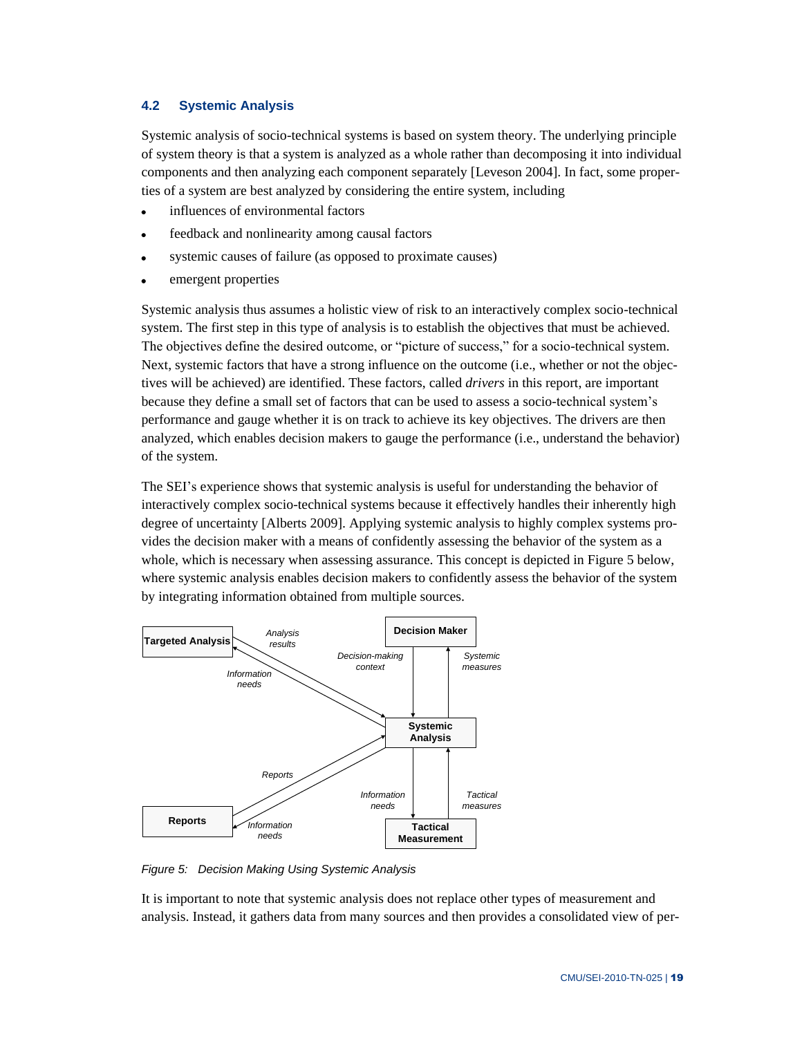## 4.2 Systemic Analysis

Systemic analysis of socio-technical systems is based on system theory. The underlying principle of system theory is that a system is analyzed as a whole rather than decomposing it into individual components and then analyzing each component separately [Leveson 2004]. In fact, some properties of a system are best analyzed by considering the entire system, including

- influences of environmental factors
- feedback and nonlinearity among causal factors
- systemic causes of failure (as opposed to proximate causes)
- emergent properties

Systemic analysis thus assumes a holistic view of risk to an interactively complex socio-technical system. The first step in this type of analysis is to establish the objectives that must be achieved. The objectives define the desired outcome, or "picture of success," for a socio-technical system. Next, systemic factors that have a strong influence on the outcome (i.e., whether or not the objectives will be achieved) are identified. These factors, called *drivers* in this report, are important because they define a small set of factors that can be used to assess a socio-technical system's performance and gauge whether it is on track to achieve its key objectives. The drivers are then analyzed, which enables decision makers to gauge the performance (i.e., understand the behavior) of the system.

The SEI's experience shows that systemic analysis is useful for understanding the behavior of interactively complex socio-technical systems because it effectively handles their inherently high degree of uncertainty [Alberts 2009]. Applying systemic analysis to highly complex systems provides the decision maker with a means of confidently assessing the behavior of the system as a whole, which is necessary when assessing assurance. This concept is depicted in Figure 5 below, where systemic analysis enables decision makers to confidently assess the behavior of the system by integrating information obtained from multiple sources.

*Figure 5: Decision Making Using Systemic Analysis*

It is important to note that systemic analysis does not replace other types of measurement and analysis. Instead, it gathers data from many sources and then provides a consolidated view of per-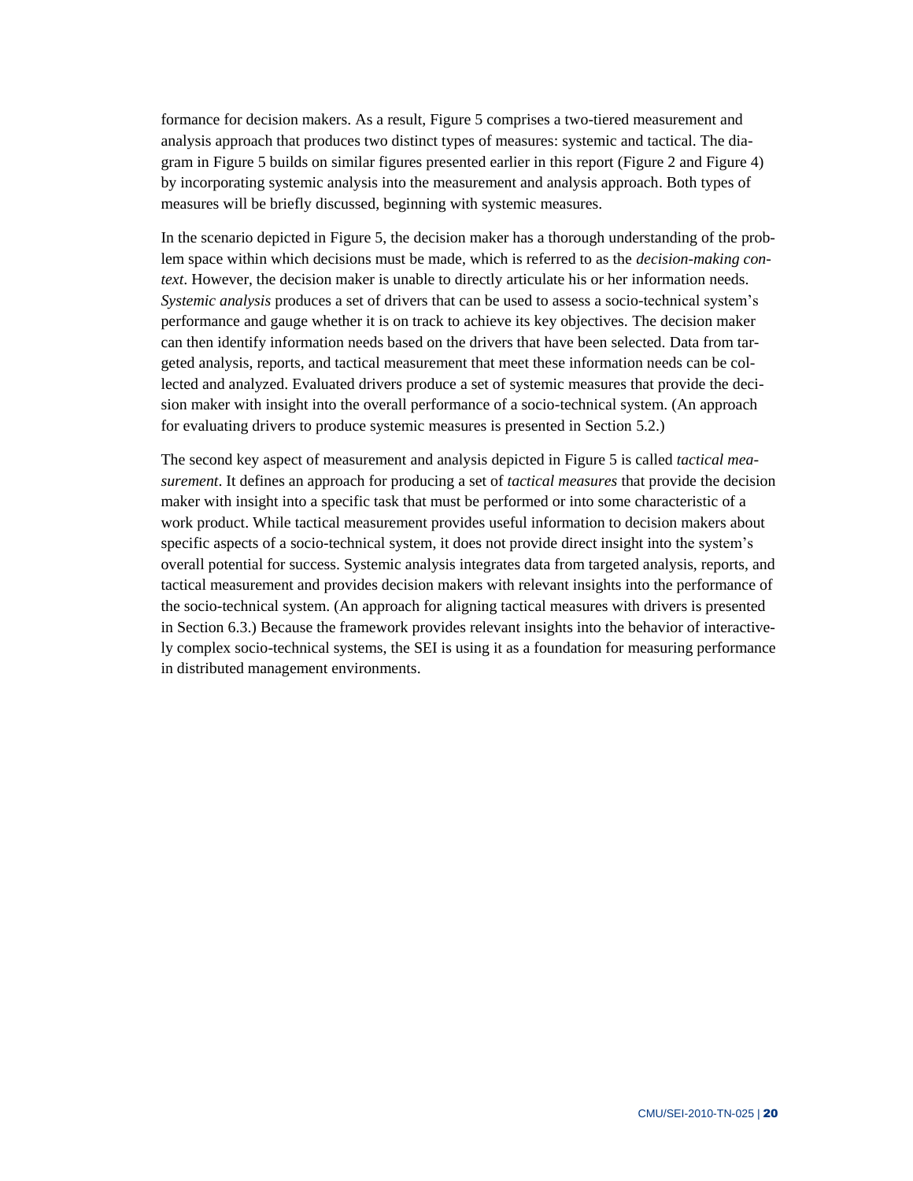formance for decision makers. As a result, Figure 5 comprises a two-tiered measurement and analysis approach that produces two distinct types of measures: systemic and tactical. The diagram in Figure 5 builds on similar figures presented earlier in this report (Figure 2 and Figure 4) by incorporating systemic analysis into the measurement and analysis approach. Both types of measures will be briefly discussed, beginning with systemic measures.

In the scenario depicted in Figure 5, the decision maker has a thorough understanding of the problem space within which decisions must be made, which is referred to as the *decision-making context*. However, the decision maker is unable to directly articulate his or her information needs. *Systemic analysis* produces a set of drivers that can be used to assess a socio-technical system's performance and gauge whether it is on track to achieve its key objectives. The decision maker can then identify information needs based on the drivers that have been selected. Data from targeted analysis, reports, and tactical measurement that meet these information needs can be collected and analyzed. Evaluated drivers produce a set of systemic measures that provide the decision maker with insight into the overall performance of a socio-technical system. (An approach for evaluating drivers to produce systemic measures is presented in Section 5.2.)

The second key aspect of measurement and analysis depicted in Figure 5 is called *tactical measurement*. It defines an approach for producing a set of *tactical measures* that provide the decision maker with insight into a specific task that must be performed or into some characteristic of a work product. While tactical measurement provides useful information to decision makers about specific aspects of a socio-technical system, it does not provide direct insight into the system's overall potential for success. Systemic analysis integrates data from targeted analysis, reports, and tactical measurement and provides decision makers with relevant insights into the performance of the socio-technical system. (An approach for aligning tactical measures with drivers is presented in Section 6.3.) Because the framework provides relevant insights into the behavior of interactively complex socio-technical systems, the SEI is using it as a foundation for measuring performance in distributed management environments.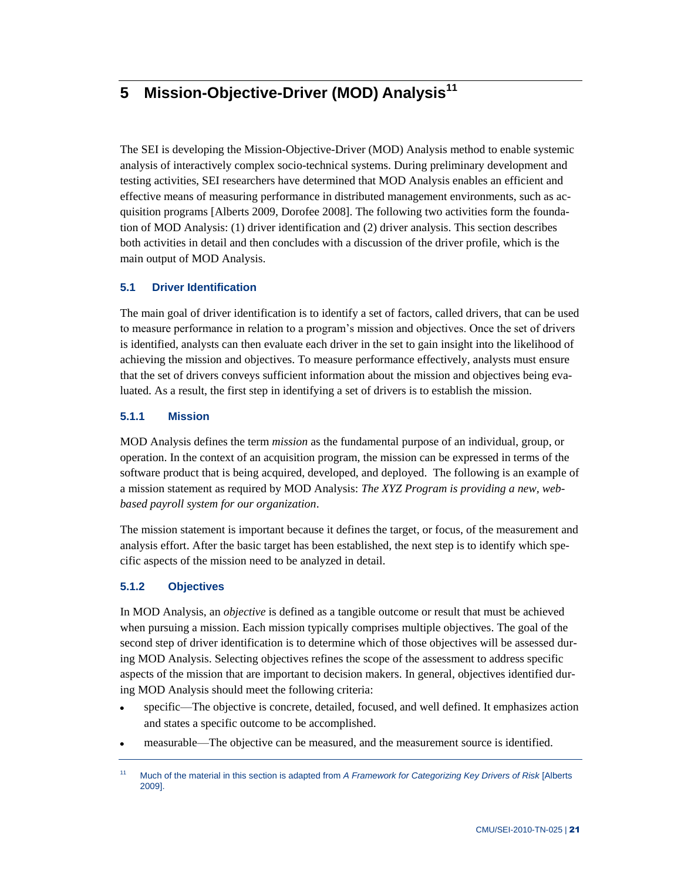# 5 Mission-Objective-Driver (MOD) Analysis[11]

The SEI is developing the Mission-Objective-Driver (MOD) Analysis method to enable systemic analysis of interactively complex socio-technical systems. During preliminary development and testing activities, SEI researchers have determined that MOD Analysis enables an efficient and effective means of measuring performance in distributed management environments, such as acquisition programs [Alberts 2009, Dorofee 2008]. The following two activities form the foundation of MOD Analysis: (1) driver identification and (2) driver analysis. This section describes both activities in detail and then concludes with a discussion of the driver profile, which is the main output of MOD Analysis.

## 5.1 Driver Identification

The main goal of driver identification is to identify a set of factors, called drivers, that can be used to measure performance in relation to a program's mission and objectives. Once the set of drivers is identified, analysts can then evaluate each driver in the set to gain insight into the likelihood of achieving the mission and objectives. To measure performance effectively, analysts must ensure that the set of drivers conveys sufficient information about the mission and objectives being evaluated. As a result, the first step in identifying a set of drivers is to establish the mission.

### 5.1.1 Mission

MOD Analysis defines the term *mission* as the fundamental purpose of an individual, group, or operation. In the context of an acquisition program, the mission can be expressed in terms of the software product that is being acquired, developed, and deployed. The following is an example of a mission statement as required by MOD Analysis: *The XYZ Program is providing a new, web-based payroll system for our organization*.

The mission statement is important because it defines the target, or focus, of the measurement and analysis effort. After the basic target has been established, the next step is to identify which specific aspects of the mission need to be analyzed in detail.

### 5.1.2 Objectives

In MOD Analysis, an *objective* is defined as a tangible outcome or result that must be achieved when pursuing a mission. Each mission typically comprises multiple objectives. The goal of the second step of driver identification is to determine which of those objectives will be assessed during MOD Analysis. Selecting objectives refines the scope of the assessment to address specific aspects of the mission that are important to decision makers. In general, objectives identified during MOD Analysis should meet the following criteria:

- specific—The objective is concrete, detailed, focused, and well defined. It emphasizes action and states a specific outcome to be accomplished.
- measurable—The objective can be measured, and the measurement source is identified.

[11] Much of the material in this section is adapted from *A Framework for Categorizing Key Drivers of Risk* [Alberts 2009].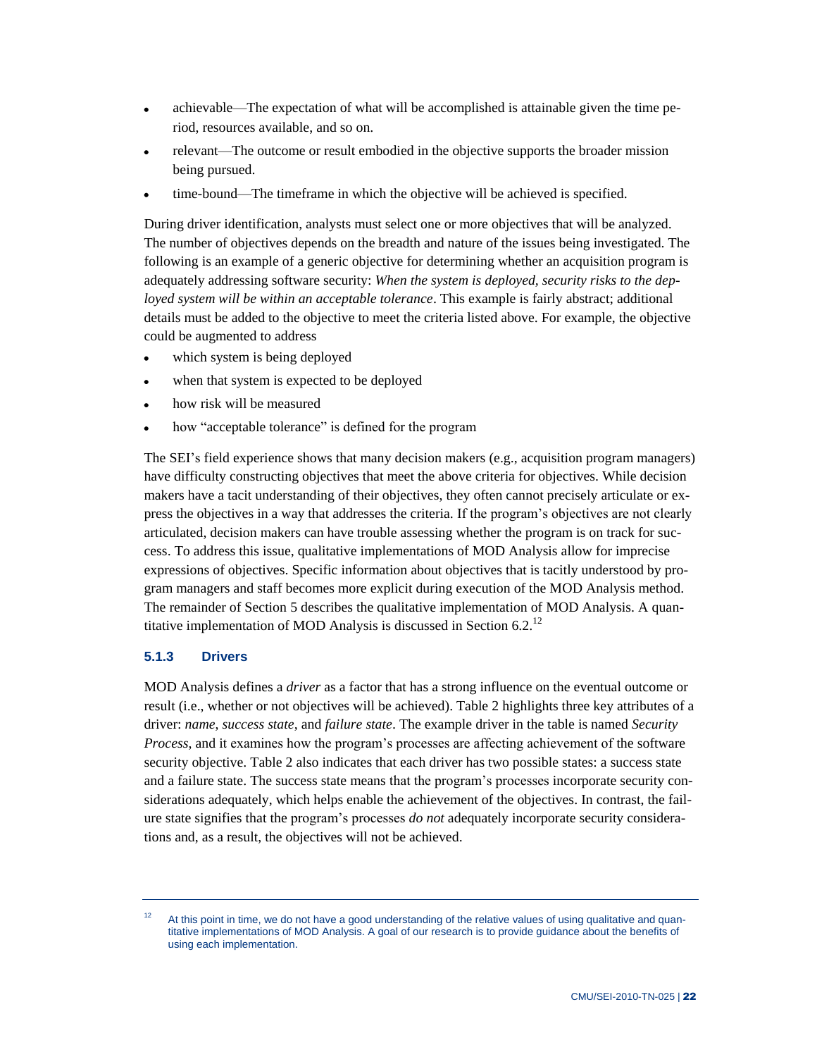- achievable—The expectation of what will be accomplished is attainable given the time period, resources available, and so on.
- relevant—The outcome or result embodied in the objective supports the broader mission being pursued.
- time-bound—The timeframe in which the objective will be achieved is specified.

During driver identification, analysts must select one or more objectives that will be analyzed. The number of objectives depends on the breadth and nature of the issues being investigated. The following is an example of a generic objective for determining whether an acquisition program is adequately addressing software security: *When the system is deployed, security risks to the deployed system will be within an acceptable tolerance*. This example is fairly abstract; additional details must be added to the objective to meet the criteria listed above. For example, the objective could be augmented to address

- which system is being deployed
- when that system is expected to be deployed
- how risk will be measured
- how "acceptable tolerance" is defined for the program

The SEI's field experience shows that many decision makers (e.g., acquisition program managers) have difficulty constructing objectives that meet the above criteria for objectives. While decision makers have a tacit understanding of their objectives, they often cannot precisely articulate or express the objectives in a way that addresses the criteria. If the program's objectives are not clearly articulated, decision makers can have trouble assessing whether the program is on track for success. To address this issue, qualitative implementations of MOD Analysis allow for imprecise expressions of objectives. Specific information about objectives that is tacitly understood by program managers and staff becomes more explicit during execution of the MOD Analysis method. The remainder of Section 5 describes the qualitative implementation of MOD Analysis. A quantitative implementation of MOD Analysis is discussed in Section 6.2.[12]

### 5.1.3 Drivers

MOD Analysis defines a *driver* as a factor that has a strong influence on the eventual outcome or result (i.e., whether or not objectives will be achieved). Table 2 highlights three key attributes of a driver: *name*, *success state*, and *failure state*. The example driver in the table is named *Security Process*, and it examines how the program's processes are affecting achievement of the software security objective. Table 2 also indicates that each driver has two possible states: a success state and a failure state. The success state means that the program's processes incorporate security considerations adequately, which helps enable the achievement of the objectives. In contrast, the failure state signifies that the program's processes *do not* adequately incorporate security considerations and, as a result, the objectives will not be achieved.

---

[12] At this point in time, we do not have a good understanding of the relative values of using qualitative and quantitative implementations of MOD Analysis. A goal of our research is to provide guidance about the benefits of using each implementation.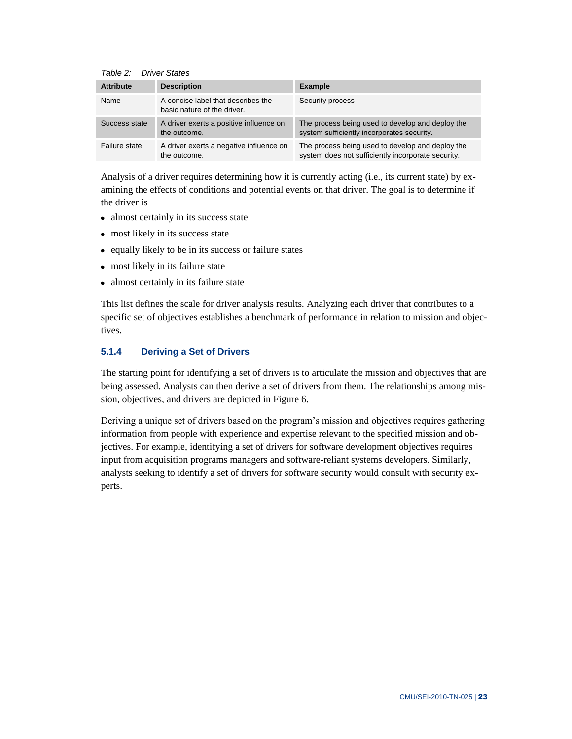*Table 2: Driver States*

| Attribute | Description | Example |
|---|---|---|
| Name | A concise label that describes the basic nature of the driver. | Security process |
| Success state | A driver exerts a positive influence on the outcome. | The process being used to develop and deploy the system sufficiently incorporates security. |
| Failure state | A driver exerts a negative influence on the outcome. | The process being used to develop and deploy the system does not sufficiently incorporate security. |

Analysis of a driver requires determining how it is currently acting (i.e., its current state) by examining the effects of conditions and potential events on that driver. The goal is to determine if the driver is

- almost certainly in its success state
- most likely in its success state
- equally likely to be in its success or failure states
- most likely in its failure state
- almost certainly in its failure state

This list defines the scale for driver analysis results. Analyzing each driver that contributes to a specific set of objectives establishes a benchmark of performance in relation to mission and objectives.

### 5.1.4 Deriving a Set of Drivers

The starting point for identifying a set of drivers is to articulate the mission and objectives that are being assessed. Analysts can then derive a set of drivers from them. The relationships among mission, objectives, and drivers are depicted in Figure 6.

Deriving a unique set of drivers based on the program's mission and objectives requires gathering information from people with experience and expertise relevant to the specified mission and objectives. For example, identifying a set of drivers for software development objectives requires input from acquisition programs managers and software-reliant systems developers. Similarly, analysts seeking to identify a set of drivers for software security would consult with security experts.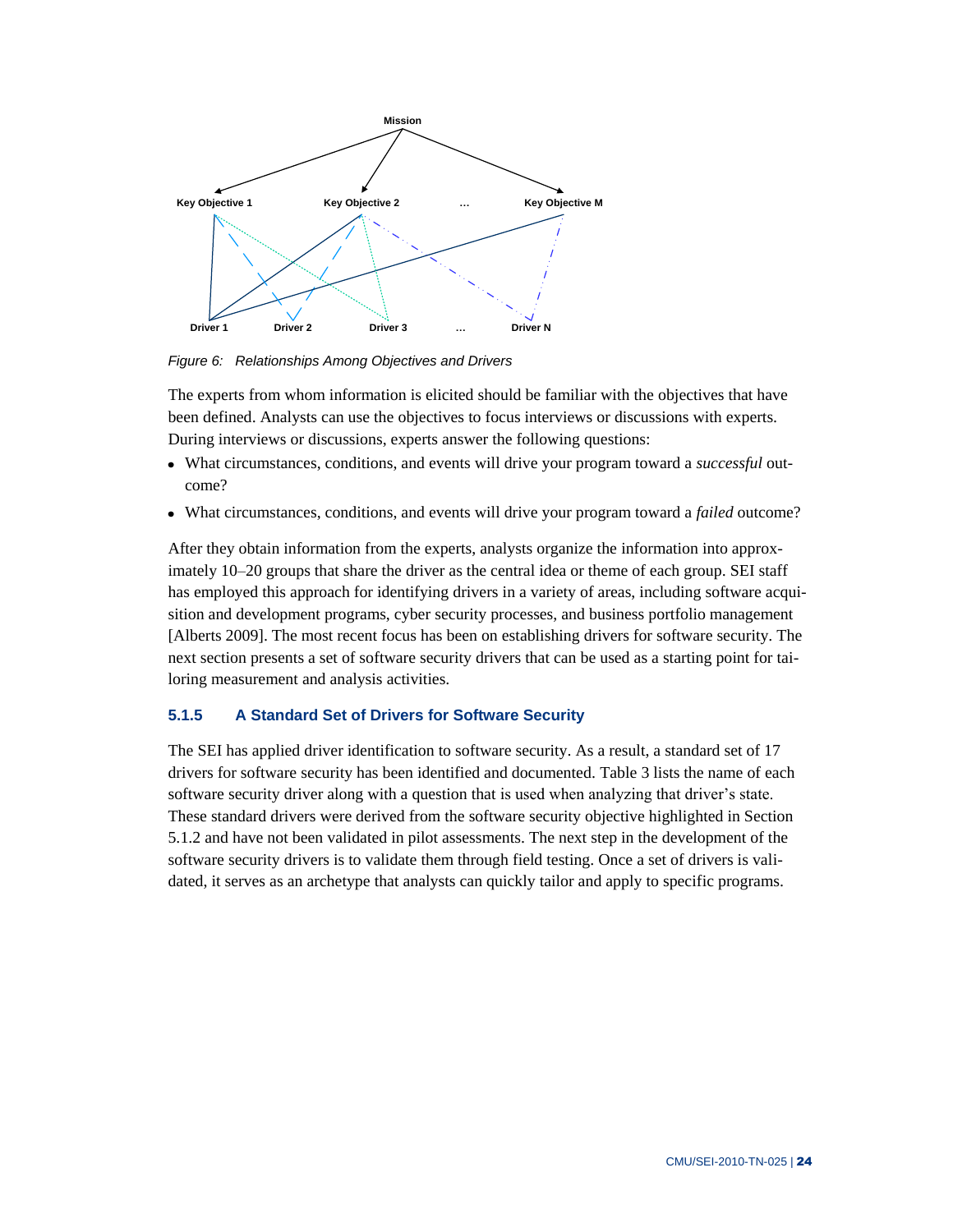*Figure 6: Relationships Among Objectives and Drivers*

The experts from whom information is elicited should be familiar with the objectives that have been defined. Analysts can use the objectives to focus interviews or discussions with experts. During interviews or discussions, experts answer the following questions:

- What circumstances, conditions, and events will drive your program toward a *successful* outcome?
- What circumstances, conditions, and events will drive your program toward a *failed* outcome?

After they obtain information from the experts, analysts organize the information into approximately 10–20 groups that share the driver as the central idea or theme of each group. SEI staff has employed this approach for identifying drivers in a variety of areas, including software acquisition and development programs, cyber security processes, and business portfolio management [Alberts 2009]. The most recent focus has been on establishing drivers for software security. The next section presents a set of software security drivers that can be used as a starting point for tailoring measurement and analysis activities.

### 5.1.5 A Standard Set of Drivers for Software Security

The SEI has applied driver identification to software security. As a result, a standard set of 17 drivers for software security has been identified and documented. Table 3 lists the name of each software security driver along with a question that is used when analyzing that driver's state. These standard drivers were derived from the software security objective highlighted in Section 5.1.2 and have not been validated in pilot assessments. The next step in the development of the software security drivers is to validate them through field testing. Once a set of drivers is validated, it serves as an archetype that analysts can quickly tailor and apply to specific programs.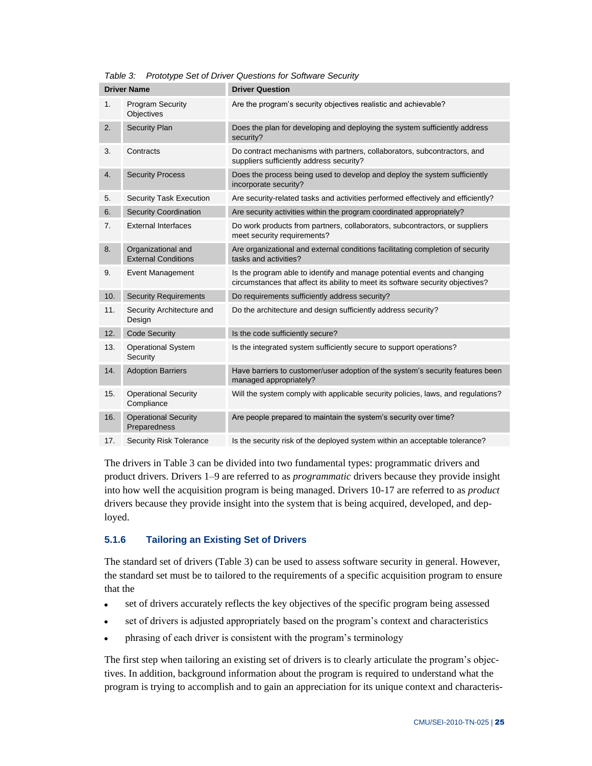*Table 3: Prototype Set of Driver Questions for Software Security*

| Driver Name | | Driver Question |
|---|---|---|
| 1. | Program Security Objectives | Are the program's security objectives realistic and achievable? |
| 2. | Security Plan | Does the plan for developing and deploying the system sufficiently address security? |
| 3. | Contracts | Do contract mechanisms with partners, collaborators, subcontractors, and suppliers sufficiently address security? |
| 4. | Security Process | Does the process being used to develop and deploy the system sufficiently incorporate security? |
| 5. | Security Task Execution | Are security-related tasks and activities performed effectively and efficiently? |
| 6. | Security Coordination | Are security activities within the program coordinated appropriately? |
| 7. | External Interfaces | Do work products from partners, collaborators, subcontractors, or suppliers meet security requirements? |
| 8. | Organizational and External Conditions | Are organizational and external conditions facilitating completion of security tasks and activities? |
| 9. | Event Management | Is the program able to identify and manage potential events and changing circumstances that affect its ability to meet its software security objectives? |
| 10. | Security Requirements | Do requirements sufficiently address security? |
| 11. | Security Architecture and Design | Do the architecture and design sufficiently address security? |
| 12. | Code Security | Is the code sufficiently secure? |
| 13. | Operational System Security | Is the integrated system sufficiently secure to support operations? |
| 14. | Adoption Barriers | Have barriers to customer/user adoption of the system's security features been managed appropriately? |
| 15. | Operational Security Compliance | Will the system comply with applicable security policies, laws, and regulations? |
| 16. | Operational Security Preparedness | Are people prepared to maintain the system's security over time? |
| 17. | Security Risk Tolerance | Is the security risk of the deployed system within an acceptable tolerance? |

The drivers in Table 3 can be divided into two fundamental types: programmatic drivers and product drivers. Drivers 1–9 are referred to as *programmatic* drivers because they provide insight into how well the acquisition program is being managed. Drivers 10-17 are referred to as *product* drivers because they provide insight into the system that is being acquired, developed, and deployed.

### 5.1.6 Tailoring an Existing Set of Drivers

The standard set of drivers (Table 3) can be used to assess software security in general. However, the standard set must be to tailored to the requirements of a specific acquisition program to ensure that the

- set of drivers accurately reflects the key objectives of the specific program being assessed
- set of drivers is adjusted appropriately based on the program's context and characteristics
- phrasing of each driver is consistent with the program's terminology

The first step when tailoring an existing set of drivers is to clearly articulate the program's objectives. In addition, background information about the program is required to understand what the program is trying to accomplish and to gain an appreciation for its unique context and characteris-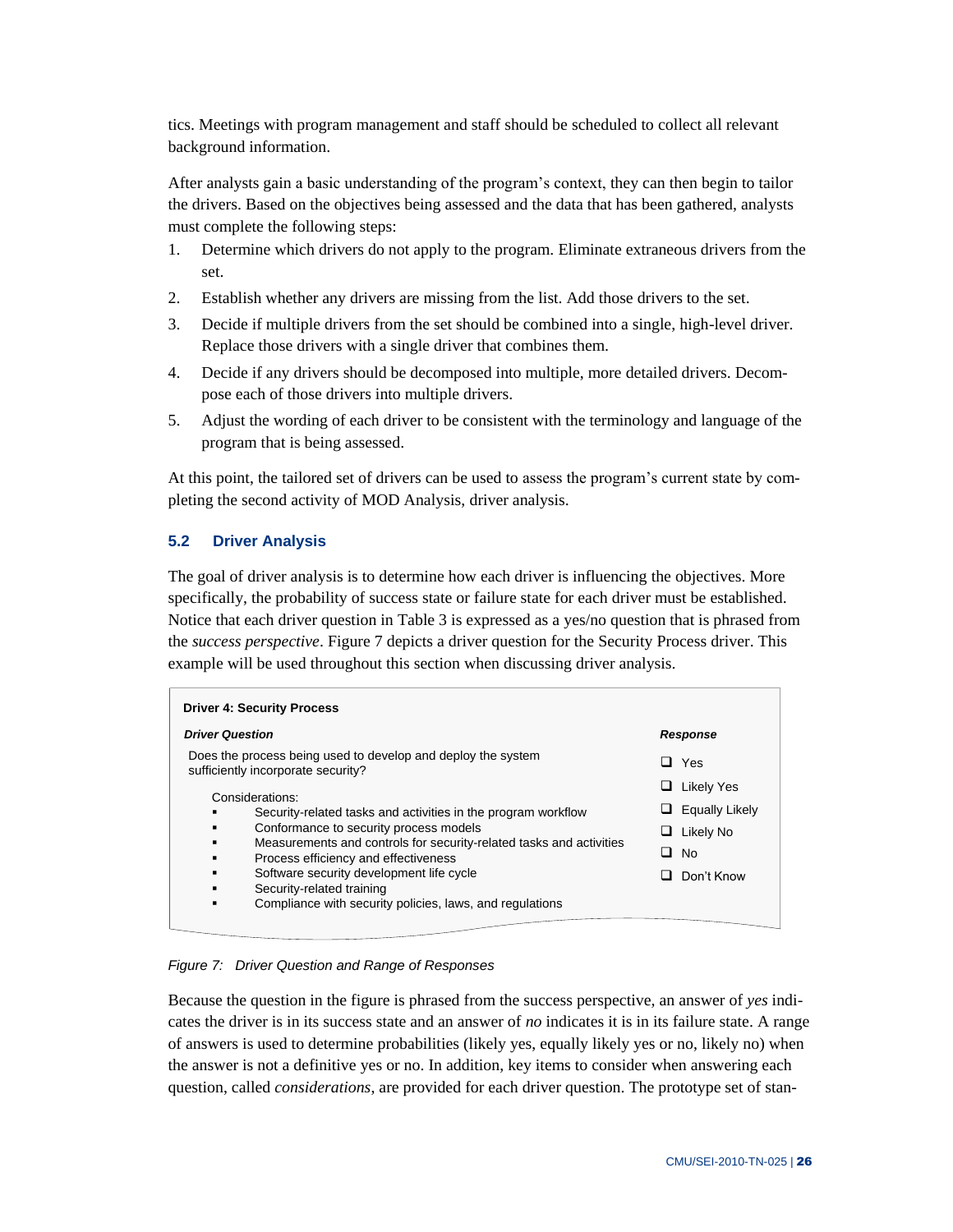tics. Meetings with program management and staff should be scheduled to collect all relevant background information.

After analysts gain a basic understanding of the program's context, they can then begin to tailor the drivers. Based on the objectives being assessed and the data that has been gathered, analysts must complete the following steps:

1. Determine which drivers do not apply to the program. Eliminate extraneous drivers from the set.
2. Establish whether any drivers are missing from the list. Add those drivers to the set.
3. Decide if multiple drivers from the set should be combined into a single, high-level driver. Replace those drivers with a single driver that combines them.
4. Decide if any drivers should be decomposed into multiple, more detailed drivers. Decompose each of those drivers into multiple drivers.
5. Adjust the wording of each driver to be consistent with the terminology and language of the program that is being assessed.

At this point, the tailored set of drivers can be used to assess the program's current state by completing the second activity of MOD Analysis, driver analysis.

## 5.2 Driver Analysis

The goal of driver analysis is to determine how each driver is influencing the objectives. More specifically, the probability of success state or failure state for each driver must be established. Notice that each driver question in Table 3 is expressed as a yes/no question that is phrased from the *success perspective*. Figure 7 depicts a driver question for the Security Process driver. This example will be used throughout this section when discussing driver analysis.

**Driver 4: Security Process**

| ***Driver Question*** | ***Response*** |
|---|---|
| Does the process being used to develop and deploy the system sufficiently incorporate security?<br><br>Considerations:<br>▪ Security-related tasks and activities in the program workflow<br>▪ Conformance to security process models<br>▪ Measurements and controls for security-related tasks and activities<br>▪ Process efficiency and effectiveness<br>▪ Software security development life cycle<br>▪ Security-related training<br>▪ Compliance with security policies, laws, and regulations | ❑ Yes<br>❑ Likely Yes<br>❑ Equally Likely<br>❑ Likely No<br>❑ No<br>❑ Don't Know |

*Figure 7: Driver Question and Range of Responses*

Because the question in the figure is phrased from the success perspective, an answer of *yes* indicates the driver is in its success state and an answer of *no* indicates it is in its failure state. A range of answers is used to determine probabilities (likely yes, equally likely yes or no, likely no) when the answer is not a definitive yes or no. In addition, key items to consider when answering each question, called *considerations*, are provided for each driver question. The prototype set of stan-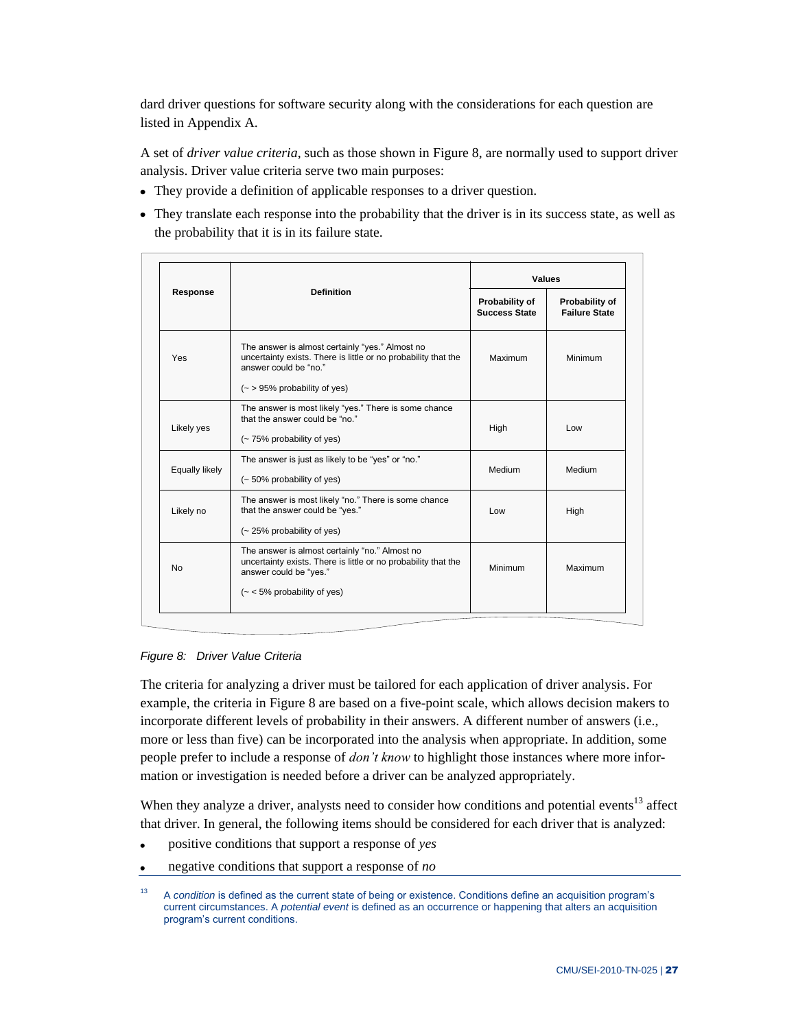dard driver questions for software security along with the considerations for each question are listed in Appendix A.

A set of *driver value criteria*, such as those shown in Figure 8, are normally used to support driver analysis. Driver value criteria serve two main purposes:

- They provide a definition of applicable responses to a driver question.
- They translate each response into the probability that the driver is in its success state, as well as the probability that it is in its failure state.

| Response | Definition | Values | |
|---|---|---|---|
| | | **Probability of Success State** | **Probability of Failure State** |
| Yes | The answer is almost certainly "yes." Almost no uncertainty exists. There is little or no probability that the answer could be "no." (~ > 95% probability of yes) | Maximum | Minimum |
| Likely yes | The answer is most likely "yes." There is some chance that the answer could be "no." (~ 75% probability of yes) | High | Low |
| Equally likely | The answer is just as likely to be "yes" or "no." (~ 50% probability of yes) | Medium | Medium |
| Likely no | The answer is most likely "no." There is some chance that the answer could be "yes." (~ 25% probability of yes) | Low | High |
| No | The answer is almost certainly "no." Almost no uncertainty exists. There is little or no probability that the answer could be "yes." (~ < 5% probability of yes) | Minimum | Maximum |

*Figure 8: Driver Value Criteria*

The criteria for analyzing a driver must be tailored for each application of driver analysis. For example, the criteria in Figure 8 are based on a five-point scale, which allows decision makers to incorporate different levels of probability in their answers. A different number of answers (i.e., more or less than five) can be incorporated into the analysis when appropriate. In addition, some people prefer to include a response of *don't know* to highlight those instances where more information or investigation is needed before a driver can be analyzed appropriately.

When they analyze a driver, analysts need to consider how conditions and potential events[13] affect that driver. In general, the following items should be considered for each driver that is analyzed:

- positive conditions that support a response of *yes*
- negative conditions that support a response of *no*

[13] A *condition* is defined as the current state of being or existence. Conditions define an acquisition program's current circumstances. A *potential event* is defined as an occurrence or happening that alters an acquisition program's current conditions.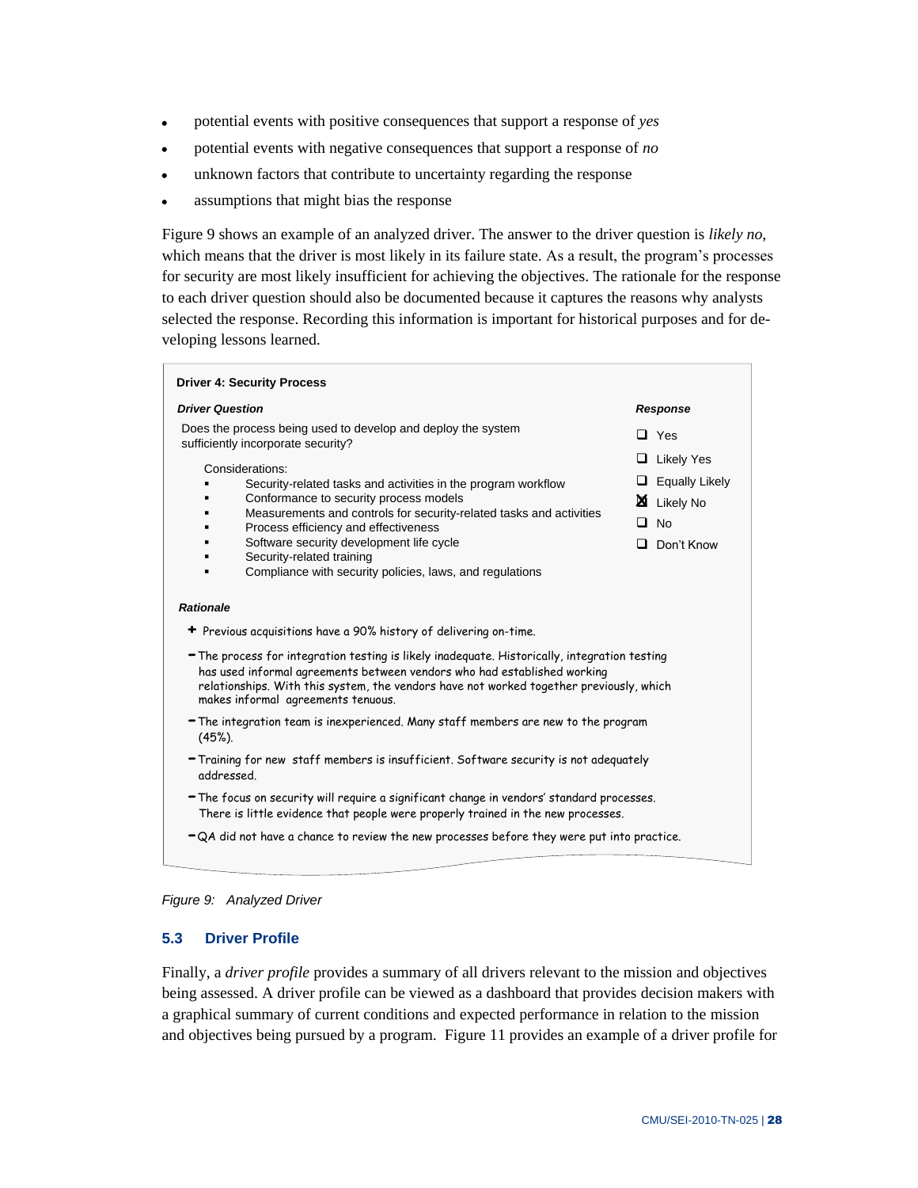- potential events with positive consequences that support a response of *yes*
- potential events with negative consequences that support a response of *no*
- unknown factors that contribute to uncertainty regarding the response
- assumptions that might bias the response

Figure 9 shows an example of an analyzed driver. The answer to the driver question is *likely no*, which means that the driver is most likely in its failure state. As a result, the program's processes for security are most likely insufficient for achieving the objectives. The rationale for the response to each driver question should also be documented because it captures the reasons why analysts selected the response. Recording this information is important for historical purposes and for developing lessons learned.

**Driver 4: Security Process**

***Driver Question***

Does the process being used to develop and deploy the system sufficiently incorporate security?

Considerations:

- Security-related tasks and activities in the program workflow
- Conformance to security process models
- Measurements and controls for security-related tasks and activities
- Process efficiency and effectiveness
- Software security development life cycle
- Security-related training
- Compliance with security policies, laws, and regulations

***Response***

- ☐ Yes
- ☐ Likely Yes
- ☐ Equally Likely
- ☒ Likely No
- ☐ No
- ☐ Don't Know

***Rationale***

+ Previous acquisitions have a 90% history of delivering on-time.

− The process for integration testing is likely inadequate. Historically, integration testing has used informal agreements between vendors who had established working relationships. With this system, the vendors have not worked together previously, which makes informal agreements tenuous.

− The integration team is inexperienced. Many staff members are new to the program (45%).

− Training for new staff members is insufficient. Software security is not adequately addressed.

− The focus on security will require a significant change in vendors' standard processes. There is little evidence that people were properly trained in the new processes.

− QA did not have a chance to review the new processes before they were put into practice.

*Figure 9: Analyzed Driver*

### 5.3 Driver Profile

Finally, a *driver profile* provides a summary of all drivers relevant to the mission and objectives being assessed. A driver profile can be viewed as a dashboard that provides decision makers with a graphical summary of current conditions and expected performance in relation to the mission and objectives being pursued by a program. Figure 11 provides an example of a driver profile for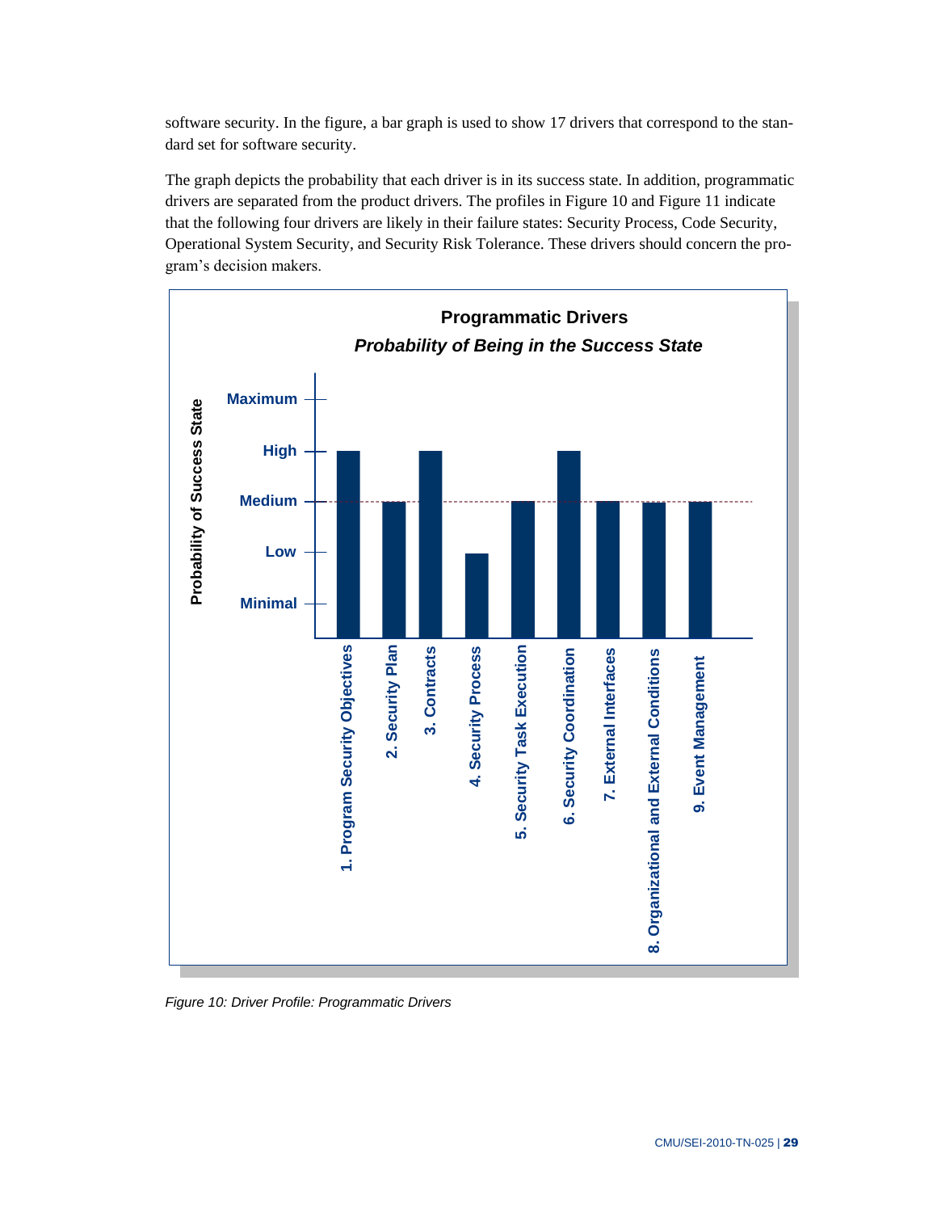software security. In the figure, a bar graph is used to show 17 drivers that correspond to the standard set for software security.

The graph depicts the probability that each driver is in its success state. In addition, programmatic drivers are separated from the product drivers. The profiles in Figure 10 and Figure 11 indicate that the following four drivers are likely in their failure states: Security Process, Code Security, Operational System Security, and Security Risk Tolerance. These drivers should concern the program's decision makers.

**Programmatic Drivers**

***Probability of Being in the Success State***

| Driver | Probability of Success State |
|---|---|
| 1. Program Security Objectives | High |
| 2. Security Plan | Medium |
| 3. Contracts | High |
| 4. Security Process | Low |
| 5. Security Task Execution | Medium |
| 6. Security Coordination | High |
| 7. External Interfaces | Medium |
| 8. Organizational and External Conditions | Medium |
| 9. Event Management | Medium |

*Figure 10: Driver Profile: Programmatic Drivers*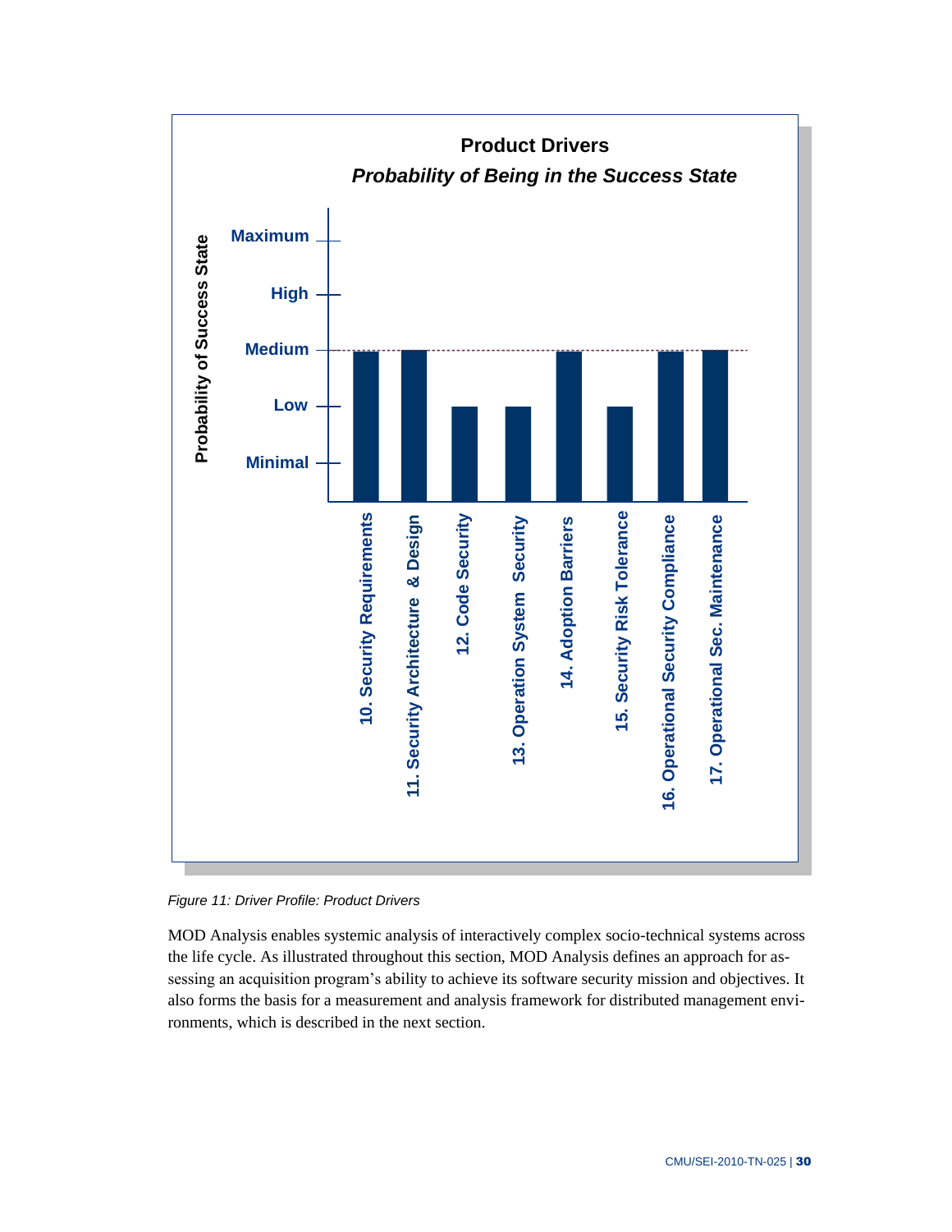**Product Drivers**

***Probability of Being in the Success State***

| Driver | Probability of Success State |
| --- | --- |
| 10. Security Requirements | Medium |
| 11. Security Architecture & Design | Medium |
| 12. Code Security | Low |
| 13. Operation System Security | Low |
| 14. Adoption Barriers | Medium |
| 15. Security Risk Tolerance | Low |
| 16. Operational Security Compliance | Medium |
| 17. Operational Sec. Maintenance | Medium |

*Figure 11: Driver Profile: Product Drivers*

MOD Analysis enables systemic analysis of interactively complex socio-technical systems across the life cycle. As illustrated throughout this section, MOD Analysis defines an approach for assessing an acquisition program's ability to achieve its software security mission and objectives. It also forms the basis for a measurement and analysis framework for distributed management environments, which is described in the next section.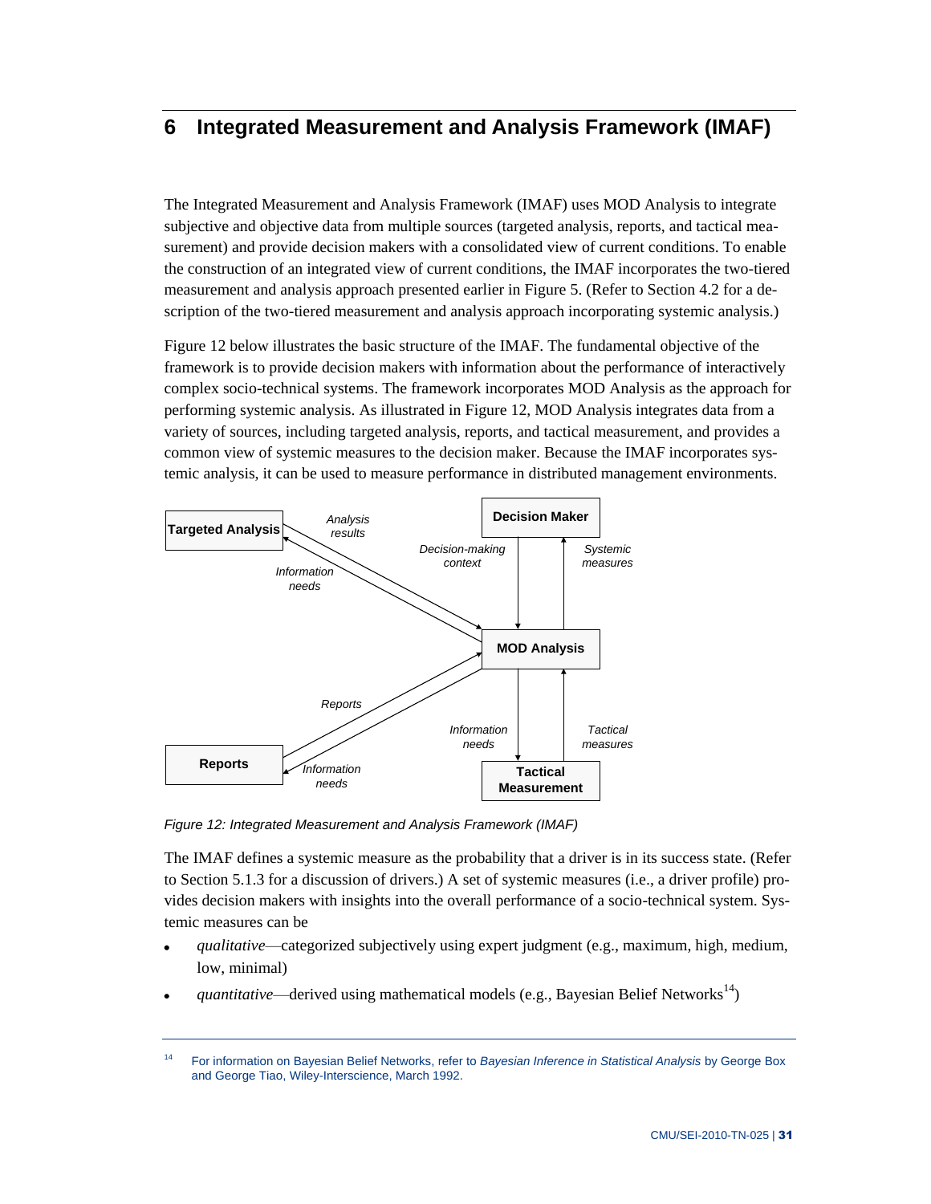# 6 Integrated Measurement and Analysis Framework (IMAF)

The Integrated Measurement and Analysis Framework (IMAF) uses MOD Analysis to integrate subjective and objective data from multiple sources (targeted analysis, reports, and tactical measurement) and provide decision makers with a consolidated view of current conditions. To enable the construction of an integrated view of current conditions, the IMAF incorporates the two-tiered measurement and analysis approach presented earlier in Figure 5. (Refer to Section 4.2 for a description of the two-tiered measurement and analysis approach incorporating systemic analysis.)

Figure 12 below illustrates the basic structure of the IMAF. The fundamental objective of the framework is to provide decision makers with information about the performance of interactively complex socio-technical systems. The framework incorporates MOD Analysis as the approach for performing systemic analysis. As illustrated in Figure 12, MOD Analysis integrates data from a variety of sources, including targeted analysis, reports, and tactical measurement, and provides a common view of systemic measures to the decision maker. Because the IMAF incorporates systemic analysis, it can be used to measure performance in distributed management environments.

Figure 12: Integrated Measurement and Analysis Framework (IMAF)

The IMAF defines a systemic measure as the probability that a driver is in its success state. (Refer to Section 5.1.3 for a discussion of drivers.) A set of systemic measures (i.e., a driver profile) provides decision makers with insights into the overall performance of a socio-technical system. Systemic measures can be

- *qualitative*—categorized subjectively using expert judgment (e.g., maximum, high, medium, low, minimal)
- *quantitative*—derived using mathematical models (e.g., Bayesian Belief Networks[14])

[14] For information on Bayesian Belief Networks, refer to *Bayesian Inference in Statistical Analysis* by George Box and George Tiao, Wiley-Interscience, March 1992.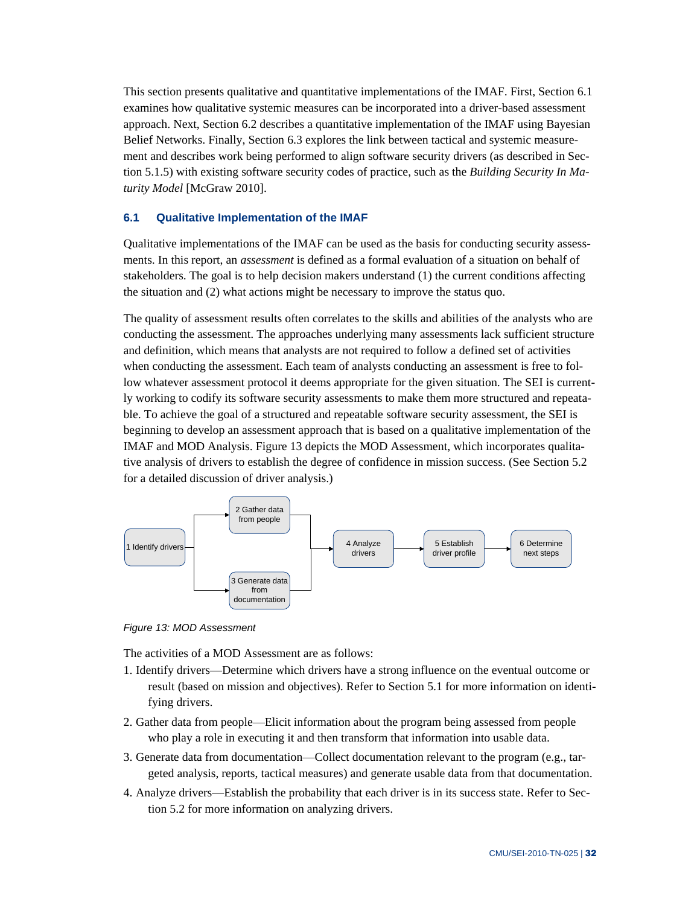This section presents qualitative and quantitative implementations of the IMAF. First, Section 6.1 examines how qualitative systemic measures can be incorporated into a driver-based assessment approach. Next, Section 6.2 describes a quantitative implementation of the IMAF using Bayesian Belief Networks. Finally, Section 6.3 explores the link between tactical and systemic measurement and describes work being performed to align software security drivers (as described in Section 5.1.5) with existing software security codes of practice, such as the *Building Security In Maturity Model* [McGraw 2010].

## 6.1 Qualitative Implementation of the IMAF

Qualitative implementations of the IMAF can be used as the basis for conducting security assessments. In this report, an *assessment* is defined as a formal evaluation of a situation on behalf of stakeholders. The goal is to help decision makers understand (1) the current conditions affecting the situation and (2) what actions might be necessary to improve the status quo.

The quality of assessment results often correlates to the skills and abilities of the analysts who are conducting the assessment. The approaches underlying many assessments lack sufficient structure and definition, which means that analysts are not required to follow a defined set of activities when conducting the assessment. Each team of analysts conducting an assessment is free to follow whatever assessment protocol it deems appropriate for the given situation. The SEI is currently working to codify its software security assessments to make them more structured and repeatable. To achieve the goal of a structured and repeatable software security assessment, the SEI is beginning to develop an assessment approach that is based on a qualitative implementation of the IMAF and MOD Analysis. Figure 13 depicts the MOD Assessment, which incorporates qualitative analysis of drivers to establish the degree of confidence in mission success. (See Section 5.2 for a detailed discussion of driver analysis.)

1 Identify drivers → 2 Gather data from people / 3 Generate data from documentation → 4 Analyze drivers → 5 Establish driver profile → 6 Determine next steps

*Figure 13: MOD Assessment*

The activities of a MOD Assessment are as follows:

1. Identify drivers—Determine which drivers have a strong influence on the eventual outcome or result (based on mission and objectives). Refer to Section 5.1 for more information on identifying drivers.
2. Gather data from people—Elicit information about the program being assessed from people who play a role in executing it and then transform that information into usable data.
3. Generate data from documentation—Collect documentation relevant to the program (e.g., targeted analysis, reports, tactical measures) and generate usable data from that documentation.
4. Analyze drivers—Establish the probability that each driver is in its success state. Refer to Section 5.2 for more information on analyzing drivers.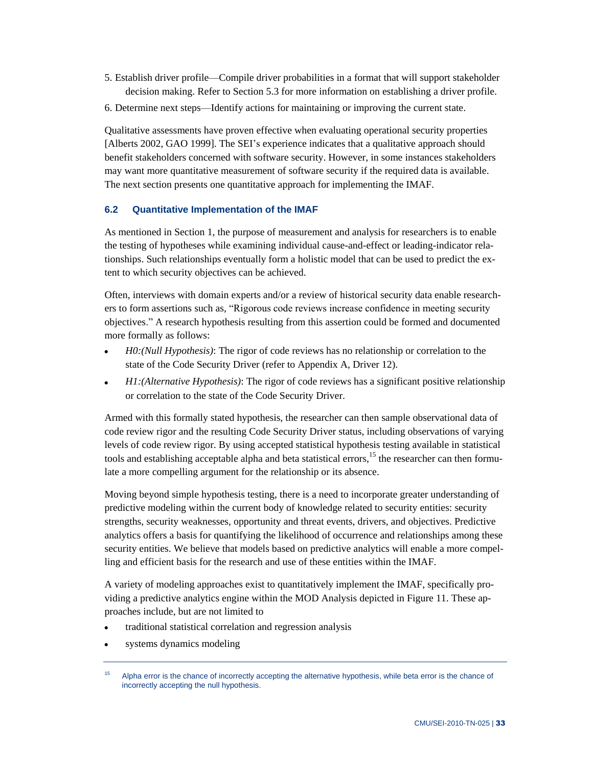5. Establish driver profile—Compile driver probabilities in a format that will support stakeholder decision making. Refer to Section 5.3 for more information on establishing a driver profile.

6. Determine next steps—Identify actions for maintaining or improving the current state.

Qualitative assessments have proven effective when evaluating operational security properties [Alberts 2002, GAO 1999]. The SEI's experience indicates that a qualitative approach should benefit stakeholders concerned with software security. However, in some instances stakeholders may want more quantitative measurement of software security if the required data is available. The next section presents one quantitative approach for implementing the IMAF.

### 6.2 Quantitative Implementation of the IMAF

As mentioned in Section 1, the purpose of measurement and analysis for researchers is to enable the testing of hypotheses while examining individual cause-and-effect or leading-indicator relationships. Such relationships eventually form a holistic model that can be used to predict the extent to which security objectives can be achieved.

Often, interviews with domain experts and/or a review of historical security data enable researchers to form assertions such as, "Rigorous code reviews increase confidence in meeting security objectives." A research hypothesis resulting from this assertion could be formed and documented more formally as follows:

- *H0:(Null Hypothesis)*: The rigor of code reviews has no relationship or correlation to the state of the Code Security Driver (refer to Appendix A, Driver 12).
- *H1:(Alternative Hypothesis)*: The rigor of code reviews has a significant positive relationship or correlation to the state of the Code Security Driver.

Armed with this formally stated hypothesis, the researcher can then sample observational data of code review rigor and the resulting Code Security Driver status, including observations of varying levels of code review rigor. By using accepted statistical hypothesis testing available in statistical tools and establishing acceptable alpha and beta statistical errors,[15] the researcher can then formulate a more compelling argument for the relationship or its absence.

Moving beyond simple hypothesis testing, there is a need to incorporate greater understanding of predictive modeling within the current body of knowledge related to security entities: security strengths, security weaknesses, opportunity and threat events, drivers, and objectives. Predictive analytics offers a basis for quantifying the likelihood of occurrence and relationships among these security entities. We believe that models based on predictive analytics will enable a more compelling and efficient basis for the research and use of these entities within the IMAF.

A variety of modeling approaches exist to quantitatively implement the IMAF, specifically providing a predictive analytics engine within the MOD Analysis depicted in Figure 11. These approaches include, but are not limited to

- traditional statistical correlation and regression analysis
- systems dynamics modeling

[15] Alpha error is the chance of incorrectly accepting the alternative hypothesis, while beta error is the chance of incorrectly accepting the null hypothesis.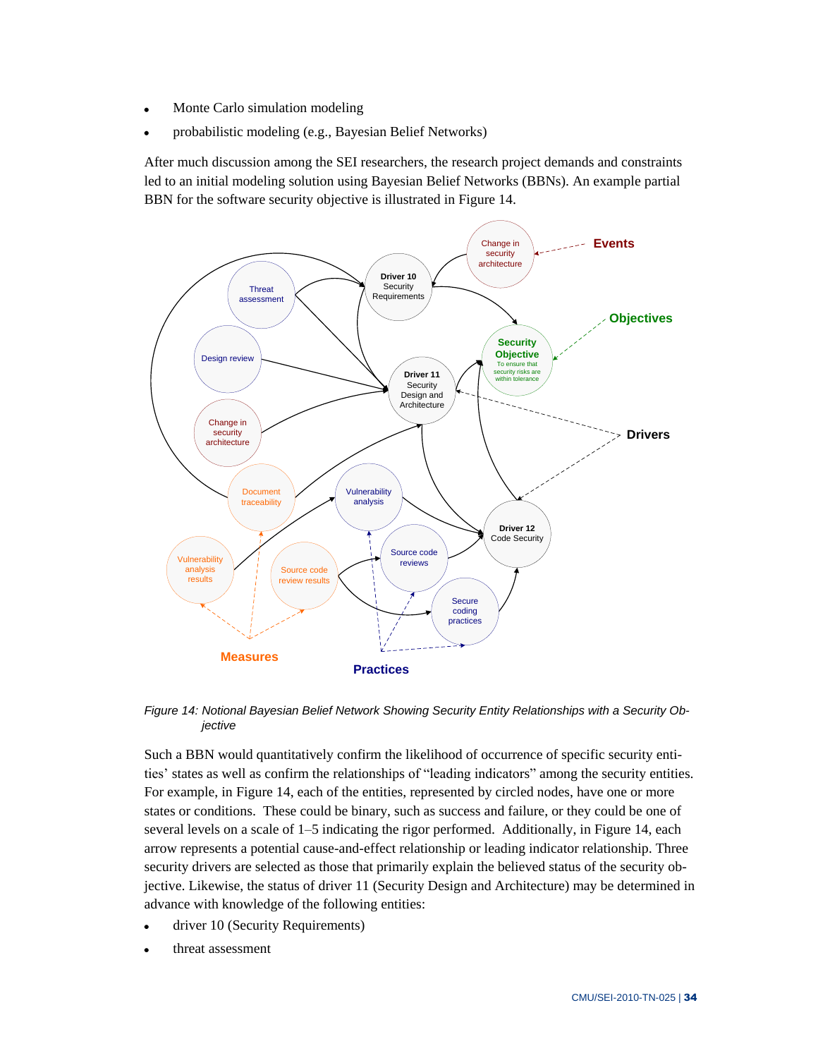- Monte Carlo simulation modeling
- probabilistic modeling (e.g., Bayesian Belief Networks)

After much discussion among the SEI researchers, the research project demands and constraints led to an initial modeling solution using Bayesian Belief Networks (BBNs). An example partial BBN for the software security objective is illustrated in Figure 14.

*Figure 14: Notional Bayesian Belief Network Showing Security Entity Relationships with a Security Objective*

Such a BBN would quantitatively confirm the likelihood of occurrence of specific security entities' states as well as confirm the relationships of "leading indicators" among the security entities. For example, in Figure 14, each of the entities, represented by circled nodes, have one or more states or conditions. These could be binary, such as success and failure, or they could be one of several levels on a scale of 1–5 indicating the rigor performed. Additionally, in Figure 14, each arrow represents a potential cause-and-effect relationship or leading indicator relationship. Three security drivers are selected as those that primarily explain the believed status of the security objective. Likewise, the status of driver 11 (Security Design and Architecture) may be determined in advance with knowledge of the following entities:

- driver 10 (Security Requirements)
- threat assessment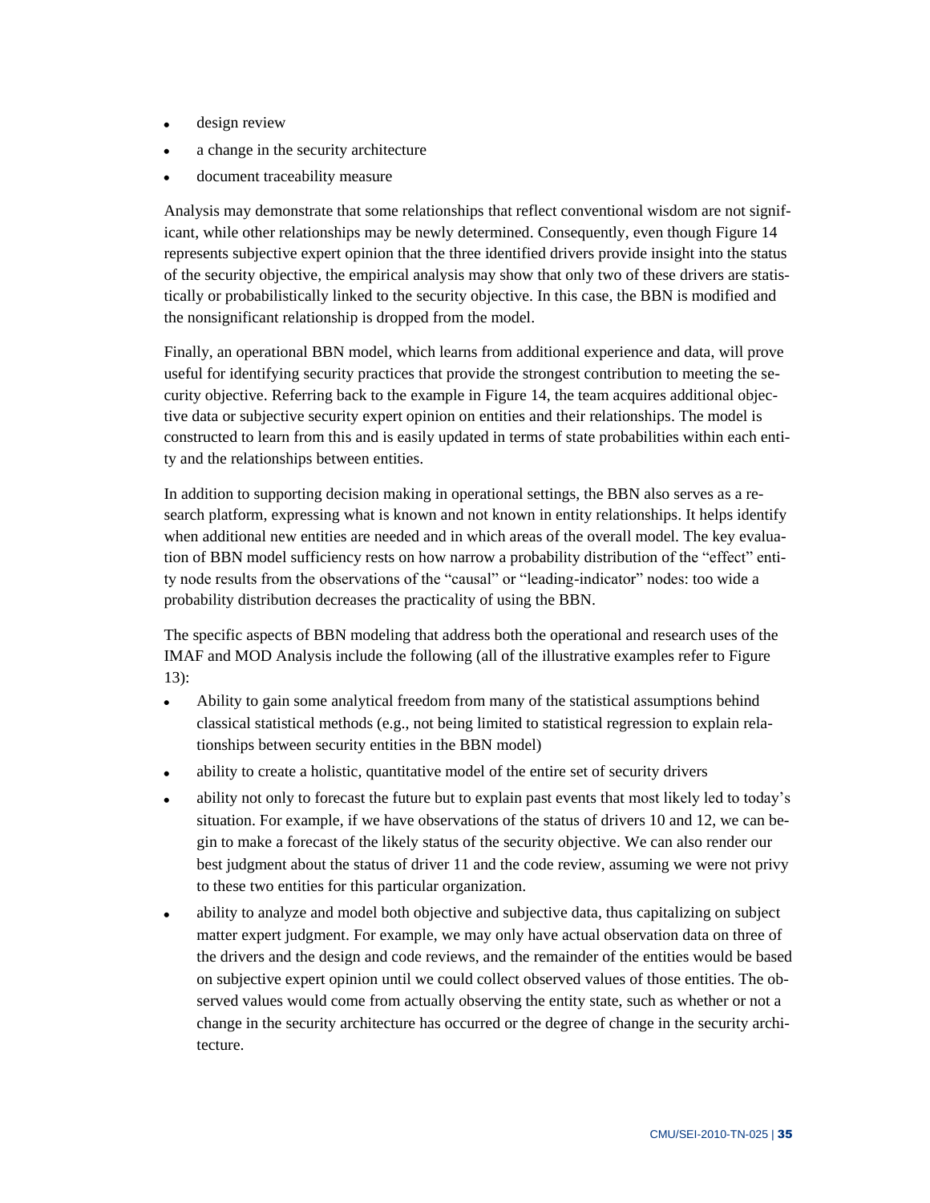- design review
- a change in the security architecture
- document traceability measure

Analysis may demonstrate that some relationships that reflect conventional wisdom are not significant, while other relationships may be newly determined. Consequently, even though Figure 14 represents subjective expert opinion that the three identified drivers provide insight into the status of the security objective, the empirical analysis may show that only two of these drivers are statistically or probabilistically linked to the security objective. In this case, the BBN is modified and the nonsignificant relationship is dropped from the model.

Finally, an operational BBN model, which learns from additional experience and data, will prove useful for identifying security practices that provide the strongest contribution to meeting the security objective. Referring back to the example in Figure 14, the team acquires additional objective data or subjective security expert opinion on entities and their relationships. The model is constructed to learn from this and is easily updated in terms of state probabilities within each entity and the relationships between entities.

In addition to supporting decision making in operational settings, the BBN also serves as a research platform, expressing what is known and not known in entity relationships. It helps identify when additional new entities are needed and in which areas of the overall model. The key evaluation of BBN model sufficiency rests on how narrow a probability distribution of the "effect" entity node results from the observations of the "causal" or "leading-indicator" nodes: too wide a probability distribution decreases the practicality of using the BBN.

The specific aspects of BBN modeling that address both the operational and research uses of the IMAF and MOD Analysis include the following (all of the illustrative examples refer to Figure 13):

- Ability to gain some analytical freedom from many of the statistical assumptions behind classical statistical methods (e.g., not being limited to statistical regression to explain relationships between security entities in the BBN model)
- ability to create a holistic, quantitative model of the entire set of security drivers
- ability not only to forecast the future but to explain past events that most likely led to today's situation. For example, if we have observations of the status of drivers 10 and 12, we can begin to make a forecast of the likely status of the security objective. We can also render our best judgment about the status of driver 11 and the code review, assuming we were not privy to these two entities for this particular organization.
- ability to analyze and model both objective and subjective data, thus capitalizing on subject matter expert judgment. For example, we may only have actual observation data on three of the drivers and the design and code reviews, and the remainder of the entities would be based on subjective expert opinion until we could collect observed values of those entities. The observed values would come from actually observing the entity state, such as whether or not a change in the security architecture has occurred or the degree of change in the security architecture.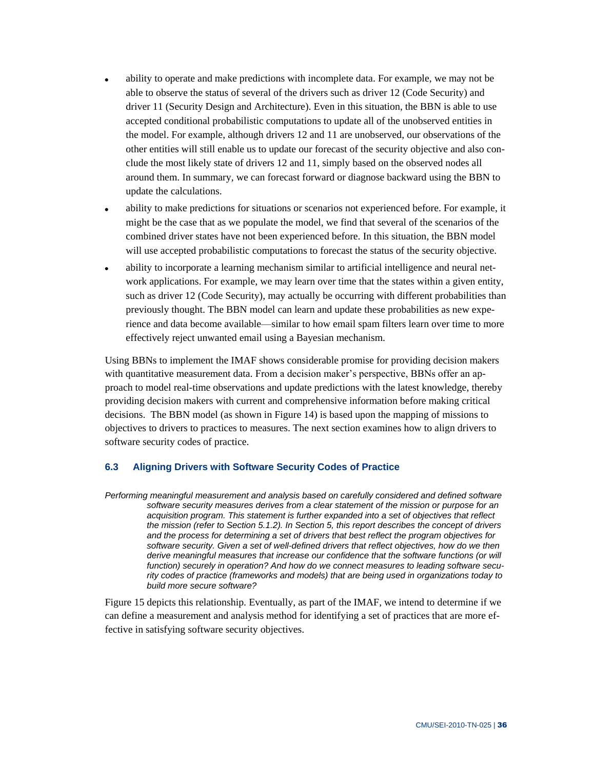- ability to operate and make predictions with incomplete data. For example, we may not be able to observe the status of several of the drivers such as driver 12 (Code Security) and driver 11 (Security Design and Architecture). Even in this situation, the BBN is able to use accepted conditional probabilistic computations to update all of the unobserved entities in the model. For example, although drivers 12 and 11 are unobserved, our observations of the other entities will still enable us to update our forecast of the security objective and also conclude the most likely state of drivers 12 and 11, simply based on the observed nodes all around them. In summary, we can forecast forward or diagnose backward using the BBN to update the calculations.
- ability to make predictions for situations or scenarios not experienced before. For example, it might be the case that as we populate the model, we find that several of the scenarios of the combined driver states have not been experienced before. In this situation, the BBN model will use accepted probabilistic computations to forecast the status of the security objective.
- ability to incorporate a learning mechanism similar to artificial intelligence and neural network applications. For example, we may learn over time that the states within a given entity, such as driver 12 (Code Security), may actually be occurring with different probabilities than previously thought. The BBN model can learn and update these probabilities as new experience and data become available—similar to how email spam filters learn over time to more effectively reject unwanted email using a Bayesian mechanism.

Using BBNs to implement the IMAF shows considerable promise for providing decision makers with quantitative measurement data. From a decision maker's perspective, BBNs offer an approach to model real-time observations and update predictions with the latest knowledge, thereby providing decision makers with current and comprehensive information before making critical decisions. The BBN model (as shown in Figure 14) is based upon the mapping of missions to objectives to drivers to practices to measures. The next section examines how to align drivers to software security codes of practice.

### 6.3 Aligning Drivers with Software Security Codes of Practice

*Performing meaningful measurement and analysis based on carefully considered and defined software software security measures derives from a clear statement of the mission or purpose for an acquisition program. This statement is further expanded into a set of objectives that reflect the mission (refer to Section 5.1.2). In Section 5, this report describes the concept of drivers and the process for determining a set of drivers that best reflect the program objectives for software security. Given a set of well-defined drivers that reflect objectives, how do we then derive meaningful measures that increase our confidence that the software functions (or will function) securely in operation? And how do we connect measures to leading software security codes of practice (frameworks and models) that are being used in organizations today to build more secure software?*

Figure 15 depicts this relationship. Eventually, as part of the IMAF, we intend to determine if we can define a measurement and analysis method for identifying a set of practices that are more effective in satisfying software security objectives.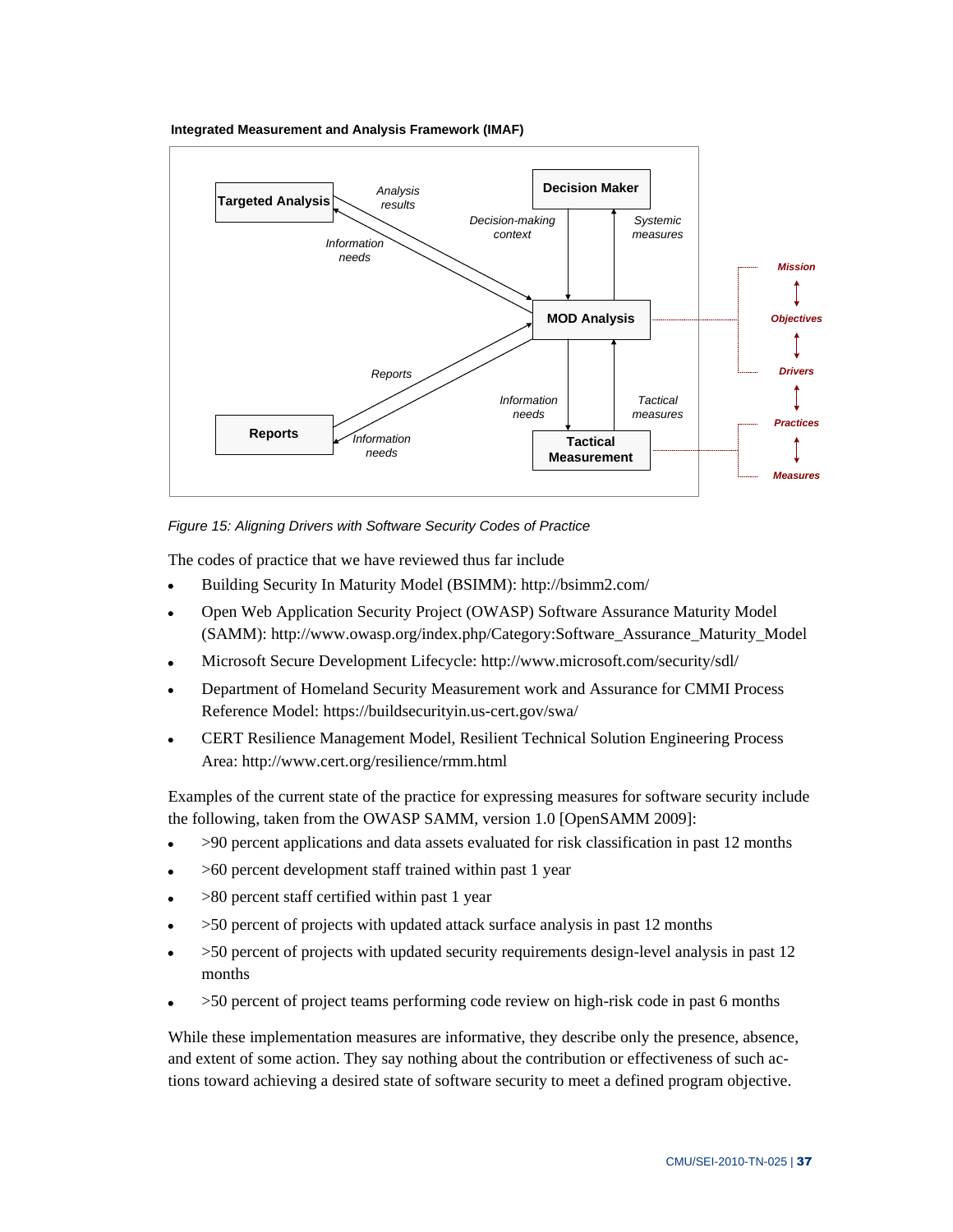**Integrated Measurement and Analysis Framework (IMAF)**

Targeted Analysis — Analysis results — Information needs — Decision Maker — Decision-making context — Systemic measures — MOD Analysis — Reports — Information needs — Information needs — Tactical measures — Tactical Measurement — Mission — Objectives — Drivers — Practices — Measures

*Figure 15: Aligning Drivers with Software Security Codes of Practice*

The codes of practice that we have reviewed thus far include

- Building Security In Maturity Model (BSIMM): http://bsimm2.com/
- Open Web Application Security Project (OWASP) Software Assurance Maturity Model (SAMM): http://www.owasp.org/index.php/Category:Software_Assurance_Maturity_Model
- Microsoft Secure Development Lifecycle: http://www.microsoft.com/security/sdl/
- Department of Homeland Security Measurement work and Assurance for CMMI Process Reference Model: https://buildsecurityin.us-cert.gov/swa/
- CERT Resilience Management Model, Resilient Technical Solution Engineering Process Area: http://www.cert.org/resilience/rmm.html

Examples of the current state of the practice for expressing measures for software security include the following, taken from the OWASP SAMM, version 1.0 [OpenSAMM 2009]:

- >90 percent applications and data assets evaluated for risk classification in past 12 months
- >60 percent development staff trained within past 1 year
- >80 percent staff certified within past 1 year
- >50 percent of projects with updated attack surface analysis in past 12 months
- >50 percent of projects with updated security requirements design-level analysis in past 12 months
- >50 percent of project teams performing code review on high-risk code in past 6 months

While these implementation measures are informative, they describe only the presence, absence, and extent of some action. They say nothing about the contribution or effectiveness of such actions toward achieving a desired state of software security to meet a defined program objective.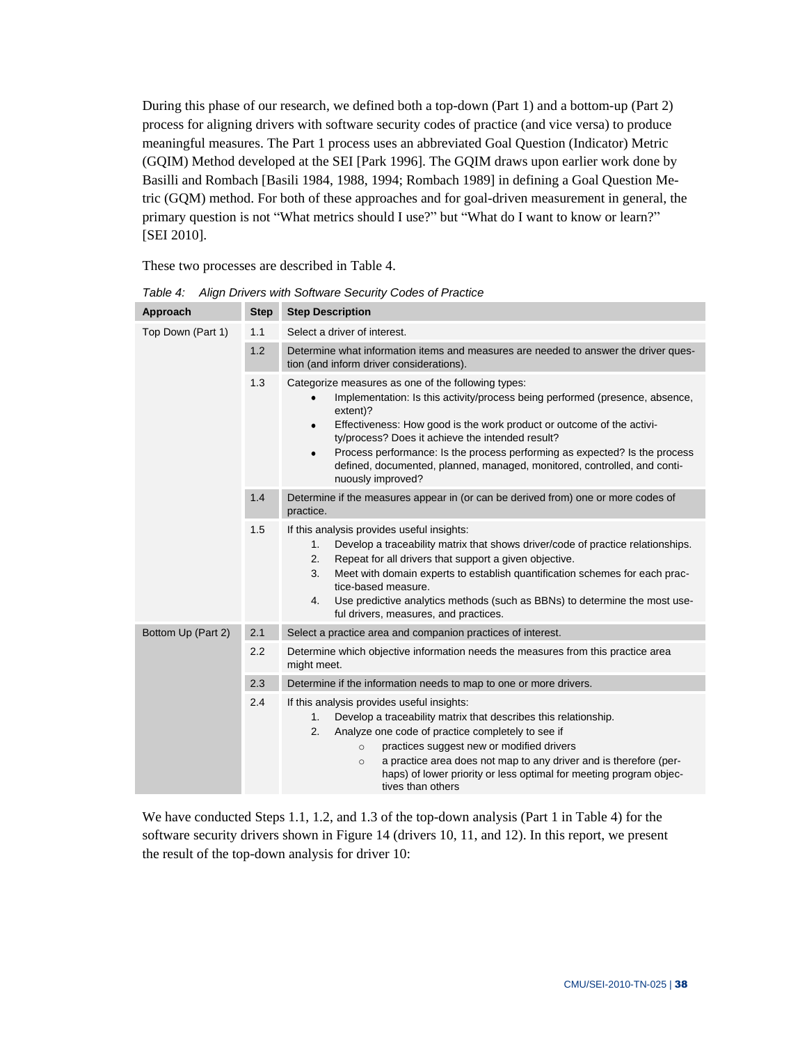During this phase of our research, we defined both a top-down (Part 1) and a bottom-up (Part 2) process for aligning drivers with software security codes of practice (and vice versa) to produce meaningful measures. The Part 1 process uses an abbreviated Goal Question (Indicator) Metric (GQIM) Method developed at the SEI [Park 1996]. The GQIM draws upon earlier work done by Basilli and Rombach [Basili 1984, 1988, 1994; Rombach 1989] in defining a Goal Question Metric (GQM) method. For both of these approaches and for goal-driven measurement in general, the primary question is not "What metrics should I use?" but "What do I want to know or learn?" [SEI 2010].

These two processes are described in Table 4.

*Table 4: Align Drivers with Software Security Codes of Practice*

| Approach | Step | Step Description |
|---|---|---|
| Top Down (Part 1) | 1.1 | Select a driver of interest. |
| | 1.2 | Determine what information items and measures are needed to answer the driver question (and inform driver considerations). |
| | 1.3 | Categorize measures as one of the following types:<br>• Implementation: Is this activity/process being performed (presence, absence, extent)?<br>• Effectiveness: How good is the work product or outcome of the activity/process? Does it achieve the intended result?<br>• Process performance: Is the process performing as expected? Is the process defined, documented, planned, managed, monitored, controlled, and continuously improved? |
| | 1.4 | Determine if the measures appear in (or can be derived from) one or more codes of practice. |
| | 1.5 | If this analysis provides useful insights:<br>1. Develop a traceability matrix that shows driver/code of practice relationships.<br>2. Repeat for all drivers that support a given objective.<br>3. Meet with domain experts to establish quantification schemes for each practice-based measure.<br>4. Use predictive analytics methods (such as BBNs) to determine the most useful drivers, measures, and practices. |
| Bottom Up (Part 2) | 2.1 | Select a practice area and companion practices of interest. |
| | 2.2 | Determine which objective information needs the measures from this practice area might meet. |
| | 2.3 | Determine if the information needs to map to one or more drivers. |
| | 2.4 | If this analysis provides useful insights:<br>1. Develop a traceability matrix that describes this relationship.<br>2. Analyze one code of practice completely to see if<br>　○ practices suggest new or modified drivers<br>　○ a practice area does not map to any driver and is therefore (perhaps) of lower priority or less optimal for meeting program objectives than others |

We have conducted Steps 1.1, 1.2, and 1.3 of the top-down analysis (Part 1 in Table 4) for the software security drivers shown in Figure 14 (drivers 10, 11, and 12). In this report, we present the result of the top-down analysis for driver 10: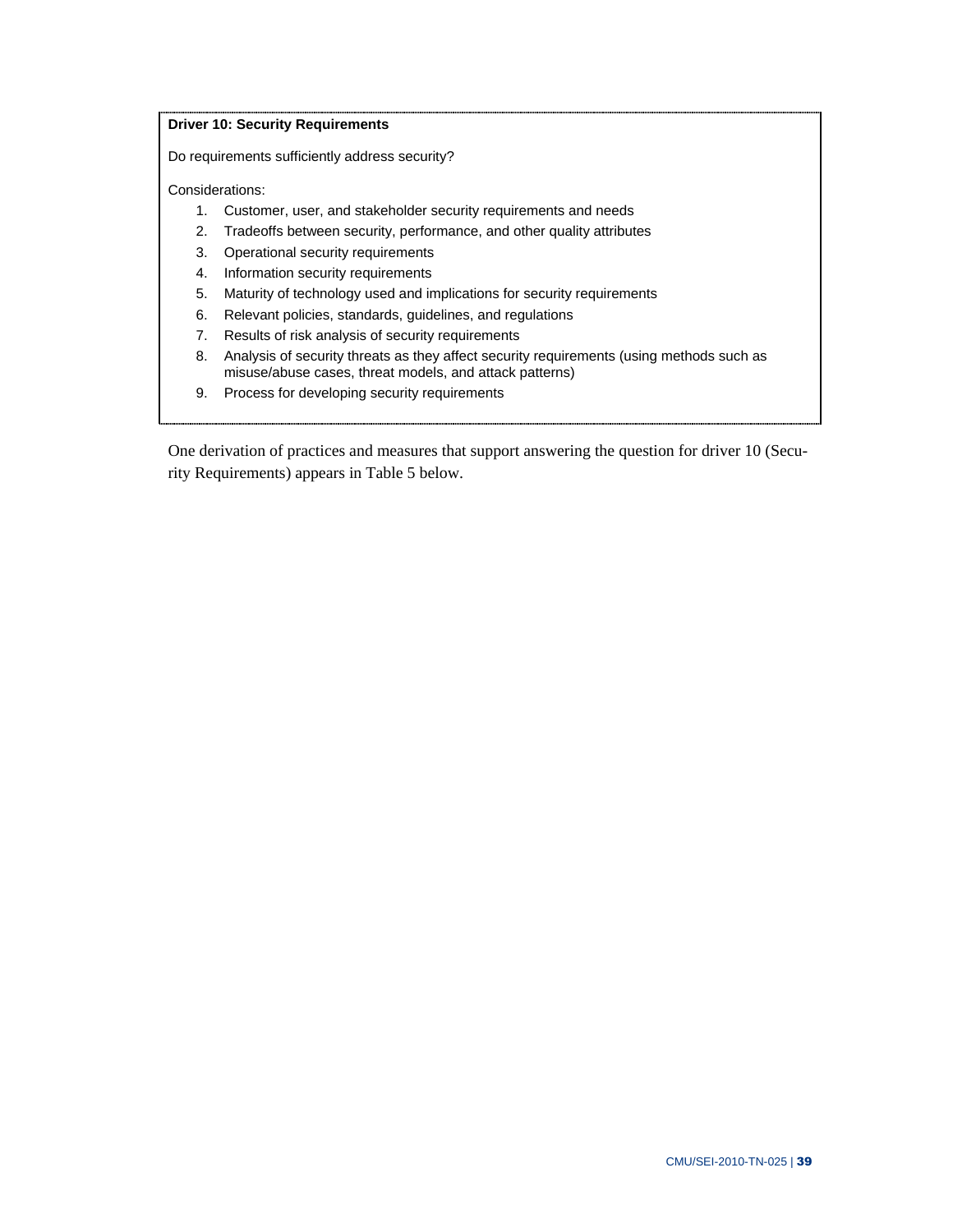**Driver 10: Security Requirements**

Do requirements sufficiently address security?

Considerations:

1. Customer, user, and stakeholder security requirements and needs
2. Tradeoffs between security, performance, and other quality attributes
3. Operational security requirements
4. Information security requirements
5. Maturity of technology used and implications for security requirements
6. Relevant policies, standards, guidelines, and regulations
7. Results of risk analysis of security requirements
8. Analysis of security threats as they affect security requirements (using methods such as misuse/abuse cases, threat models, and attack patterns)
9. Process for developing security requirements

One derivation of practices and measures that support answering the question for driver 10 (Security Requirements) appears in Table 5 below.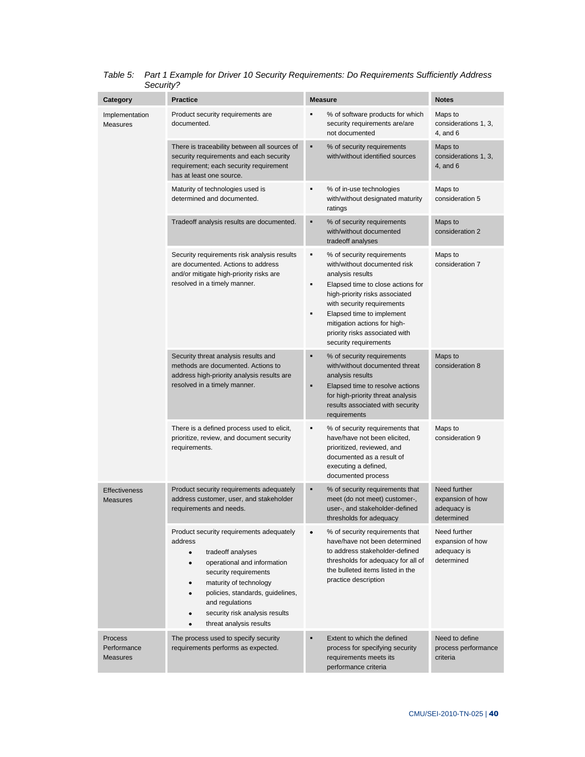*Table 5: Part 1 Example for Driver 10 Security Requirements: Do Requirements Sufficiently Address Security?*

| Category | Practice | Measure | Notes |
|---|---|---|---|
| Implementation Measures | Product security requirements are documented. | ▪ % of software products for which security requirements are/are not documented | Maps to considerations 1, 3, 4, and 6 |
| | There is traceability between all sources of security requirements and each security requirement; each security requirement has at least one source. | ▪ % of security requirements with/without identified sources | Maps to considerations 1, 3, 4, and 6 |
| | Maturity of technologies used is determined and documented. | ▪ % of in-use technologies with/without designated maturity ratings | Maps to consideration 5 |
| | Tradeoff analysis results are documented. | ▪ % of security requirements with/without documented tradeoff analyses | Maps to consideration 2 |
| | Security requirements risk analysis results are documented. Actions to address and/or mitigate high-priority risks are resolved in a timely manner. | ▪ % of security requirements with/without documented risk analysis results<br>▪ Elapsed time to close actions for high-priority risks associated with security requirements<br>▪ Elapsed time to implement mitigation actions for high-priority risks associated with security requirements | Maps to consideration 7 |
| | Security threat analysis results and methods are documented. Actions to address high-priority analysis results are resolved in a timely manner. | ▪ % of security requirements with/without documented threat analysis results<br>▪ Elapsed time to resolve actions for high-priority threat analysis results associated with security requirements | Maps to consideration 8 |
| | There is a defined process used to elicit, prioritize, review, and document security requirements. | ▪ % of security requirements that have/have not been elicited, prioritized, reviewed, and documented as a result of executing a defined, documented process | Maps to consideration 9 |
| Effectiveness Measures | Product security requirements adequately address customer, user, and stakeholder requirements and needs. | ▪ % of security requirements that meet (do not meet) customer-, user-, and stakeholder-defined thresholds for adequacy | Need further expansion of how adequacy is determined |
| | Product security requirements adequately address<br>• tradeoff analyses<br>• operational and information security requirements<br>• maturity of technology<br>• policies, standards, guidelines, and regulations<br>• security risk analysis results<br>• threat analysis results | • % of security requirements that have/have not been determined to address stakeholder-defined thresholds for adequacy for all of the bulleted items listed in the practice description | Need further expansion of how adequacy is determined |
| Process Performance Measures | The process used to specify security requirements performs as expected. | ▪ Extent to which the defined process for specifying security requirements meets its performance criteria | Need to define process performance criteria |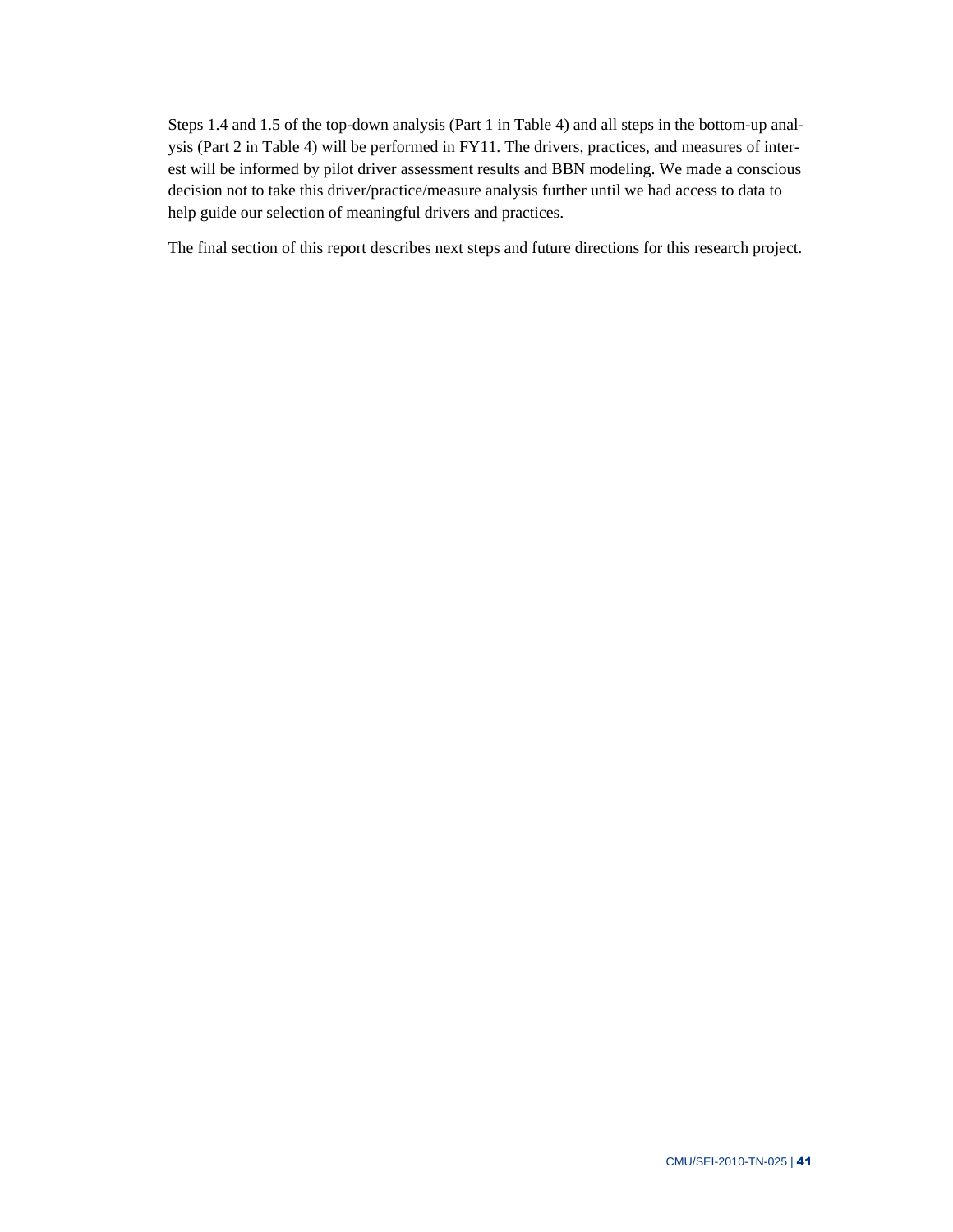Steps 1.4 and 1.5 of the top-down analysis (Part 1 in Table 4) and all steps in the bottom-up analysis (Part 2 in Table 4) will be performed in FY11. The drivers, practices, and measures of interest will be informed by pilot driver assessment results and BBN modeling. We made a conscious decision not to take this driver/practice/measure analysis further until we had access to data to help guide our selection of meaningful drivers and practices.

The final section of this report describes next steps and future directions for this research project.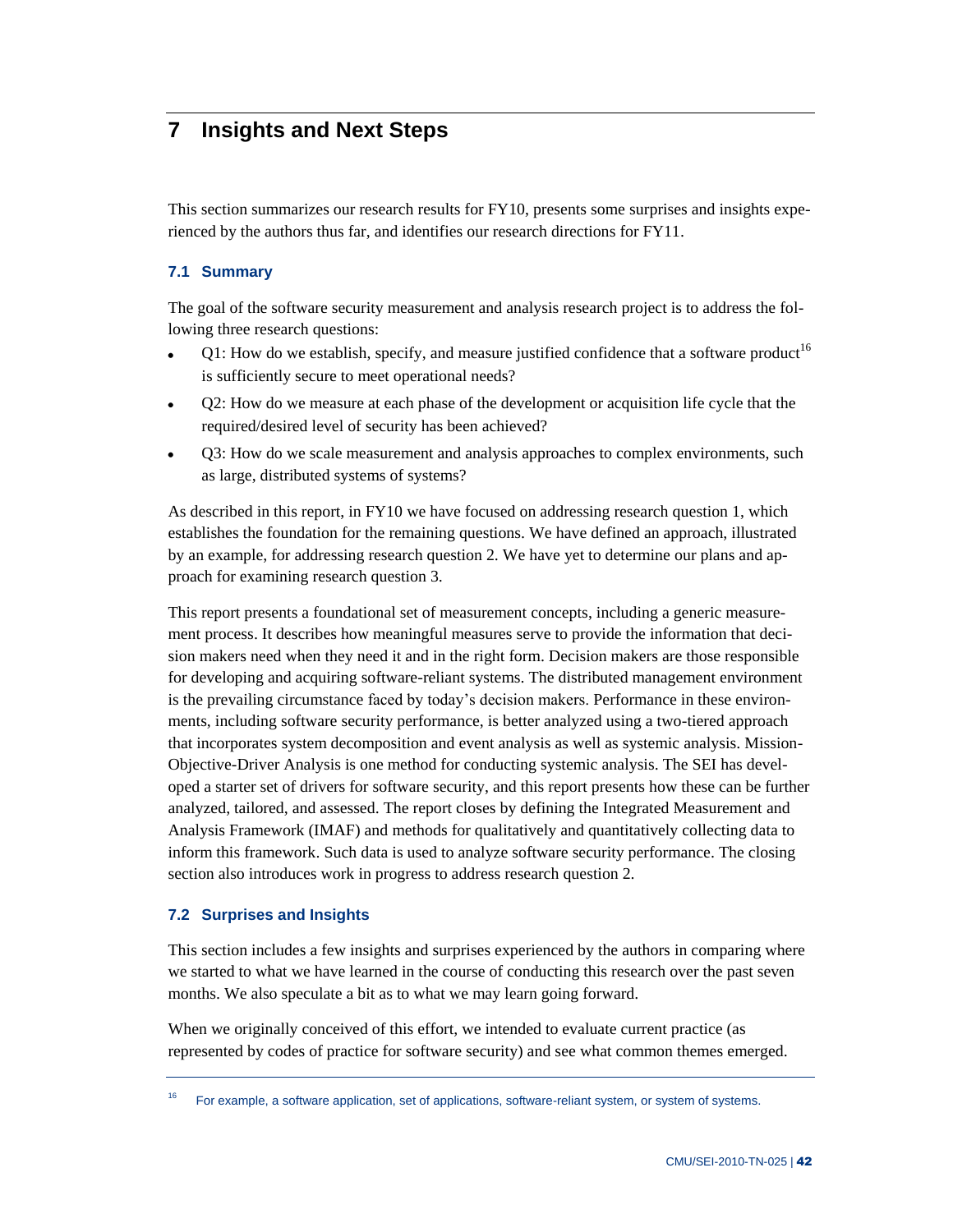# 7 Insights and Next Steps

This section summarizes our research results for FY10, presents some surprises and insights experienced by the authors thus far, and identifies our research directions for FY11.

## 7.1 Summary

The goal of the software security measurement and analysis research project is to address the following three research questions:

- Q1: How do we establish, specify, and measure justified confidence that a software product[16] is sufficiently secure to meet operational needs?
- Q2: How do we measure at each phase of the development or acquisition life cycle that the required/desired level of security has been achieved?
- Q3: How do we scale measurement and analysis approaches to complex environments, such as large, distributed systems of systems?

As described in this report, in FY10 we have focused on addressing research question 1, which establishes the foundation for the remaining questions. We have defined an approach, illustrated by an example, for addressing research question 2. We have yet to determine our plans and approach for examining research question 3.

This report presents a foundational set of measurement concepts, including a generic measurement process. It describes how meaningful measures serve to provide the information that decision makers need when they need it and in the right form. Decision makers are those responsible for developing and acquiring software-reliant systems. The distributed management environment is the prevailing circumstance faced by today's decision makers. Performance in these environments, including software security performance, is better analyzed using a two-tiered approach that incorporates system decomposition and event analysis as well as systemic analysis. Mission-Objective-Driver Analysis is one method for conducting systemic analysis. The SEI has developed a starter set of drivers for software security, and this report presents how these can be further analyzed, tailored, and assessed. The report closes by defining the Integrated Measurement and Analysis Framework (IMAF) and methods for qualitatively and quantitatively collecting data to inform this framework. Such data is used to analyze software security performance. The closing section also introduces work in progress to address research question 2.

## 7.2 Surprises and Insights

This section includes a few insights and surprises experienced by the authors in comparing where we started to what we have learned in the course of conducting this research over the past seven months. We also speculate a bit as to what we may learn going forward.

When we originally conceived of this effort, we intended to evaluate current practice (as represented by codes of practice for software security) and see what common themes emerged.

[16] For example, a software application, set of applications, software-reliant system, or system of systems.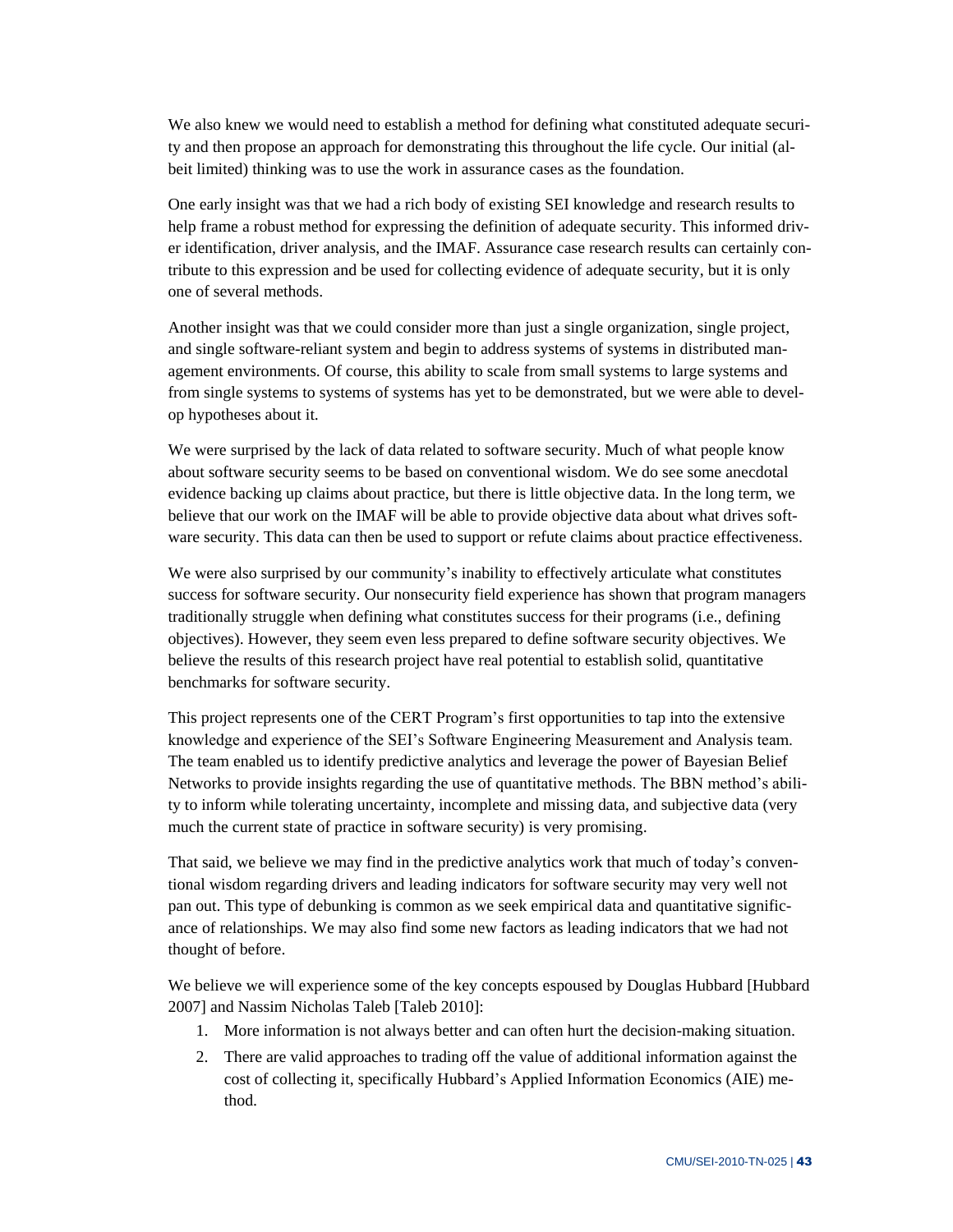We also knew we would need to establish a method for defining what constituted adequate security and then propose an approach for demonstrating this throughout the life cycle. Our initial (albeit limited) thinking was to use the work in assurance cases as the foundation.

One early insight was that we had a rich body of existing SEI knowledge and research results to help frame a robust method for expressing the definition of adequate security. This informed driver identification, driver analysis, and the IMAF. Assurance case research results can certainly contribute to this expression and be used for collecting evidence of adequate security, but it is only one of several methods.

Another insight was that we could consider more than just a single organization, single project, and single software-reliant system and begin to address systems of systems in distributed management environments. Of course, this ability to scale from small systems to large systems and from single systems to systems of systems has yet to be demonstrated, but we were able to develop hypotheses about it.

We were surprised by the lack of data related to software security. Much of what people know about software security seems to be based on conventional wisdom. We do see some anecdotal evidence backing up claims about practice, but there is little objective data. In the long term, we believe that our work on the IMAF will be able to provide objective data about what drives software security. This data can then be used to support or refute claims about practice effectiveness.

We were also surprised by our community's inability to effectively articulate what constitutes success for software security. Our nonsecurity field experience has shown that program managers traditionally struggle when defining what constitutes success for their programs (i.e., defining objectives). However, they seem even less prepared to define software security objectives. We believe the results of this research project have real potential to establish solid, quantitative benchmarks for software security.

This project represents one of the CERT Program's first opportunities to tap into the extensive knowledge and experience of the SEI's Software Engineering Measurement and Analysis team. The team enabled us to identify predictive analytics and leverage the power of Bayesian Belief Networks to provide insights regarding the use of quantitative methods. The BBN method's ability to inform while tolerating uncertainty, incomplete and missing data, and subjective data (very much the current state of practice in software security) is very promising.

That said, we believe we may find in the predictive analytics work that much of today's conventional wisdom regarding drivers and leading indicators for software security may very well not pan out. This type of debunking is common as we seek empirical data and quantitative significance of relationships. We may also find some new factors as leading indicators that we had not thought of before.

We believe we will experience some of the key concepts espoused by Douglas Hubbard [Hubbard 2007] and Nassim Nicholas Taleb [Taleb 2010]:

1. More information is not always better and can often hurt the decision-making situation.
2. There are valid approaches to trading off the value of additional information against the cost of collecting it, specifically Hubbard's Applied Information Economics (AIE) method.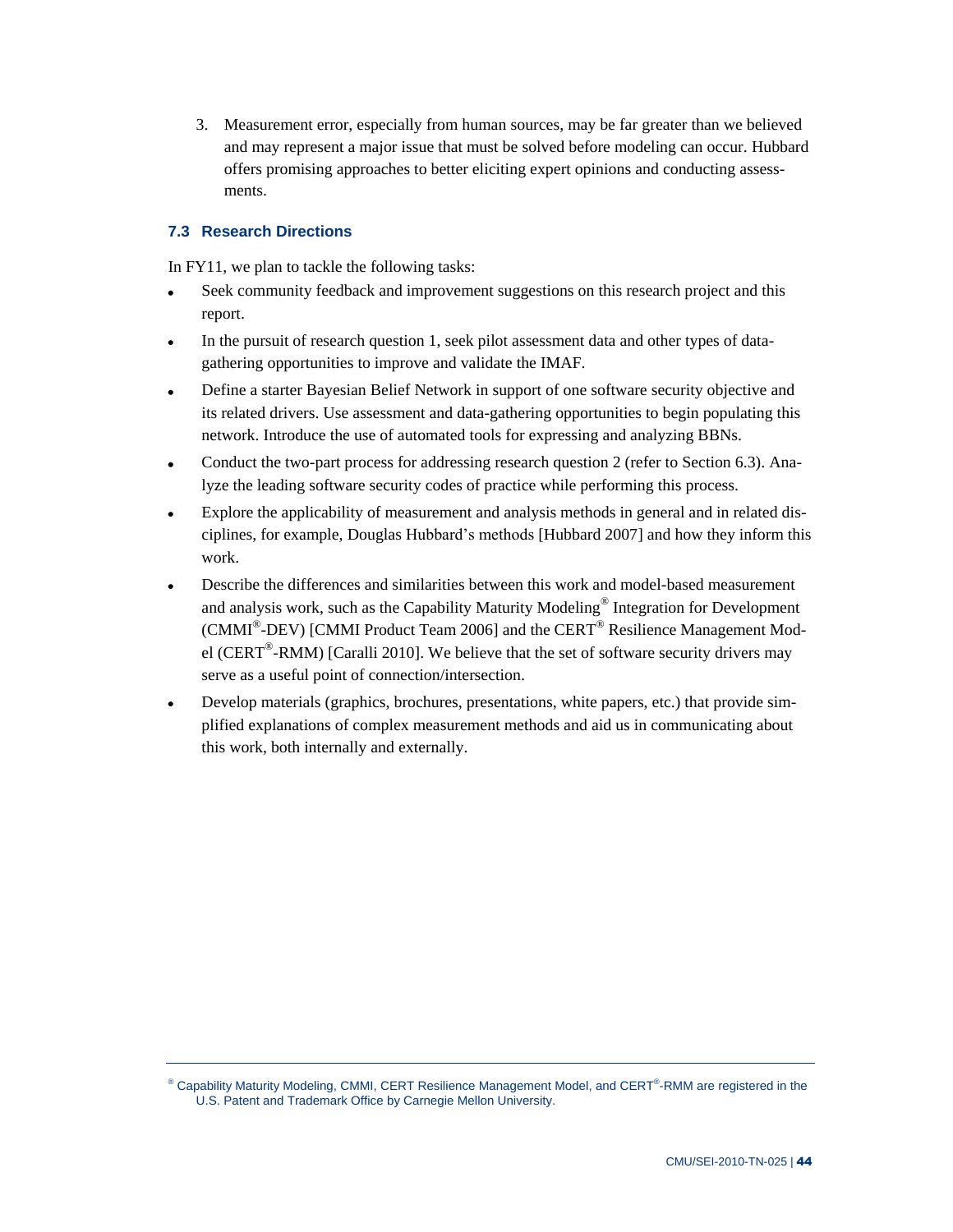3. Measurement error, especially from human sources, may be far greater than we believed and may represent a major issue that must be solved before modeling can occur. Hubbard offers promising approaches to better eliciting expert opinions and conducting assessments.

### 7.3 Research Directions

In FY11, we plan to tackle the following tasks:

- Seek community feedback and improvement suggestions on this research project and this report.
- In the pursuit of research question 1, seek pilot assessment data and other types of data-gathering opportunities to improve and validate the IMAF.
- Define a starter Bayesian Belief Network in support of one software security objective and its related drivers. Use assessment and data-gathering opportunities to begin populating this network. Introduce the use of automated tools for expressing and analyzing BBNs.
- Conduct the two-part process for addressing research question 2 (refer to Section 6.3). Analyze the leading software security codes of practice while performing this process.
- Explore the applicability of measurement and analysis methods in general and in related disciplines, for example, Douglas Hubbard's methods [Hubbard 2007] and how they inform this work.
- Describe the differences and similarities between this work and model-based measurement and analysis work, such as the Capability Maturity Modeling® Integration for Development (CMMI®-DEV) [CMMI Product Team 2006] and the CERT® Resilience Management Model (CERT®-RMM) [Caralli 2010]. We believe that the set of software security drivers may serve as a useful point of connection/intersection.
- Develop materials (graphics, brochures, presentations, white papers, etc.) that provide simplified explanations of complex measurement methods and aid us in communicating about this work, both internally and externally.

® Capability Maturity Modeling, CMMI, CERT Resilience Management Model, and CERT®-RMM are registered in the U.S. Patent and Trademark Office by Carnegie Mellon University.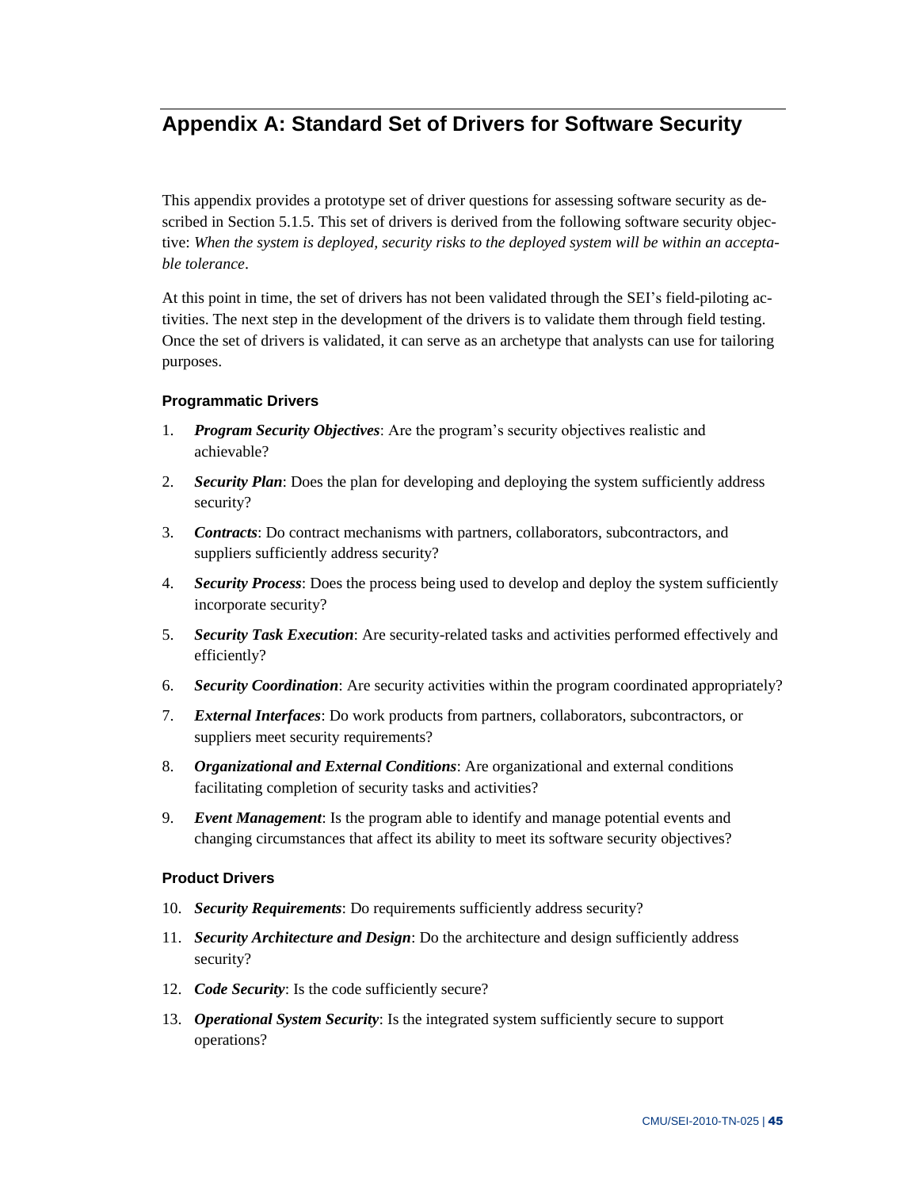# Appendix A: Standard Set of Drivers for Software Security

This appendix provides a prototype set of driver questions for assessing software security as described in Section 5.1.5. This set of drivers is derived from the following software security objective: *When the system is deployed, security risks to the deployed system will be within an acceptable tolerance*.

At this point in time, the set of drivers has not been validated through the SEI's field-piloting activities. The next step in the development of the drivers is to validate them through field testing. Once the set of drivers is validated, it can serve as an archetype that analysts can use for tailoring purposes.

### Programmatic Drivers

1. ***Program Security Objectives***: Are the program's security objectives realistic and achievable?
2. ***Security Plan***: Does the plan for developing and deploying the system sufficiently address security?
3. ***Contracts***: Do contract mechanisms with partners, collaborators, subcontractors, and suppliers sufficiently address security?
4. ***Security Process***: Does the process being used to develop and deploy the system sufficiently incorporate security?
5. ***Security Task Execution***: Are security-related tasks and activities performed effectively and efficiently?
6. ***Security Coordination***: Are security activities within the program coordinated appropriately?
7. ***External Interfaces***: Do work products from partners, collaborators, subcontractors, or suppliers meet security requirements?
8. ***Organizational and External Conditions***: Are organizational and external conditions facilitating completion of security tasks and activities?
9. ***Event Management***: Is the program able to identify and manage potential events and changing circumstances that affect its ability to meet its software security objectives?

### Product Drivers

10. ***Security Requirements***: Do requirements sufficiently address security?
11. ***Security Architecture and Design***: Do the architecture and design sufficiently address security?
12. ***Code Security***: Is the code sufficiently secure?
13. ***Operational System Security***: Is the integrated system sufficiently secure to support operations?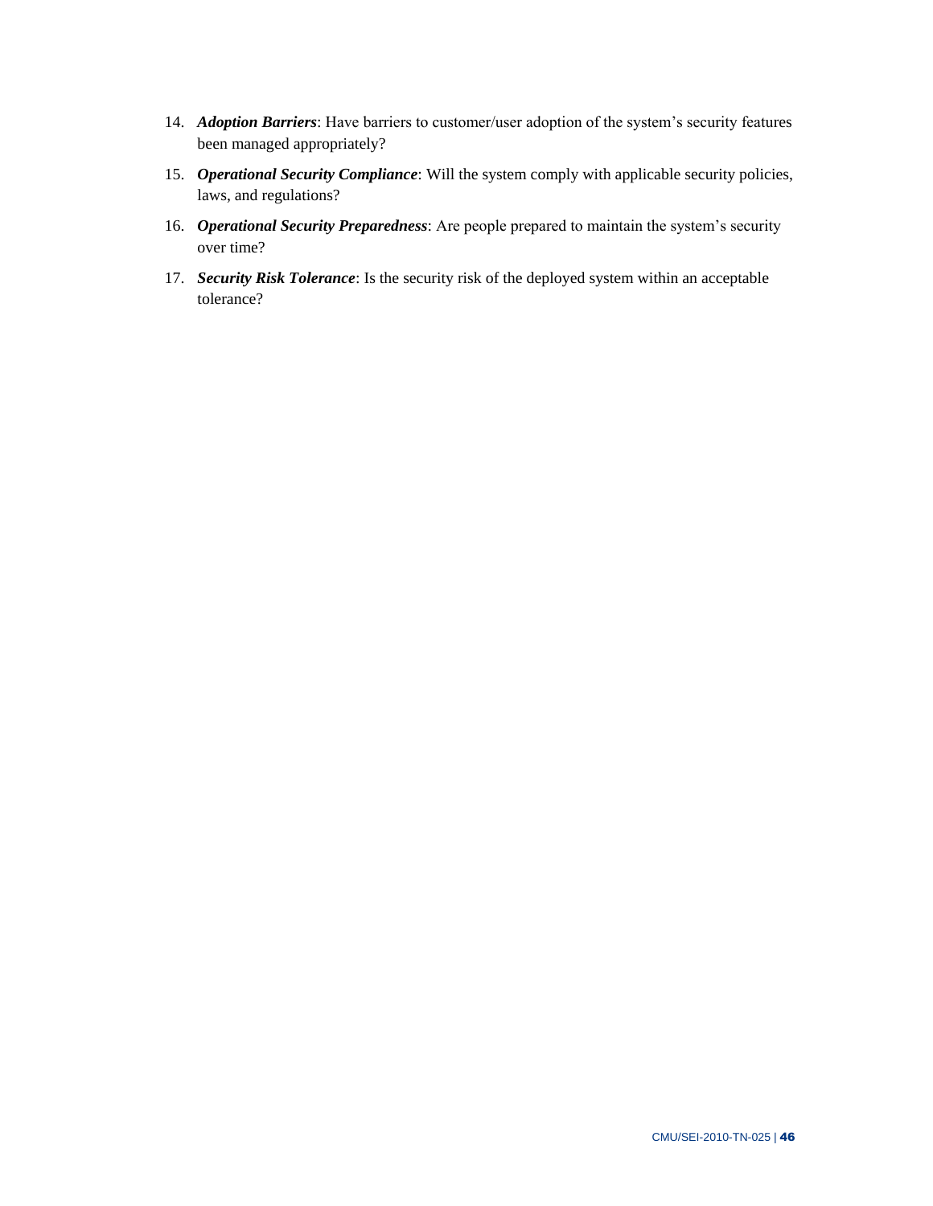14. ***Adoption Barriers***: Have barriers to customer/user adoption of the system's security features been managed appropriately?

15. ***Operational Security Compliance***: Will the system comply with applicable security policies, laws, and regulations?

16. ***Operational Security Preparedness***: Are people prepared to maintain the system's security over time?

17. ***Security Risk Tolerance***: Is the security risk of the deployed system within an acceptable tolerance?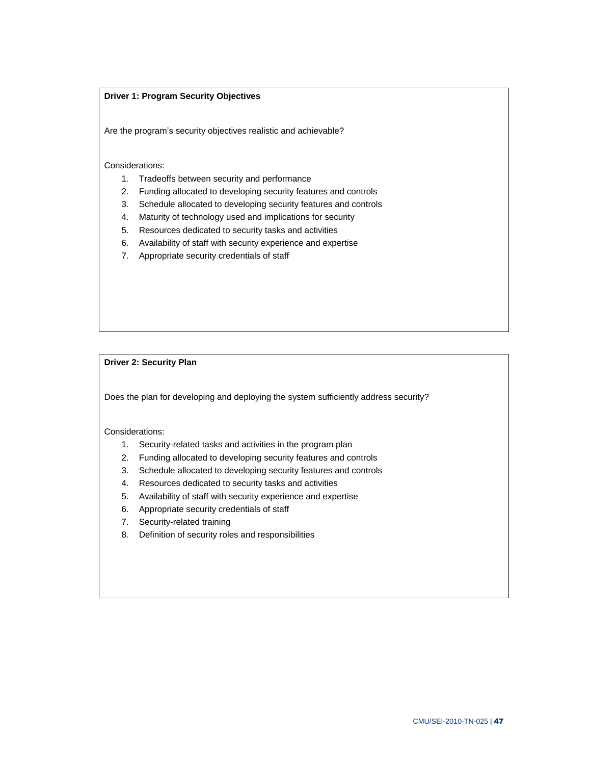**Driver 1: Program Security Objectives**

Are the program's security objectives realistic and achievable?

Considerations:

1. Tradeoffs between security and performance
2. Funding allocated to developing security features and controls
3. Schedule allocated to developing security features and controls
4. Maturity of technology used and implications for security
5. Resources dedicated to security tasks and activities
6. Availability of staff with security experience and expertise
7. Appropriate security credentials of staff

**Driver 2: Security Plan**

Does the plan for developing and deploying the system sufficiently address security?

Considerations:

1. Security-related tasks and activities in the program plan
2. Funding allocated to developing security features and controls
3. Schedule allocated to developing security features and controls
4. Resources dedicated to security tasks and activities
5. Availability of staff with security experience and expertise
6. Appropriate security credentials of staff
7. Security-related training
8. Definition of security roles and responsibilities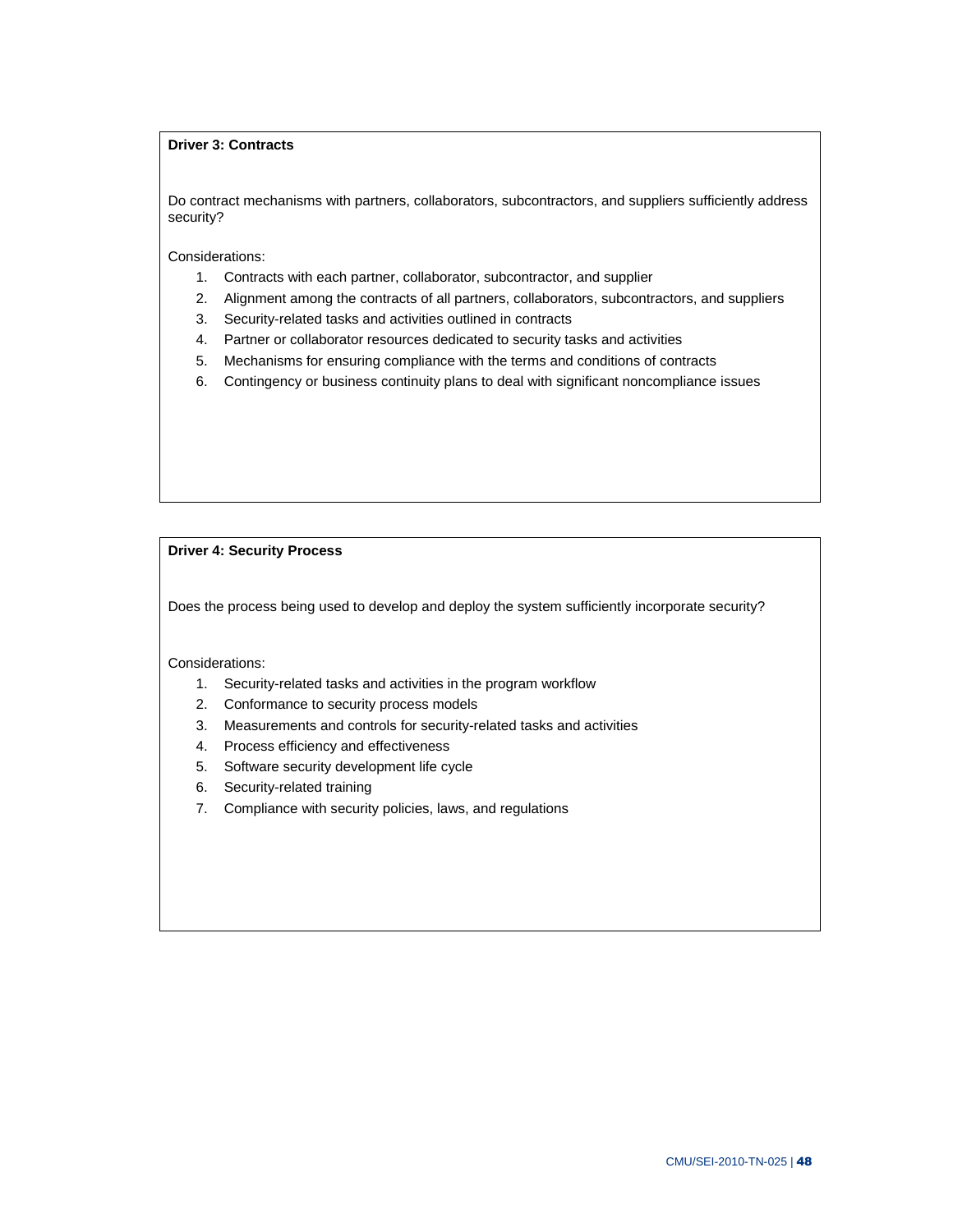**Driver 3: Contracts**

Do contract mechanisms with partners, collaborators, subcontractors, and suppliers sufficiently address security?

Considerations:

1. Contracts with each partner, collaborator, subcontractor, and supplier
2. Alignment among the contracts of all partners, collaborators, subcontractors, and suppliers
3. Security-related tasks and activities outlined in contracts
4. Partner or collaborator resources dedicated to security tasks and activities
5. Mechanisms for ensuring compliance with the terms and conditions of contracts
6. Contingency or business continuity plans to deal with significant noncompliance issues

**Driver 4: Security Process**

Does the process being used to develop and deploy the system sufficiently incorporate security?

Considerations:

1. Security-related tasks and activities in the program workflow
2. Conformance to security process models
3. Measurements and controls for security-related tasks and activities
4. Process efficiency and effectiveness
5. Software security development life cycle
6. Security-related training
7. Compliance with security policies, laws, and regulations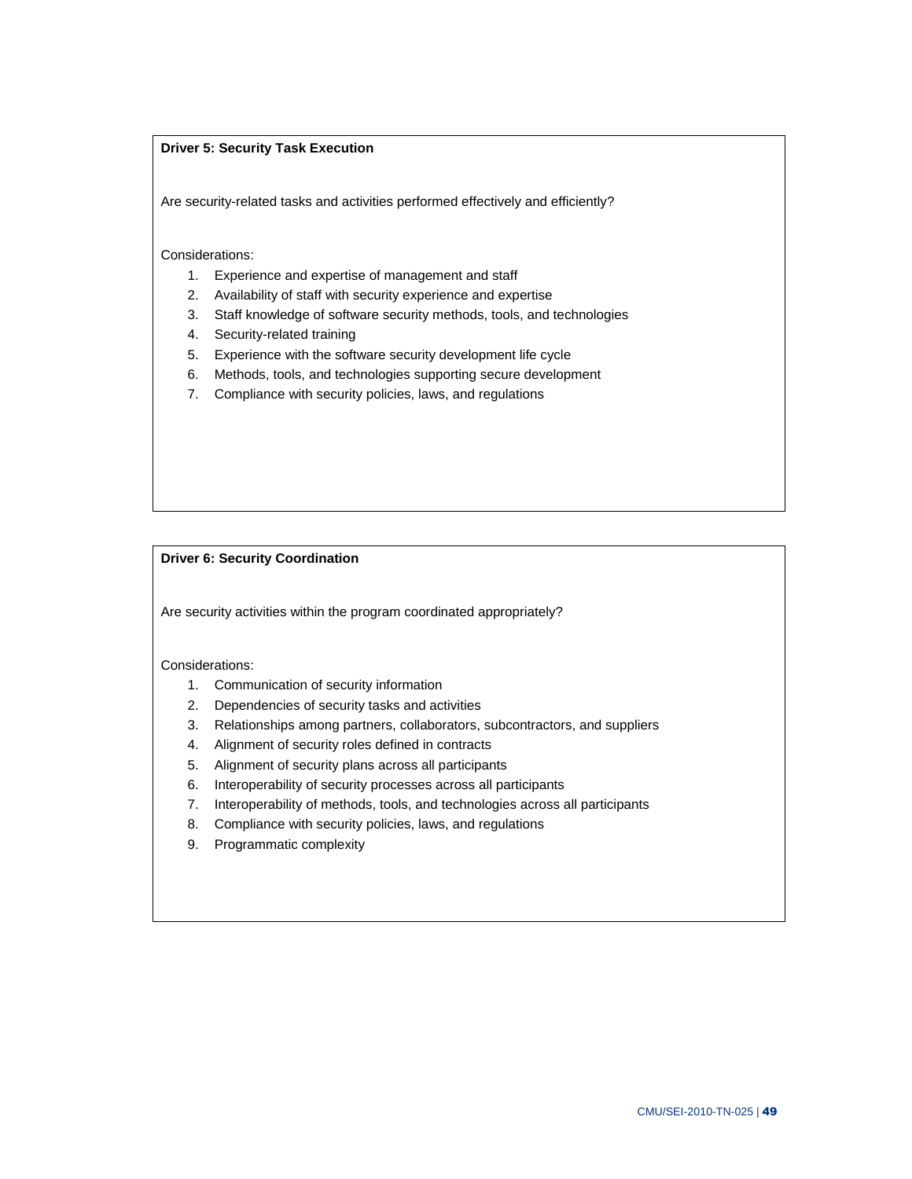**Driver 5: Security Task Execution**

Are security-related tasks and activities performed effectively and efficiently?

Considerations:

1. Experience and expertise of management and staff
2. Availability of staff with security experience and expertise
3. Staff knowledge of software security methods, tools, and technologies
4. Security-related training
5. Experience with the software security development life cycle
6. Methods, tools, and technologies supporting secure development
7. Compliance with security policies, laws, and regulations

**Driver 6: Security Coordination**

Are security activities within the program coordinated appropriately?

Considerations:

1. Communication of security information
2. Dependencies of security tasks and activities
3. Relationships among partners, collaborators, subcontractors, and suppliers
4. Alignment of security roles defined in contracts
5. Alignment of security plans across all participants
6. Interoperability of security processes across all participants
7. Interoperability of methods, tools, and technologies across all participants
8. Compliance with security policies, laws, and regulations
9. Programmatic complexity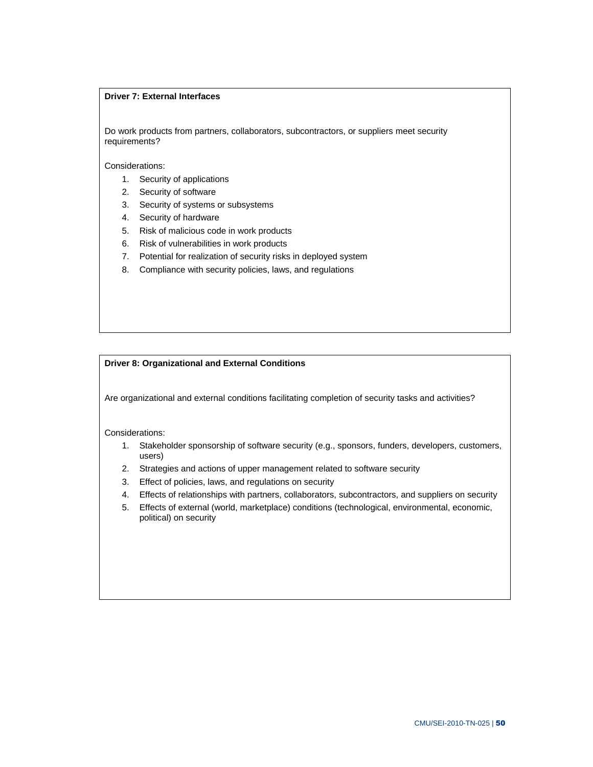**Driver 7: External Interfaces**

Do work products from partners, collaborators, subcontractors, or suppliers meet security requirements?

Considerations:

1. Security of applications
2. Security of software
3. Security of systems or subsystems
4. Security of hardware
5. Risk of malicious code in work products
6. Risk of vulnerabilities in work products
7. Potential for realization of security risks in deployed system
8. Compliance with security policies, laws, and regulations

**Driver 8: Organizational and External Conditions**

Are organizational and external conditions facilitating completion of security tasks and activities?

Considerations:

1. Stakeholder sponsorship of software security (e.g., sponsors, funders, developers, customers, users)
2. Strategies and actions of upper management related to software security
3. Effect of policies, laws, and regulations on security
4. Effects of relationships with partners, collaborators, subcontractors, and suppliers on security
5. Effects of external (world, marketplace) conditions (technological, environmental, economic, political) on security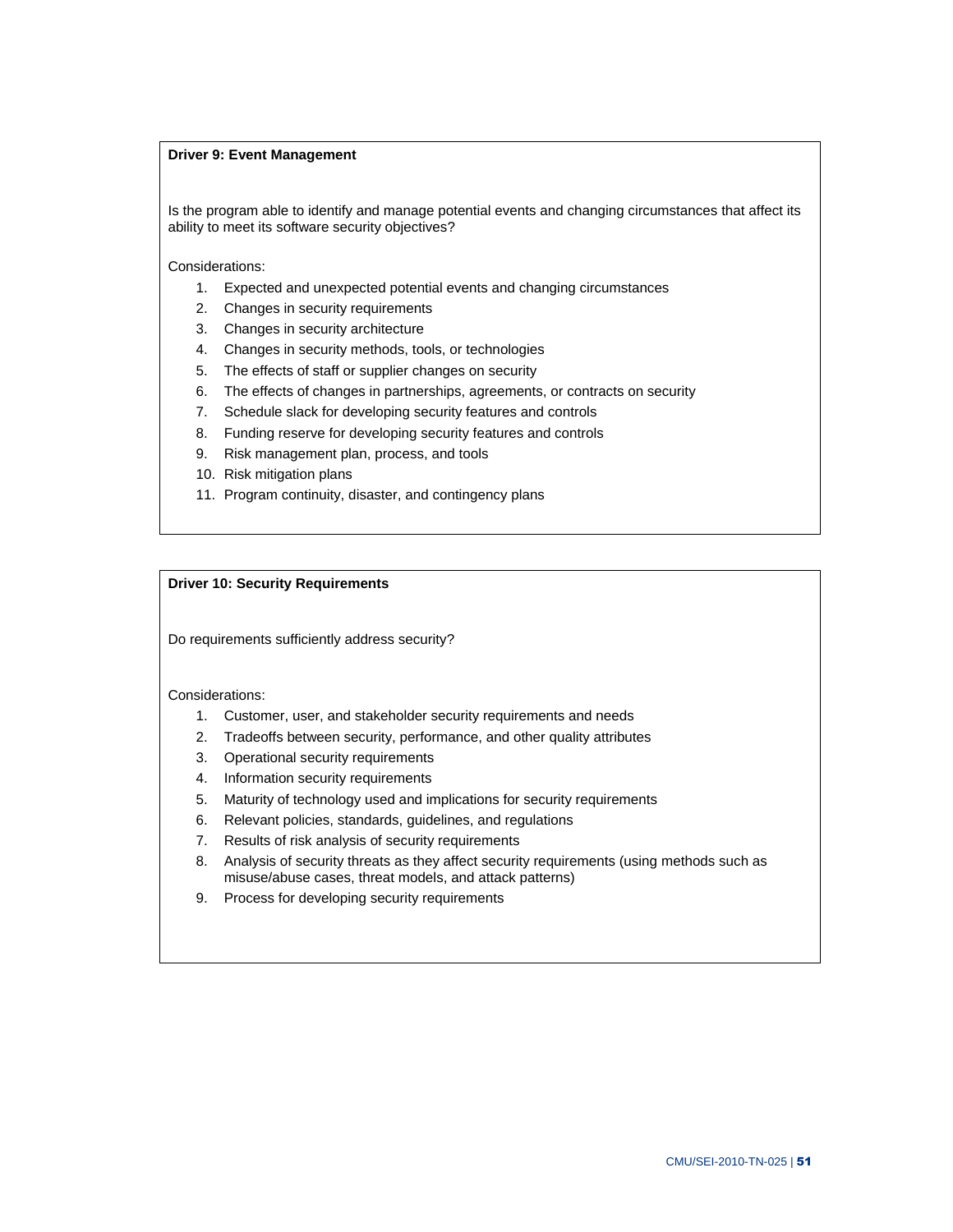**Driver 9: Event Management**

Is the program able to identify and manage potential events and changing circumstances that affect its ability to meet its software security objectives?

Considerations:

1. Expected and unexpected potential events and changing circumstances
2. Changes in security requirements
3. Changes in security architecture
4. Changes in security methods, tools, or technologies
5. The effects of staff or supplier changes on security
6. The effects of changes in partnerships, agreements, or contracts on security
7. Schedule slack for developing security features and controls
8. Funding reserve for developing security features and controls
9. Risk management plan, process, and tools
10. Risk mitigation plans
11. Program continuity, disaster, and contingency plans

**Driver 10: Security Requirements**

Do requirements sufficiently address security?

Considerations:

1. Customer, user, and stakeholder security requirements and needs
2. Tradeoffs between security, performance, and other quality attributes
3. Operational security requirements
4. Information security requirements
5. Maturity of technology used and implications for security requirements
6. Relevant policies, standards, guidelines, and regulations
7. Results of risk analysis of security requirements
8. Analysis of security threats as they affect security requirements (using methods such as misuse/abuse cases, threat models, and attack patterns)
9. Process for developing security requirements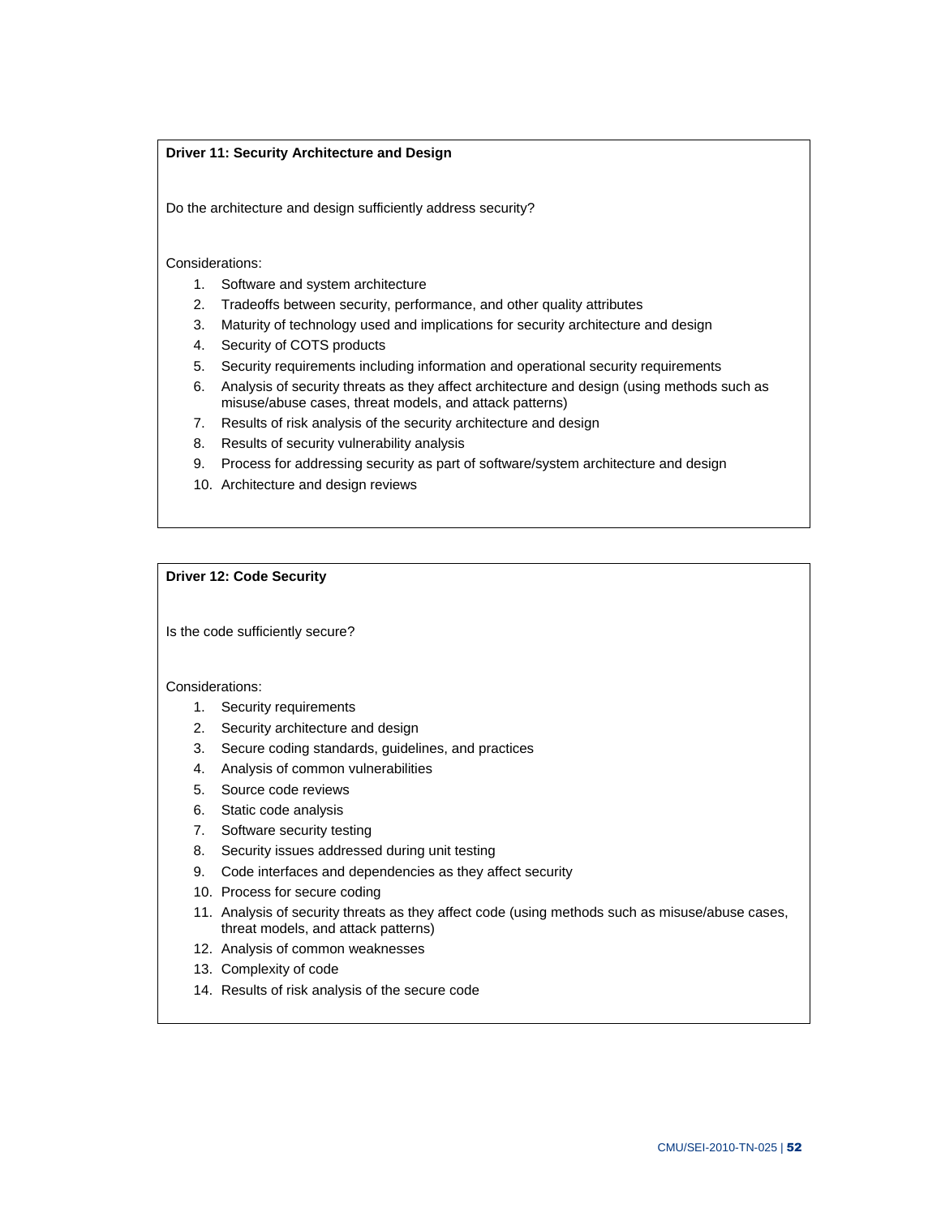**Driver 11: Security Architecture and Design**

Do the architecture and design sufficiently address security?

Considerations:

1. Software and system architecture
2. Tradeoffs between security, performance, and other quality attributes
3. Maturity of technology used and implications for security architecture and design
4. Security of COTS products
5. Security requirements including information and operational security requirements
6. Analysis of security threats as they affect architecture and design (using methods such as misuse/abuse cases, threat models, and attack patterns)
7. Results of risk analysis of the security architecture and design
8. Results of security vulnerability analysis
9. Process for addressing security as part of software/system architecture and design
10. Architecture and design reviews

**Driver 12: Code Security**

Is the code sufficiently secure?

Considerations:

1. Security requirements
2. Security architecture and design
3. Secure coding standards, guidelines, and practices
4. Analysis of common vulnerabilities
5. Source code reviews
6. Static code analysis
7. Software security testing
8. Security issues addressed during unit testing
9. Code interfaces and dependencies as they affect security
10. Process for secure coding
11. Analysis of security threats as they affect code (using methods such as misuse/abuse cases, threat models, and attack patterns)
12. Analysis of common weaknesses
13. Complexity of code
14. Results of risk analysis of the secure code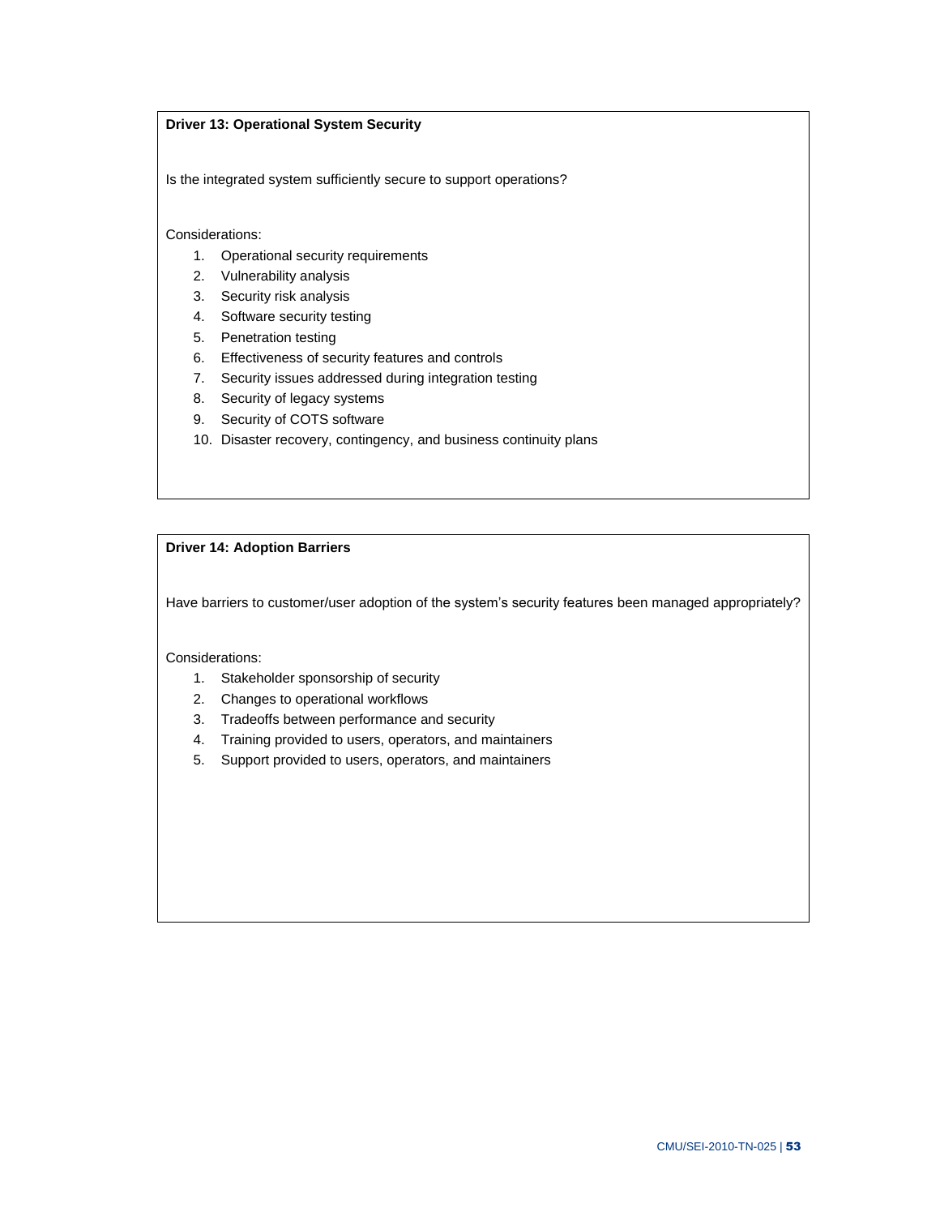**Driver 13: Operational System Security**

Is the integrated system sufficiently secure to support operations?

Considerations:

1. Operational security requirements
2. Vulnerability analysis
3. Security risk analysis
4. Software security testing
5. Penetration testing
6. Effectiveness of security features and controls
7. Security issues addressed during integration testing
8. Security of legacy systems
9. Security of COTS software
10. Disaster recovery, contingency, and business continuity plans

**Driver 14: Adoption Barriers**

Have barriers to customer/user adoption of the system's security features been managed appropriately?

Considerations:

1. Stakeholder sponsorship of security
2. Changes to operational workflows
3. Tradeoffs between performance and security
4. Training provided to users, operators, and maintainers
5. Support provided to users, operators, and maintainers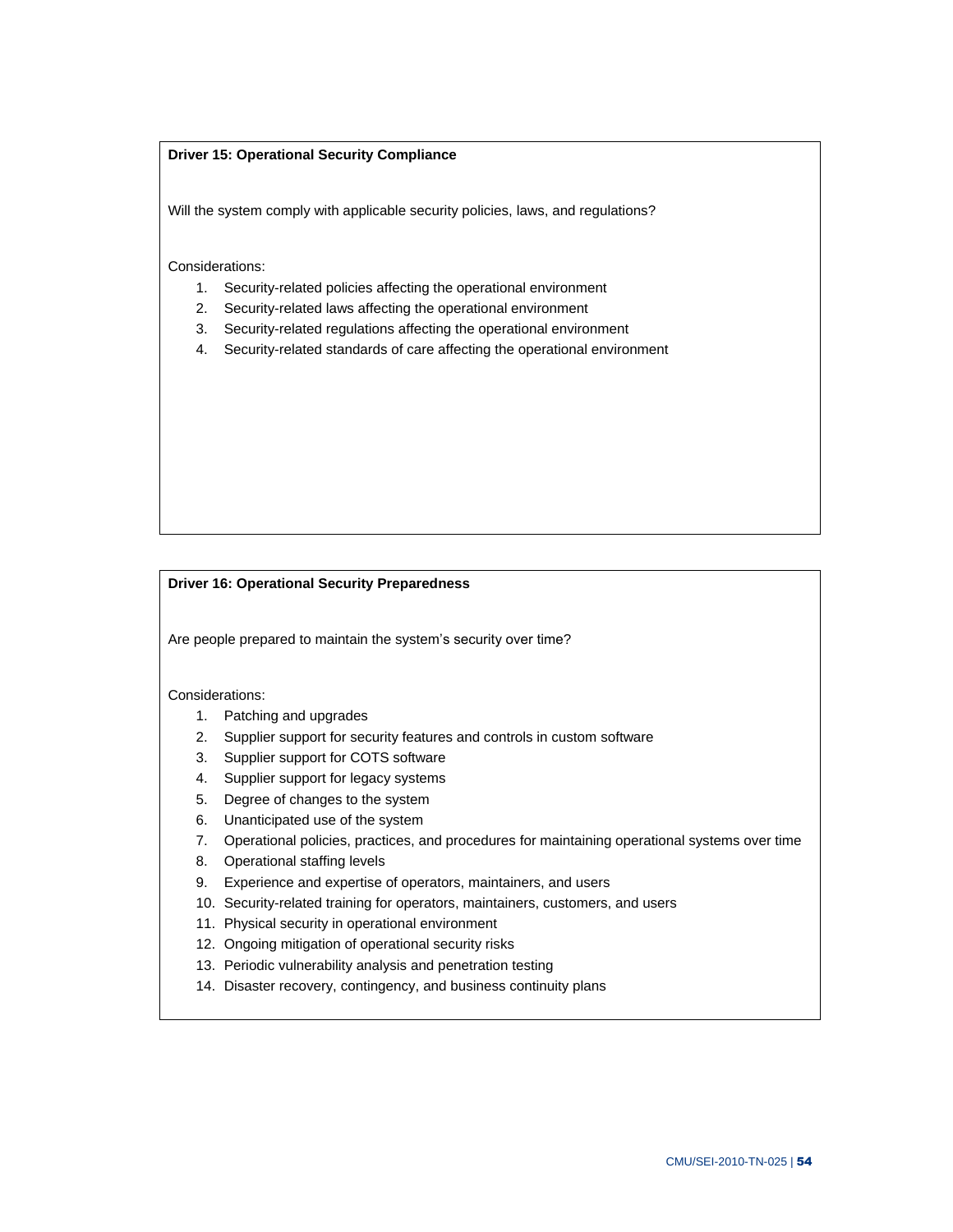**Driver 15: Operational Security Compliance**

Will the system comply with applicable security policies, laws, and regulations?

Considerations:

1. Security-related policies affecting the operational environment
2. Security-related laws affecting the operational environment
3. Security-related regulations affecting the operational environment
4. Security-related standards of care affecting the operational environment

**Driver 16: Operational Security Preparedness**

Are people prepared to maintain the system's security over time?

Considerations:

1. Patching and upgrades
2. Supplier support for security features and controls in custom software
3. Supplier support for COTS software
4. Supplier support for legacy systems
5. Degree of changes to the system
6. Unanticipated use of the system
7. Operational policies, practices, and procedures for maintaining operational systems over time
8. Operational staffing levels
9. Experience and expertise of operators, maintainers, and users
10. Security-related training for operators, maintainers, customers, and users
11. Physical security in operational environment
12. Ongoing mitigation of operational security risks
13. Periodic vulnerability analysis and penetration testing
14. Disaster recovery, contingency, and business continuity plans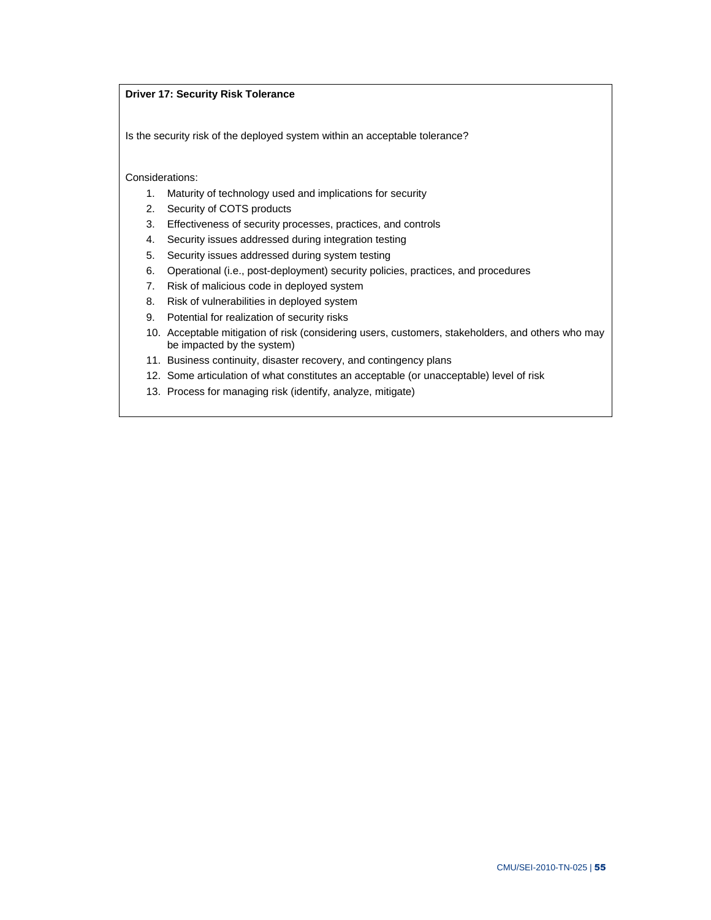**Driver 17: Security Risk Tolerance**

Is the security risk of the deployed system within an acceptable tolerance?

Considerations:

1. Maturity of technology used and implications for security
2. Security of COTS products
3. Effectiveness of security processes, practices, and controls
4. Security issues addressed during integration testing
5. Security issues addressed during system testing
6. Operational (i.e., post-deployment) security policies, practices, and procedures
7. Risk of malicious code in deployed system
8. Risk of vulnerabilities in deployed system
9. Potential for realization of security risks
10. Acceptable mitigation of risk (considering users, customers, stakeholders, and others who may be impacted by the system)
11. Business continuity, disaster recovery, and contingency plans
12. Some articulation of what constitutes an acceptable (or unacceptable) level of risk
13. Process for managing risk (identify, analyze, mitigate)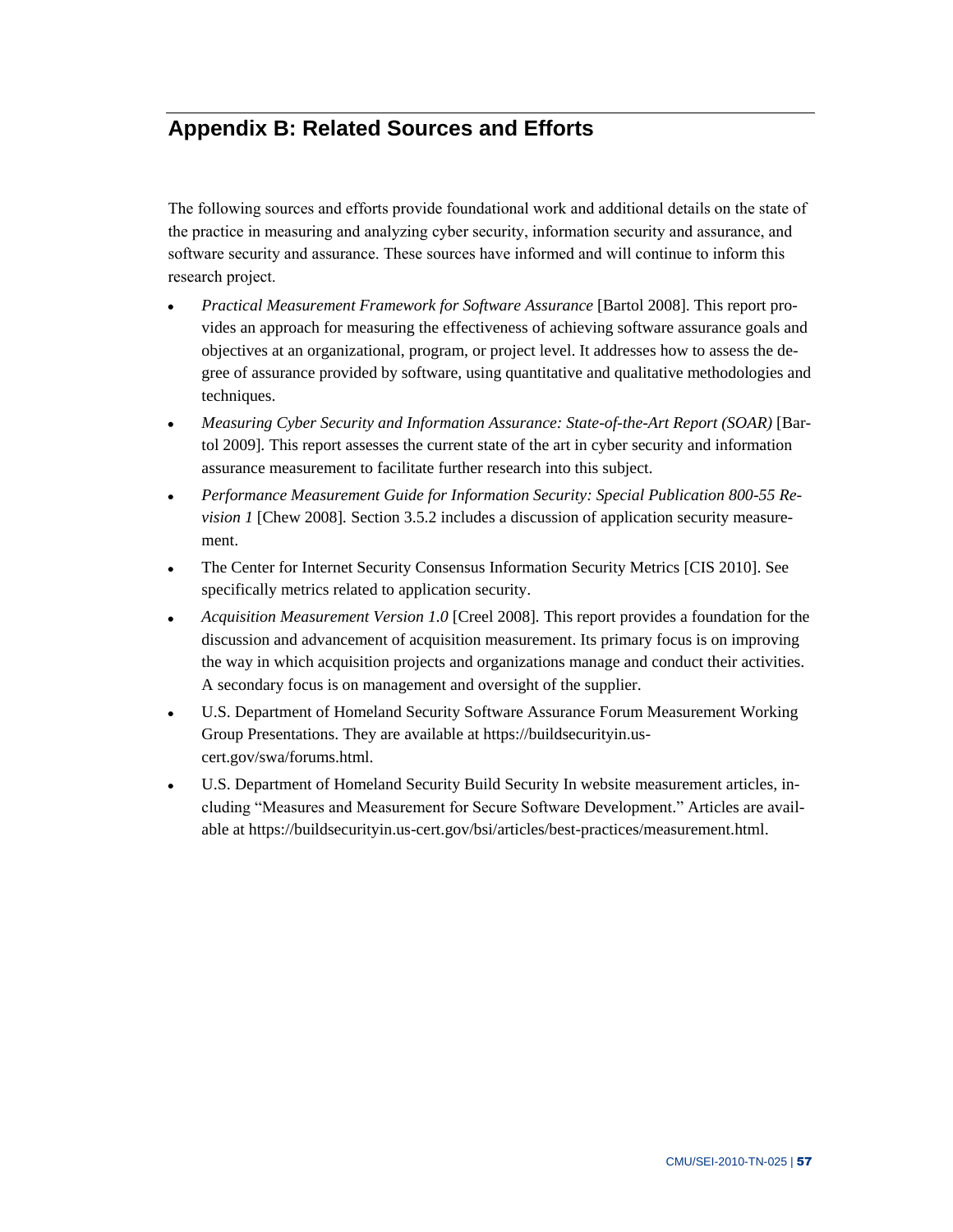# Appendix B: Related Sources and Efforts

The following sources and efforts provide foundational work and additional details on the state of the practice in measuring and analyzing cyber security, information security and assurance, and software security and assurance. These sources have informed and will continue to inform this research project.

- *Practical Measurement Framework for Software Assurance* [Bartol 2008]. This report provides an approach for measuring the effectiveness of achieving software assurance goals and objectives at an organizational, program, or project level. It addresses how to assess the degree of assurance provided by software, using quantitative and qualitative methodologies and techniques.
- *Measuring Cyber Security and Information Assurance: State-of-the-Art Report (SOAR)* [Bartol 2009]. This report assesses the current state of the art in cyber security and information assurance measurement to facilitate further research into this subject.
- *Performance Measurement Guide for Information Security: Special Publication 800-55 Revision 1* [Chew 2008]. Section 3.5.2 includes a discussion of application security measurement.
- The Center for Internet Security Consensus Information Security Metrics [CIS 2010]. See specifically metrics related to application security.
- *Acquisition Measurement Version 1.0* [Creel 2008]. This report provides a foundation for the discussion and advancement of acquisition measurement. Its primary focus is on improving the way in which acquisition projects and organizations manage and conduct their activities. A secondary focus is on management and oversight of the supplier.
- U.S. Department of Homeland Security Software Assurance Forum Measurement Working Group Presentations. They are available at https://buildsecurityin.us-cert.gov/swa/forums.html.
- U.S. Department of Homeland Security Build Security In website measurement articles, including “Measures and Measurement for Secure Software Development.” Articles are available at https://buildsecurityin.us-cert.gov/bsi/articles/best-practices/measurement.html.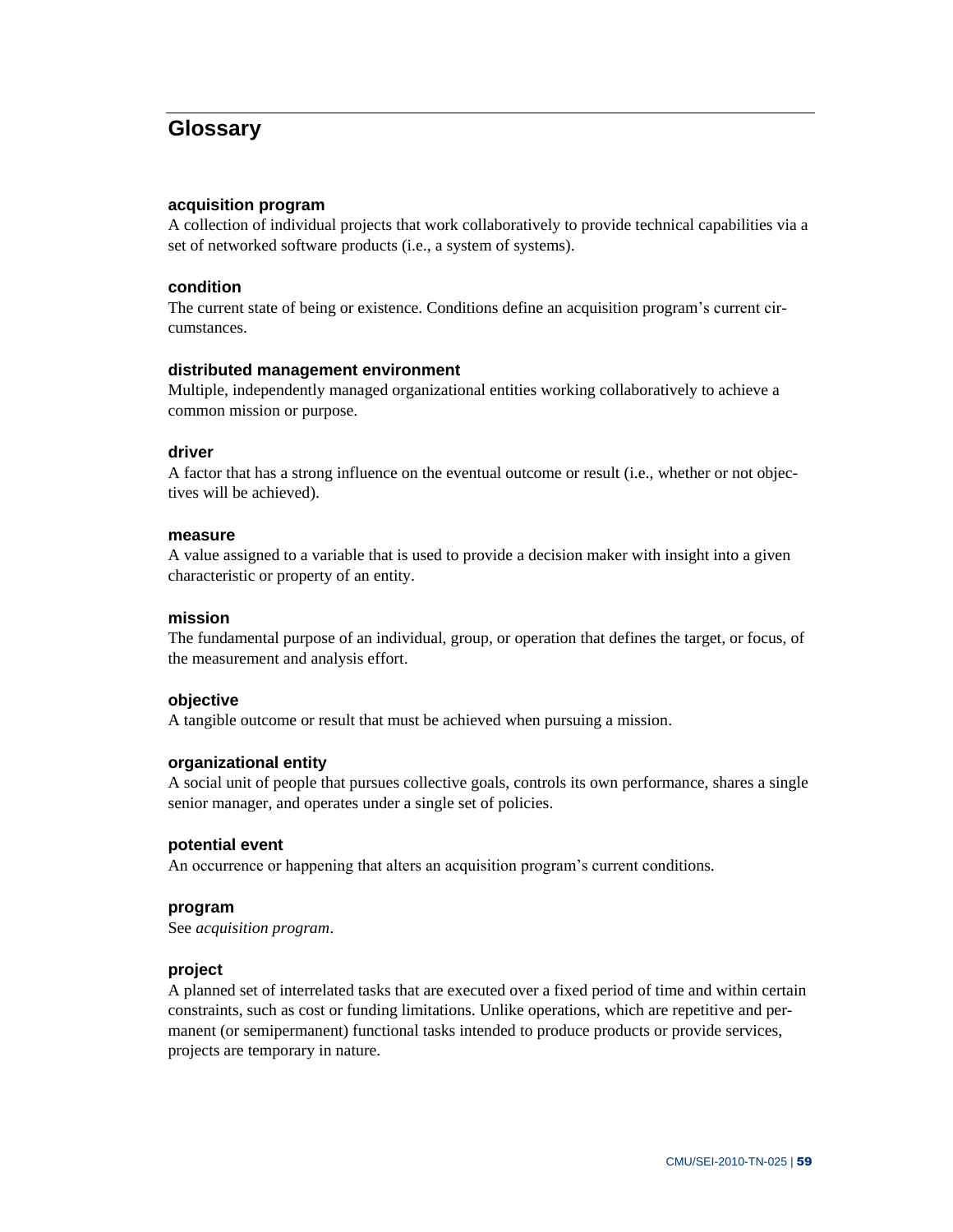# Glossary

**acquisition program**
A collection of individual projects that work collaboratively to provide technical capabilities via a set of networked software products (i.e., a system of systems).

**condition**
The current state of being or existence. Conditions define an acquisition program's current circumstances.

**distributed management environment**
Multiple, independently managed organizational entities working collaboratively to achieve a common mission or purpose.

**driver**
A factor that has a strong influence on the eventual outcome or result (i.e., whether or not objectives will be achieved).

**measure**
A value assigned to a variable that is used to provide a decision maker with insight into a given characteristic or property of an entity.

**mission**
The fundamental purpose of an individual, group, or operation that defines the target, or focus, of the measurement and analysis effort.

**objective**
A tangible outcome or result that must be achieved when pursuing a mission.

**organizational entity**
A social unit of people that pursues collective goals, controls its own performance, shares a single senior manager, and operates under a single set of policies.

**potential event**
An occurrence or happening that alters an acquisition program's current conditions.

**program**
See *acquisition program*.

**project**
A planned set of interrelated tasks that are executed over a fixed period of time and within certain constraints, such as cost or funding limitations. Unlike operations, which are repetitive and permanent (or semipermanent) functional tasks intended to produce products or provide services, projects are temporary in nature.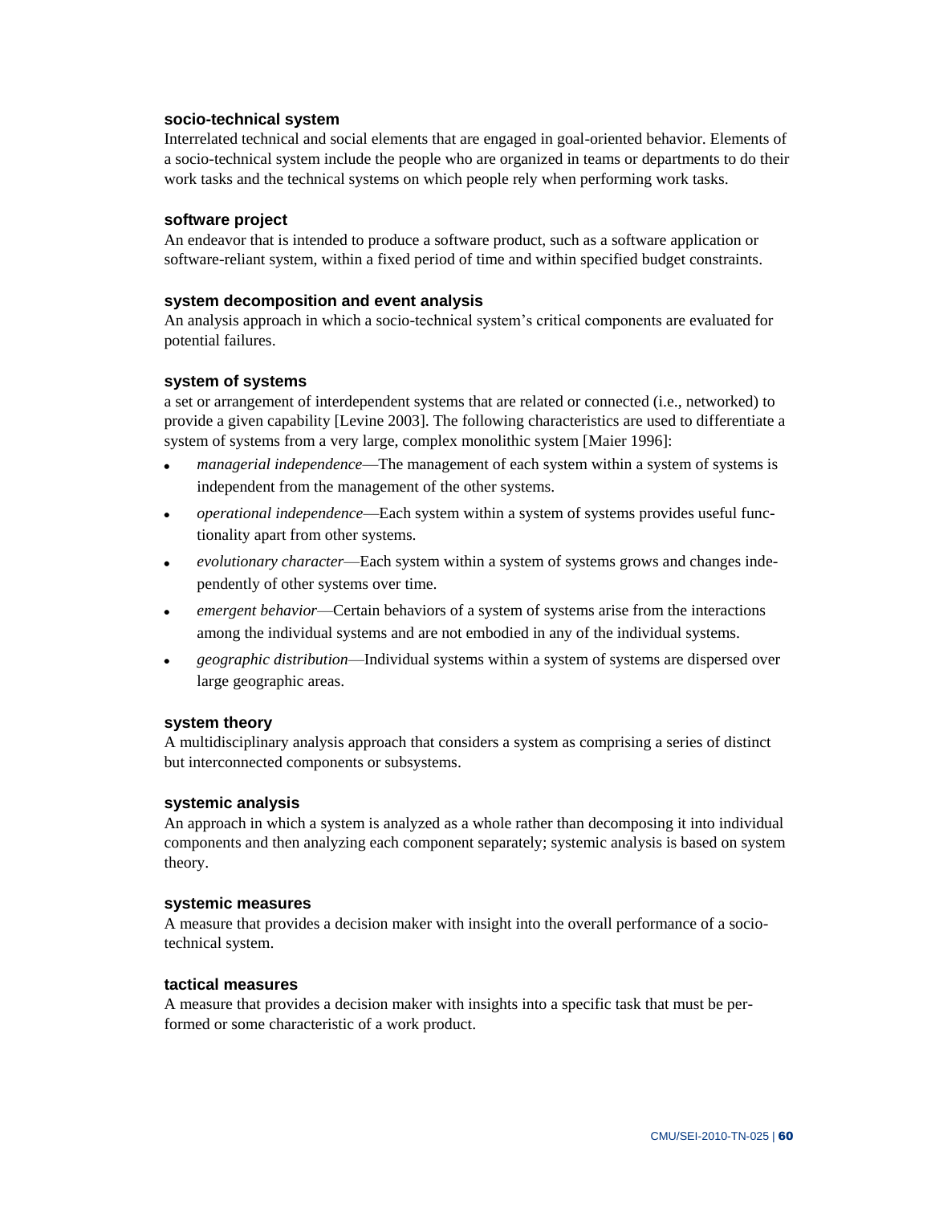**socio-technical system**

Interrelated technical and social elements that are engaged in goal-oriented behavior. Elements of a socio-technical system include the people who are organized in teams or departments to do their work tasks and the technical systems on which people rely when performing work tasks.

**software project**

An endeavor that is intended to produce a software product, such as a software application or software-reliant system, within a fixed period of time and within specified budget constraints.

**system decomposition and event analysis**

An analysis approach in which a socio-technical system's critical components are evaluated for potential failures.

**system of systems**

a set or arrangement of interdependent systems that are related or connected (i.e., networked) to provide a given capability [Levine 2003]. The following characteristics are used to differentiate a system of systems from a very large, complex monolithic system [Maier 1996]:

- *managerial independence*—The management of each system within a system of systems is independent from the management of the other systems.
- *operational independence*—Each system within a system of systems provides useful functionality apart from other systems.
- *evolutionary character*—Each system within a system of systems grows and changes independently of other systems over time.
- *emergent behavior*—Certain behaviors of a system of systems arise from the interactions among the individual systems and are not embodied in any of the individual systems.
- *geographic distribution*—Individual systems within a system of systems are dispersed over large geographic areas.

**system theory**

A multidisciplinary analysis approach that considers a system as comprising a series of distinct but interconnected components or subsystems.

**systemic analysis**

An approach in which a system is analyzed as a whole rather than decomposing it into individual components and then analyzing each component separately; systemic analysis is based on system theory.

**systemic measures**

A measure that provides a decision maker with insight into the overall performance of a socio-technical system.

**tactical measures**

A measure that provides a decision maker with insights into a specific task that must be performed or some characteristic of a work product.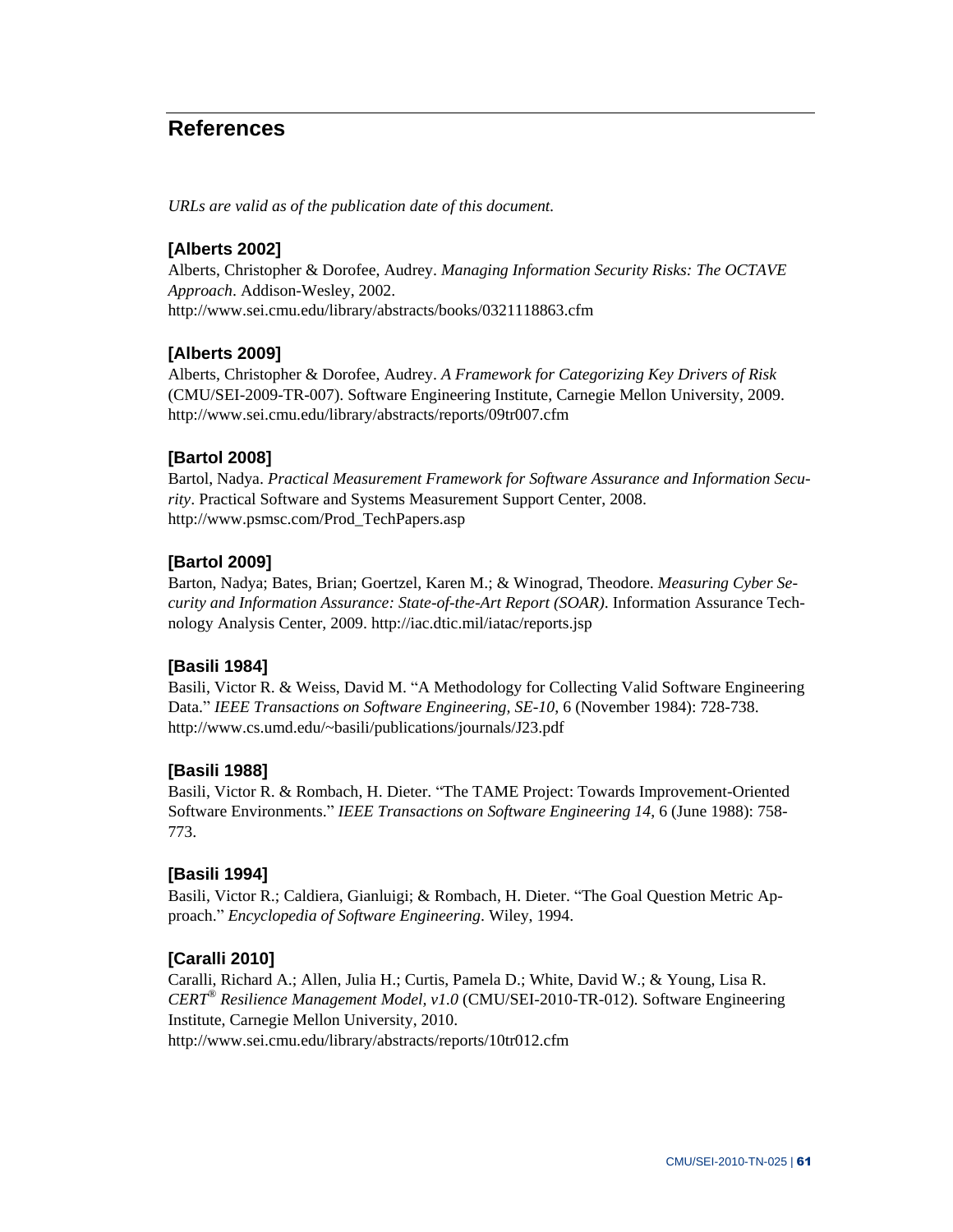# References

*URLs are valid as of the publication date of this document.*

### [Alberts 2002]

Alberts, Christopher & Dorofee, Audrey. *Managing Information Security Risks: The OCTAVE Approach*. Addison-Wesley, 2002.
http://www.sei.cmu.edu/library/abstracts/books/0321118863.cfm

### [Alberts 2009]

Alberts, Christopher & Dorofee, Audrey. *A Framework for Categorizing Key Drivers of Risk* (CMU/SEI-2009-TR-007). Software Engineering Institute, Carnegie Mellon University, 2009.
http://www.sei.cmu.edu/library/abstracts/reports/09tr007.cfm

### [Bartol 2008]

Bartol, Nadya. *Practical Measurement Framework for Software Assurance and Information Security*. Practical Software and Systems Measurement Support Center, 2008.
http://www.psmsc.com/Prod_TechPapers.asp

### [Bartol 2009]

Barton, Nadya; Bates, Brian; Goertzel, Karen M.; & Winograd, Theodore. *Measuring Cyber Security and Information Assurance: State-of-the-Art Report (SOAR)*. Information Assurance Technology Analysis Center, 2009. http://iac.dtic.mil/iatac/reports.jsp

### [Basili 1984]

Basili, Victor R. & Weiss, David M. "A Methodology for Collecting Valid Software Engineering Data." *IEEE Transactions on Software Engineering, SE-10*, 6 (November 1984): 728-738.
http://www.cs.umd.edu/~basili/publications/journals/J23.pdf

### [Basili 1988]

Basili, Victor R. & Rombach, H. Dieter. "The TAME Project: Towards Improvement-Oriented Software Environments." *IEEE Transactions on Software Engineering 14*, 6 (June 1988): 758-773.

### [Basili 1994]

Basili, Victor R.; Caldiera, Gianluigi; & Rombach, H. Dieter. "The Goal Question Metric Approach." *Encyclopedia of Software Engineering*. Wiley, 1994.

### [Caralli 2010]

Caralli, Richard A.; Allen, Julia H.; Curtis, Pamela D.; White, David W.; & Young, Lisa R. *CERT® Resilience Management Model, v1.0* (CMU/SEI-2010-TR-012). Software Engineering Institute, Carnegie Mellon University, 2010.
http://www.sei.cmu.edu/library/abstracts/reports/10tr012.cfm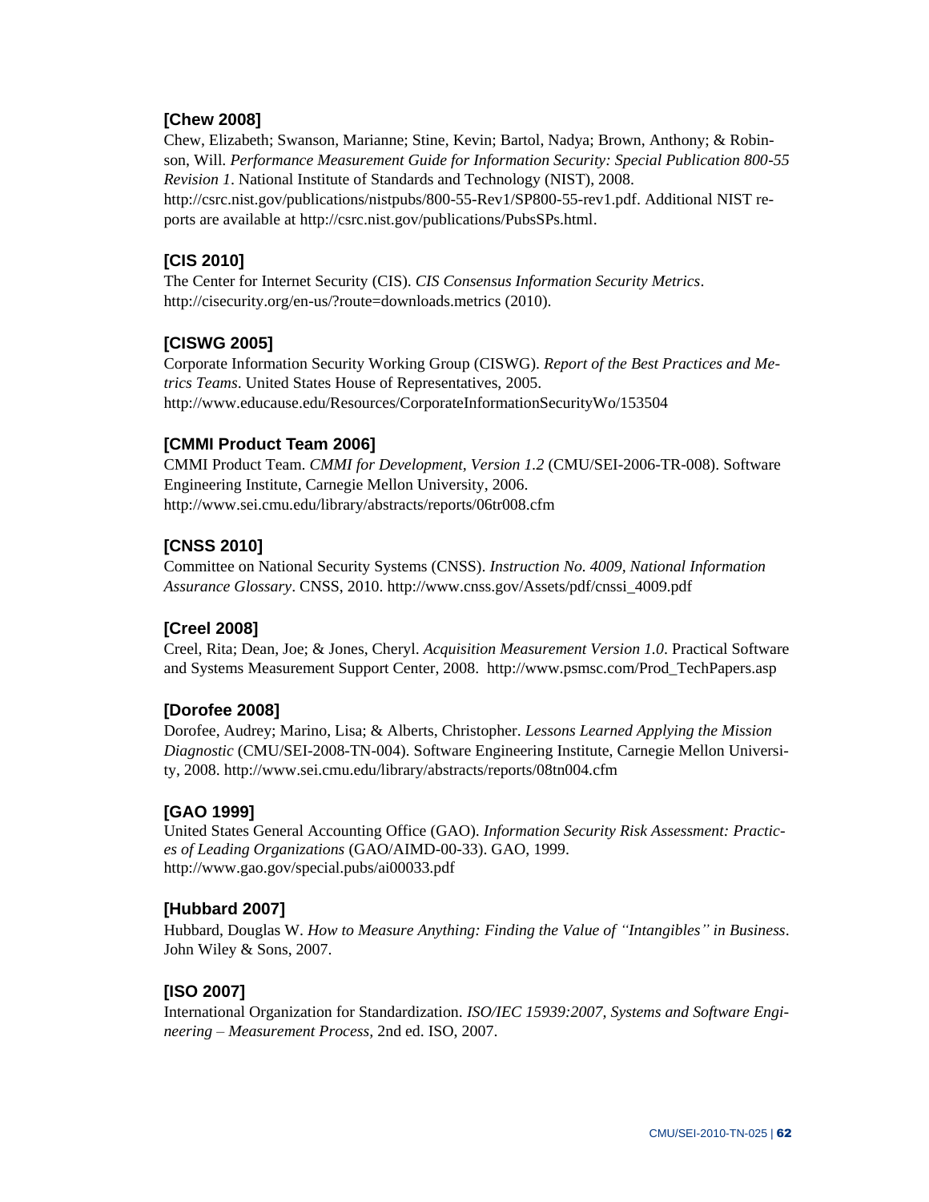**[Chew 2008]**

Chew, Elizabeth; Swanson, Marianne; Stine, Kevin; Bartol, Nadya; Brown, Anthony; & Robinson, Will. *Performance Measurement Guide for Information Security: Special Publication 800-55 Revision 1*. National Institute of Standards and Technology (NIST), 2008. http://csrc.nist.gov/publications/nistpubs/800-55-Rev1/SP800-55-rev1.pdf. Additional NIST reports are available at http://csrc.nist.gov/publications/PubsSPs.html.

**[CIS 2010]**

The Center for Internet Security (CIS). *CIS Consensus Information Security Metrics*. http://cisecurity.org/en-us/?route=downloads.metrics (2010).

**[CISWG 2005]**

Corporate Information Security Working Group (CISWG). *Report of the Best Practices and Metrics Teams*. United States House of Representatives, 2005. http://www.educause.edu/Resources/CorporateInformationSecurityWo/153504

**[CMMI Product Team 2006]**

CMMI Product Team. *CMMI for Development, Version 1.2* (CMU/SEI-2006-TR-008). Software Engineering Institute, Carnegie Mellon University, 2006. http://www.sei.cmu.edu/library/abstracts/reports/06tr008.cfm

**[CNSS 2010]**

Committee on National Security Systems (CNSS). *Instruction No. 4009, National Information Assurance Glossary*. CNSS, 2010. http://www.cnss.gov/Assets/pdf/cnssi_4009.pdf

**[Creel 2008]**

Creel, Rita; Dean, Joe; & Jones, Cheryl. *Acquisition Measurement Version 1.0*. Practical Software and Systems Measurement Support Center, 2008. http://www.psmsc.com/Prod_TechPapers.asp

**[Dorofee 2008]**

Dorofee, Audrey; Marino, Lisa; & Alberts, Christopher. *Lessons Learned Applying the Mission Diagnostic* (CMU/SEI-2008-TN-004). Software Engineering Institute, Carnegie Mellon University, 2008. http://www.sei.cmu.edu/library/abstracts/reports/08tn004.cfm

**[GAO 1999]**

United States General Accounting Office (GAO). *Information Security Risk Assessment: Practices of Leading Organizations* (GAO/AIMD-00-33). GAO, 1999. http://www.gao.gov/special.pubs/ai00033.pdf

**[Hubbard 2007]**

Hubbard, Douglas W. *How to Measure Anything: Finding the Value of "Intangibles" in Business*. John Wiley & Sons, 2007.

**[ISO 2007]**

International Organization for Standardization. *ISO/IEC 15939:2007, Systems and Software Engineering – Measurement Process*, 2nd ed. ISO, 2007.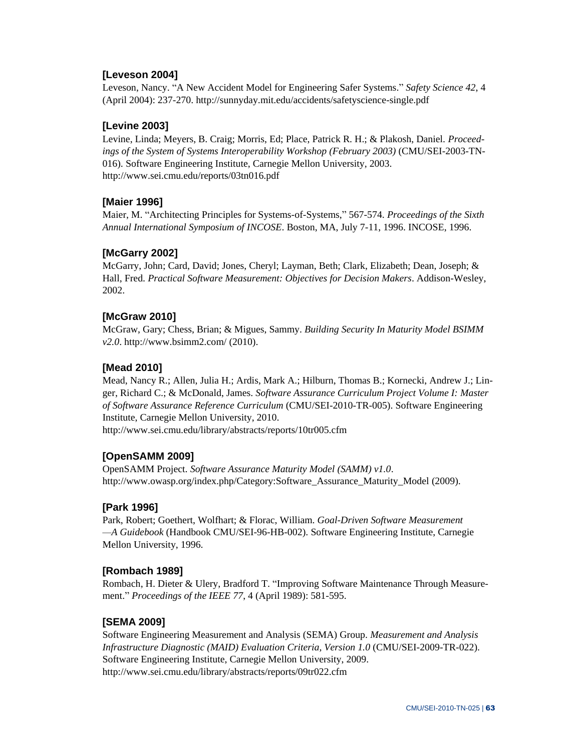**[Leveson 2004]**

Leveson, Nancy. “A New Accident Model for Engineering Safer Systems.” *Safety Science 42*, 4 (April 2004): 237-270. http://sunnyday.mit.edu/accidents/safetyscience-single.pdf

**[Levine 2003]**

Levine, Linda; Meyers, B. Craig; Morris, Ed; Place, Patrick R. H.; & Plakosh, Daniel. *Proceedings of the System of Systems Interoperability Workshop (February 2003)* (CMU/SEI-2003-TN-016). Software Engineering Institute, Carnegie Mellon University, 2003. http://www.sei.cmu.edu/reports/03tn016.pdf

**[Maier 1996]**

Maier, M. “Architecting Principles for Systems-of-Systems,” 567-574. *Proceedings of the Sixth Annual International Symposium of INCOSE*. Boston, MA, July 7-11, 1996. INCOSE, 1996.

**[McGarry 2002]**

McGarry, John; Card, David; Jones, Cheryl; Layman, Beth; Clark, Elizabeth; Dean, Joseph; & Hall, Fred. *Practical Software Measurement: Objectives for Decision Makers*. Addison-Wesley, 2002.

**[McGraw 2010]**

McGraw, Gary; Chess, Brian; & Migues, Sammy. *Building Security In Maturity Model BSIMM v2.0*. http://www.bsimm2.com/ (2010).

**[Mead 2010]**

Mead, Nancy R.; Allen, Julia H.; Ardis, Mark A.; Hilburn, Thomas B.; Kornecki, Andrew J.; Linger, Richard C.; & McDonald, James. *Software Assurance Curriculum Project Volume I: Master of Software Assurance Reference Curriculum* (CMU/SEI-2010-TR-005). Software Engineering Institute, Carnegie Mellon University, 2010. http://www.sei.cmu.edu/library/abstracts/reports/10tr005.cfm

**[OpenSAMM 2009]**

OpenSAMM Project. *Software Assurance Maturity Model (SAMM) v1.0*. http://www.owasp.org/index.php/Category:Software_Assurance_Maturity_Model (2009).

**[Park 1996]**

Park, Robert; Goethert, Wolfhart; & Florac, William. *Goal-Driven Software Measurement —A Guidebook* (Handbook CMU/SEI-96-HB-002). Software Engineering Institute, Carnegie Mellon University, 1996.

**[Rombach 1989]**

Rombach, H. Dieter & Ulery, Bradford T. “Improving Software Maintenance Through Measurement.” *Proceedings of the IEEE 77*, 4 (April 1989): 581-595.

**[SEMA 2009]**

Software Engineering Measurement and Analysis (SEMA) Group. *Measurement and Analysis Infrastructure Diagnostic (MAID) Evaluation Criteria, Version 1.0* (CMU/SEI-2009-TR-022). Software Engineering Institute, Carnegie Mellon University, 2009. http://www.sei.cmu.edu/library/abstracts/reports/09tr022.cfm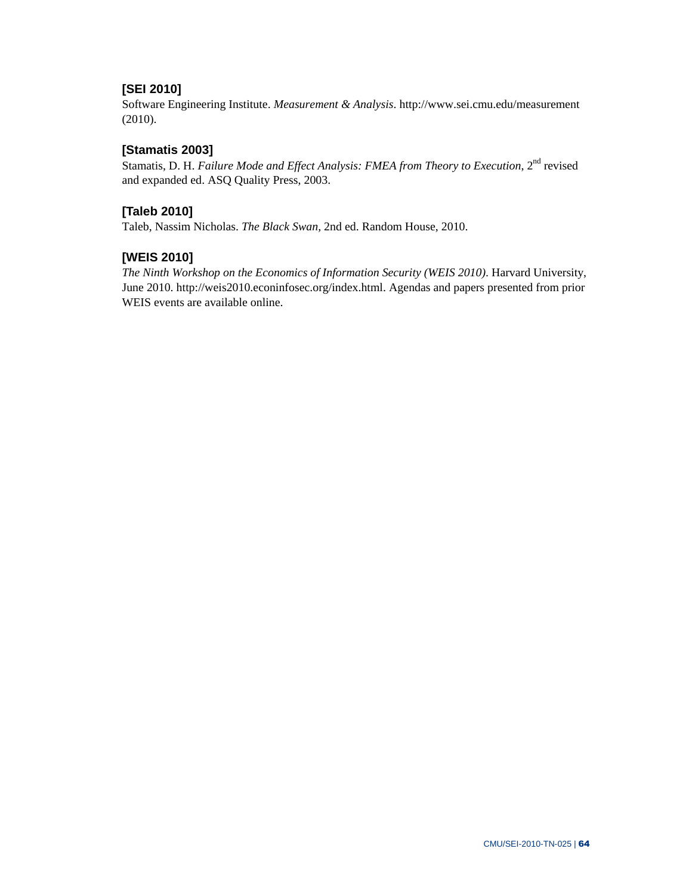### [SEI 2010]

Software Engineering Institute. *Measurement & Analysis*. http://www.sei.cmu.edu/measurement (2010).

### [Stamatis 2003]

Stamatis, D. H. *Failure Mode and Effect Analysis: FMEA from Theory to Execution*, 2nd revised and expanded ed. ASQ Quality Press, 2003.

### [Taleb 2010]

Taleb, Nassim Nicholas. *The Black Swan*, 2nd ed. Random House, 2010.

### [WEIS 2010]

*The Ninth Workshop on the Economics of Information Security (WEIS 2010)*. Harvard University, June 2010. http://weis2010.econinfosec.org/index.html. Agendas and papers presented from prior WEIS events are available online.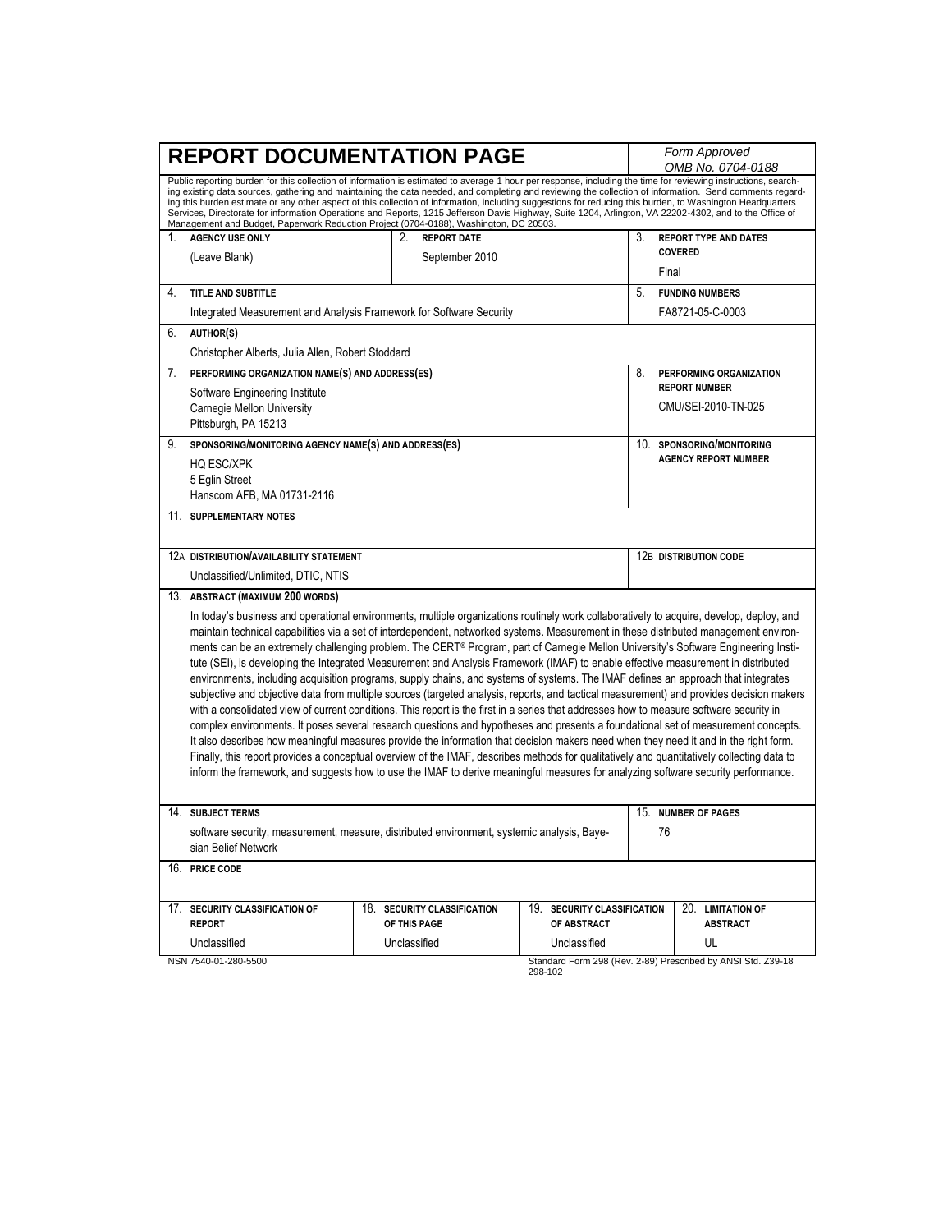# REPORT DOCUMENTATION PAGE

*Form Approved*
*OMB No. 0704-0188*

Public reporting burden for this collection of information is estimated to average 1 hour per response, including the time for reviewing instructions, searching existing data sources, gathering and maintaining the data needed, and completing and reviewing the collection of information. Send comments regarding this burden estimate or any other aspect of this collection of information, including suggestions for reducing this burden, to Washington Headquarters Services, Directorate for information Operations and Reports, 1215 Jefferson Davis Highway, Suite 1204, Arlington, VA 22202-4302, and to the Office of Management and Budget, Paperwork Reduction Project (0704-0188), Washington, DC 20503.

| | | |
|---|---|---|
| 1. **AGENCY USE ONLY**<br>(Leave Blank) | 2. **REPORT DATE**<br>September 2010 | 3. **REPORT TYPE AND DATES COVERED**<br>Final |
| 4. **TITLE AND SUBTITLE**<br>Integrated Measurement and Analysis Framework for Software Security | | 5. **FUNDING NUMBERS**<br>FA8721-05-C-0003 |
| 6. **AUTHOR(S)**<br>Christopher Alberts, Julia Allen, Robert Stoddard | | |
| 7. **PERFORMING ORGANIZATION NAME(S) AND ADDRESS(ES)**<br>Software Engineering Institute<br>Carnegie Mellon University<br>Pittsburgh, PA 15213 | | 8. **PERFORMING ORGANIZATION REPORT NUMBER**<br>CMU/SEI-2010-TN-025 |
| 9. **SPONSORING/MONITORING AGENCY NAME(S) AND ADDRESS(ES)**<br>HQ ESC/XPK<br>5 Eglin Street<br>Hanscom AFB, MA 01731-2116 | | 10. **SPONSORING/MONITORING AGENCY REPORT NUMBER** |
| 11. **SUPPLEMENTARY NOTES** | | |
| 12A **DISTRIBUTION/AVAILABILITY STATEMENT**<br>Unclassified/Unlimited, DTIC, NTIS | | 12B **DISTRIBUTION CODE** |

13. **ABSTRACT (MAXIMUM 200 WORDS)**

In today's business and operational environments, multiple organizations routinely work collaboratively to acquire, develop, deploy, and maintain technical capabilities via a set of interdependent, networked systems. Measurement in these distributed management environments can be an extremely challenging problem. The CERT® Program, part of Carnegie Mellon University's Software Engineering Institute (SEI), is developing the Integrated Measurement and Analysis Framework (IMAF) to enable effective measurement in distributed environments, including acquisition programs, supply chains, and systems of systems. The IMAF defines an approach that integrates subjective and objective data from multiple sources (targeted analysis, reports, and tactical measurement) and provides decision makers with a consolidated view of current conditions. This report is the first in a series that addresses how to measure software security in complex environments. It poses several research questions and hypotheses and presents a foundational set of measurement concepts. It also describes how meaningful measures provide the information that decision makers need when they need it and in the right form. Finally, this report provides a conceptual overview of the IMAF, describes methods for qualitatively and quantitatively collecting data to inform the framework, and suggests how to use the IMAF to derive meaningful measures for analyzing software security performance.

| | |
|---|---|
| 14. **SUBJECT TERMS**<br>software security, measurement, measure, distributed environment, systemic analysis, Bayesian Belief Network | 15. **NUMBER OF PAGES**<br>76 |
| 16. **PRICE CODE** | |

| 17. **SECURITY CLASSIFICATION OF REPORT** | 18. **SECURITY CLASSIFICATION OF THIS PAGE** | 19. **SECURITY CLASSIFICATION OF ABSTRACT** | 20. **LIMITATION OF ABSTRACT** |
|---|---|---|---|
| Unclassified | Unclassified | Unclassified | UL |

NSN 7540-01-280-5500

Standard Form 298 (Rev. 2-89) Prescribed by ANSI Std. Z39-18 298-102